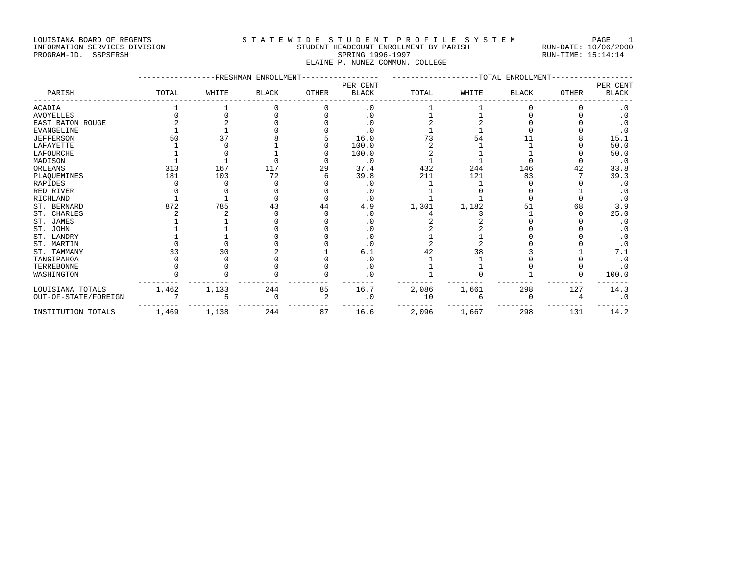LOUISIANA BOARD OF REGENTS
INFORMATION SERVICES DIVISION
PROGRAM-ID. SSPSFRSH

S T A T E W I D E S T U D E N T P R O F I L E S Y S T E M
STUDENT HEADCOUNT ENROLLMENT BY PARISH
SPRING 1996-1997
ELAINE P. NUNEZ COMMUN. COLLEGE

RUN-DATE: 10/06/2000
RUN-TIME: 15:14:14

| PARISH | FRESHMAN ENROLLMENT TOTAL | WHITE | BLACK | OTHER | PER CENT BLACK | TOTAL ENROLLMENT TOTAL | WHITE | BLACK | OTHER | PER CENT BLACK |
|---|---|---|---|---|---|---|---|---|---|---|
| ACADIA | 1 | 1 | 0 | 0 | .0 | 1 | 1 | 0 | 0 | .0 |
| AVOYELLES | 0 | 0 | 0 | 0 | .0 | 1 | 1 | 0 | 0 | .0 |
| EAST BATON ROUGE | 2 | 2 | 0 | 0 | .0 | 2 | 2 | 0 | 0 | .0 |
| EVANGELINE | 1 | 1 | 0 | 0 | .0 | 1 | 1 | 0 | 0 | .0 |
| JEFFERSON | 50 | 37 | 8 | 5 | 16.0 | 73 | 54 | 11 | 8 | 15.1 |
| LAFAYETTE | 1 | 0 | 1 | 0 | 100.0 | 2 | 1 | 1 | 0 | 50.0 |
| LAFOURCHE | 1 | 0 | 1 | 0 | 100.0 | 2 | 1 | 1 | 0 | 50.0 |
| MADISON | 1 | 1 | 0 | 0 | .0 | 1 | 1 | 0 | 0 | .0 |
| ORLEANS | 313 | 167 | 117 | 29 | 37.4 | 432 | 244 | 146 | 42 | 33.8 |
| PLAQUEMINES | 181 | 103 | 72 | 6 | 39.8 | 211 | 121 | 83 | 7 | 39.3 |
| RAPIDES | 0 | 0 | 0 | 0 | .0 | 1 | 1 | 0 | 0 | .0 |
| RED RIVER | 0 | 0 | 0 | 0 | .0 | 1 | 0 | 0 | 1 | .0 |
| RICHLAND | 1 | 1 | 0 | 0 | .0 | 1 | 1 | 0 | 0 | .0 |
| ST. BERNARD | 872 | 785 | 43 | 44 | 4.9 | 1,301 | 1,182 | 51 | 68 | 3.9 |
| ST. CHARLES | 2 | 2 | 0 | 0 | .0 | 4 | 3 | 1 | 0 | 25.0 |
| ST. JAMES | 1 | 1 | 0 | 0 | .0 | 2 | 2 | 0 | 0 | .0 |
| ST. JOHN | 1 | 1 | 0 | 0 | .0 | 2 | 2 | 0 | 0 | .0 |
| ST. LANDRY | 1 | 1 | 0 | 0 | .0 | 1 | 1 | 0 | 0 | .0 |
| ST. MARTIN | 0 | 0 | 0 | 0 | .0 | 2 | 2 | 0 | 0 | .0 |
| ST. TAMMANY | 33 | 30 | 2 | 1 | 6.1 | 42 | 38 | 3 | 1 | 7.1 |
| TANGIPAHOA | 0 | 0 | 0 | 0 | .0 | 1 | 1 | 0 | 0 | .0 |
| TERREBONNE | 0 | 0 | 0 | 0 | .0 | 1 | 1 | 0 | 0 | .0 |
| WASHINGTON | 0 | 0 | 0 | 0 | .0 | 1 | 0 | 1 | 0 | 100.0 |
| LOUISIANA TOTALS | 1,462 | 1,133 | 244 | 85 | 16.7 | 2,086 | 1,661 | 298 | 127 | 14.3 |
| OUT-OF-STATE/FOREIGN | 7 | 5 | 0 | 2 | .0 | 10 | 6 | 0 | 4 | .0 |
| INSTITUTION TOTALS | 1,469 | 1,138 | 244 | 87 | 16.6 | 2,096 | 1,667 | 298 | 131 | 14.2 |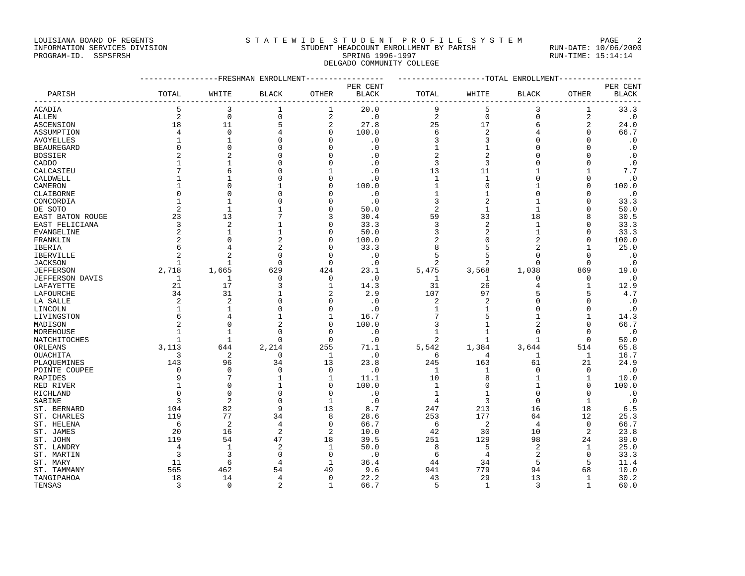LOUISIANA BOARD OF REGENTS
INFORMATION SERVICES DIVISION
PROGRAM-ID. SSPSFRSH

STATEWIDE STUDENT PROFILE SYSTEM
STUDENT HEADCOUNT ENROLLMENT BY PARISH
SPRING 1996-1997
DELGADO COMMUNITY COLLEGE

RUN-DATE: 10/06/2000
RUN-TIME: 15:14:14

| PARISH | FRESHMAN ENROLLMENT TOTAL | WHITE | BLACK | OTHER | PER CENT BLACK | TOTAL ENROLLMENT TOTAL | WHITE | BLACK | OTHER | PER CENT BLACK |
|---|---|---|---|---|---|---|---|---|---|---|
| ACADIA | 5 | 3 | 1 | 1 | 20.0 | 9 | 5 | 3 | 1 | 33.3 |
| ALLEN | 2 | 0 | 0 | 2 | .0 | 2 | 0 | 0 | 2 | .0 |
| ASCENSION | 18 | 11 | 5 | 2 | 27.8 | 25 | 17 | 6 | 2 | 24.0 |
| ASSUMPTION | 4 | 0 | 4 | 0 | 100.0 | 6 | 2 | 4 | 0 | 66.7 |
| AVOYELLES | 1 | 1 | 0 | 0 | .0 | 3 | 3 | 0 | 0 | .0 |
| BEAUREGARD | 0 | 0 | 0 | 0 | .0 | 1 | 1 | 0 | 0 | .0 |
| BOSSIER | 2 | 2 | 0 | 0 | .0 | 2 | 2 | 0 | 0 | .0 |
| CADDO | 1 | 1 | 0 | 0 | .0 | 3 | 3 | 0 | 0 | .0 |
| CALCASIEU | 7 | 6 | 0 | 1 | .0 | 13 | 11 | 1 | 1 | 7.7 |
| CALDWELL | 1 | 1 | 0 | 0 | .0 | 1 | 1 | 0 | 0 | .0 |
| CAMERON | 1 | 0 | 1 | 0 | 100.0 | 1 | 0 | 1 | 0 | 100.0 |
| CLAIBORNE | 0 | 0 | 0 | 0 | .0 | 1 | 1 | 0 | 0 | .0 |
| CONCORDIA | 1 | 1 | 0 | 0 | .0 | 3 | 2 | 1 | 0 | 33.3 |
| DE SOTO | 2 | 1 | 1 | 0 | 50.0 | 2 | 1 | 1 | 0 | 50.0 |
| EAST BATON ROUGE | 23 | 13 | 7 | 3 | 30.4 | 59 | 33 | 18 | 8 | 30.5 |
| EAST FELICIANA | 3 | 2 | 1 | 0 | 33.3 | 3 | 2 | 1 | 0 | 33.3 |
| EVANGELINE | 2 | 1 | 1 | 0 | 50.0 | 3 | 2 | 1 | 0 | 33.3 |
| FRANKLIN | 2 | 0 | 2 | 0 | 100.0 | 2 | 0 | 2 | 0 | 100.0 |
| IBERIA | 6 | 4 | 2 | 0 | 33.3 | 8 | 5 | 2 | 1 | 25.0 |
| IBERVILLE | 2 | 2 | 0 | 0 | .0 | 5 | 5 | 0 | 0 | .0 |
| JACKSON | 1 | 1 | 0 | 0 | .0 | 2 | 2 | 0 | 0 | .0 |
| JEFFERSON | 2,718 | 1,665 | 629 | 424 | 23.1 | 5,475 | 3,568 | 1,038 | 869 | 19.0 |
| JEFFERSON DAVIS | 1 | 1 | 0 | 0 | .0 | 1 | 1 | 0 | 0 | .0 |
| LAFAYETTE | 21 | 17 | 3 | 1 | 14.3 | 31 | 26 | 4 | 1 | 12.9 |
| LAFOURCHE | 34 | 31 | 1 | 2 | 2.9 | 107 | 97 | 5 | 5 | 4.7 |
| LA SALLE | 2 | 2 | 0 | 0 | .0 | 2 | 2 | 0 | 0 | .0 |
| LINCOLN | 1 | 1 | 0 | 0 | .0 | 1 | 1 | 0 | 0 | .0 |
| LIVINGSTON | 6 | 4 | 1 | 1 | 16.7 | 7 | 5 | 1 | 1 | 14.3 |
| MADISON | 2 | 0 | 2 | 0 | 100.0 | 3 | 1 | 2 | 0 | 66.7 |
| MOREHOUSE | 1 | 1 | 0 | 0 | .0 | 1 | 1 | 0 | 0 | .0 |
| NATCHITOCHES | 1 | 1 | 0 | 0 | .0 | 2 | 1 | 1 | 0 | 50.0 |
| ORLEANS | 3,113 | 644 | 2,214 | 255 | 71.1 | 5,542 | 1,384 | 3,644 | 514 | 65.8 |
| OUACHITA | 3 | 2 | 0 | 1 | .0 | 6 | 4 | 1 | 1 | 16.7 |
| PLAQUEMINES | 143 | 96 | 34 | 13 | 23.8 | 245 | 163 | 61 | 21 | 24.9 |
| POINTE COUPEE | 0 | 0 | 0 | 0 | .0 | 1 | 1 | 0 | 0 | .0 |
| RAPIDES | 9 | 7 | 1 | 1 | 11.1 | 10 | 8 | 1 | 1 | 10.0 |
| RED RIVER | 1 | 0 | 1 | 0 | 100.0 | 1 | 0 | 1 | 0 | 100.0 |
| RICHLAND | 0 | 0 | 0 | 0 | .0 | 1 | 1 | 0 | 0 | .0 |
| SABINE | 3 | 2 | 0 | 1 | .0 | 4 | 3 | 0 | 1 | .0 |
| ST. BERNARD | 104 | 82 | 9 | 13 | 8.7 | 247 | 213 | 16 | 18 | 6.5 |
| ST. CHARLES | 119 | 77 | 34 | 8 | 28.6 | 253 | 177 | 64 | 12 | 25.3 |
| ST. HELENA | 6 | 2 | 4 | 0 | 66.7 | 6 | 2 | 4 | 0 | 66.7 |
| ST. JAMES | 20 | 16 | 2 | 2 | 10.0 | 42 | 30 | 10 | 2 | 23.8 |
| ST. JOHN | 119 | 54 | 47 | 18 | 39.5 | 251 | 129 | 98 | 24 | 39.0 |
| ST. LANDRY | 4 | 1 | 2 | 1 | 50.0 | 8 | 5 | 2 | 1 | 25.0 |
| ST. MARTIN | 3 | 3 | 0 | 0 | .0 | 6 | 4 | 2 | 0 | 33.3 |
| ST. MARY | 11 | 6 | 4 | 1 | 36.4 | 44 | 34 | 5 | 5 | 11.4 |
| ST. TAMMANY | 565 | 462 | 54 | 49 | 9.6 | 941 | 779 | 94 | 68 | 10.0 |
| TANGIPAHOA | 18 | 14 | 4 | 0 | 22.2 | 43 | 29 | 13 | 1 | 30.2 |
| TENSAS | 3 | 0 | 2 | 1 | 66.7 | 5 | 1 | 3 | 1 | 60.0 |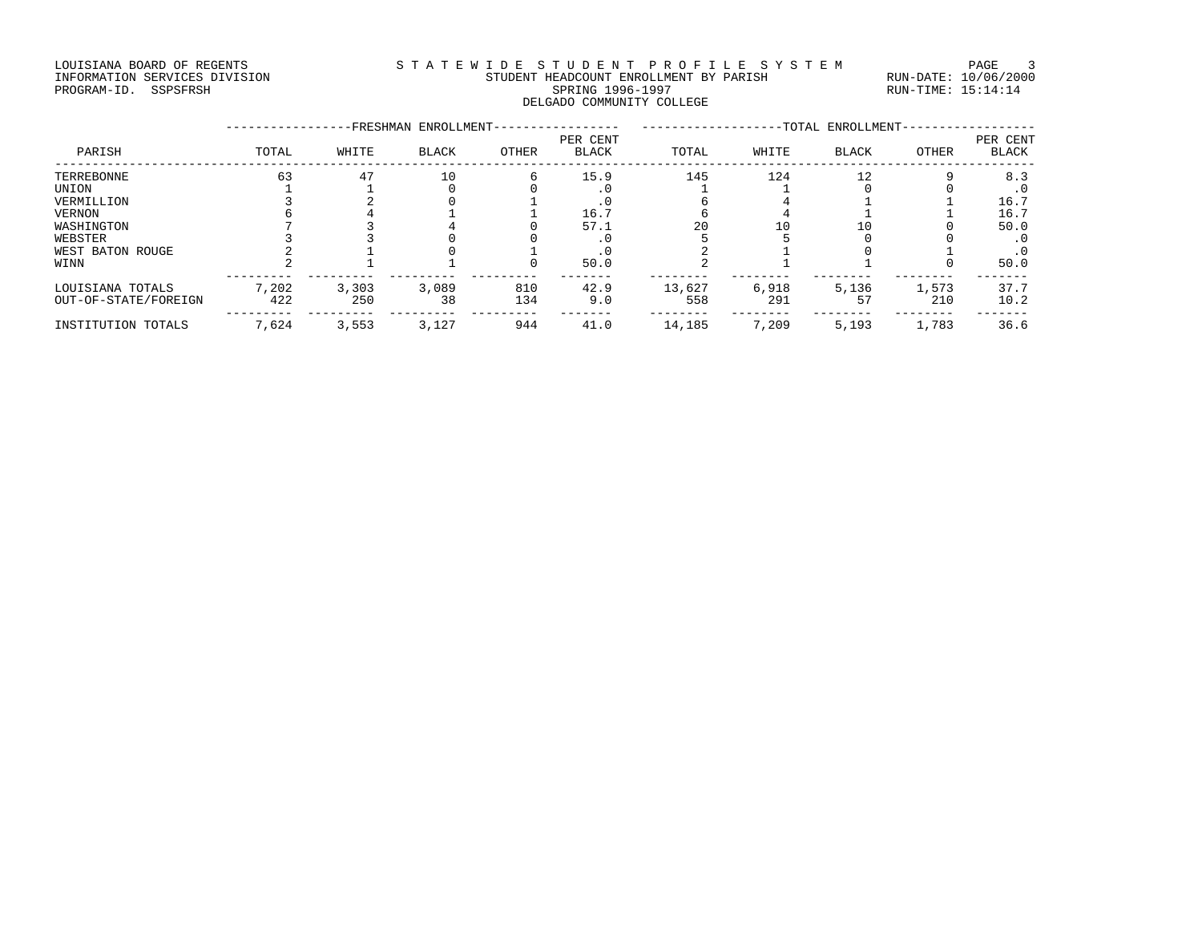LOUISIANA BOARD OF REGENTS
INFORMATION SERVICES DIVISION
PROGRAM-ID. SSPSFRSH

STATEWIDE STUDENT PROFILE SYSTEM
STUDENT HEADCOUNT ENROLLMENT BY PARISH
SPRING 1996-1997
DELGADO COMMUNITY COLLEGE

RUN-DATE: 10/06/2000
RUN-TIME: 15:14:14

| PARISH | FRESHMAN ENROLLMENT | | | | | TOTAL ENROLLMENT | | | | |
|---|---|---|---|---|---|---|---|---|---|---|
| | TOTAL | WHITE | BLACK | OTHER | PER CENT BLACK | TOTAL | WHITE | BLACK | OTHER | PER CENT BLACK |
| TERREBONNE | 63 | 47 | 10 | 6 | 15.9 | 145 | 124 | 12 | 9 | 8.3 |
| UNION | 1 | 1 | 0 | 0 | .0 | 1 | 1 | 0 | 0 | .0 |
| VERMILLION | 3 | 2 | 0 | 1 | .0 | 6 | 4 | 1 | 1 | 16.7 |
| VERNON | 6 | 4 | 1 | 1 | 16.7 | 6 | 4 | 1 | 1 | 16.7 |
| WASHINGTON | 7 | 3 | 4 | 0 | 57.1 | 20 | 10 | 10 | 0 | 50.0 |
| WEBSTER | 3 | 3 | 0 | 0 | .0 | 5 | 5 | 0 | 0 | .0 |
| WEST BATON ROUGE | 2 | 1 | 0 | 1 | .0 | 2 | 1 | 0 | 1 | .0 |
| WINN | 2 | 1 | 1 | 0 | 50.0 | 2 | 1 | 1 | 0 | 50.0 |
| LOUISIANA TOTALS | 7,202 | 3,303 | 3,089 | 810 | 42.9 | 13,627 | 6,918 | 5,136 | 1,573 | 37.7 |
| OUT-OF-STATE/FOREIGN | 422 | 250 | 38 | 134 | 9.0 | 558 | 291 | 57 | 210 | 10.2 |
| INSTITUTION TOTALS | 7,624 | 3,553 | 3,127 | 944 | 41.0 | 14,185 | 7,209 | 5,193 | 1,783 | 36.6 |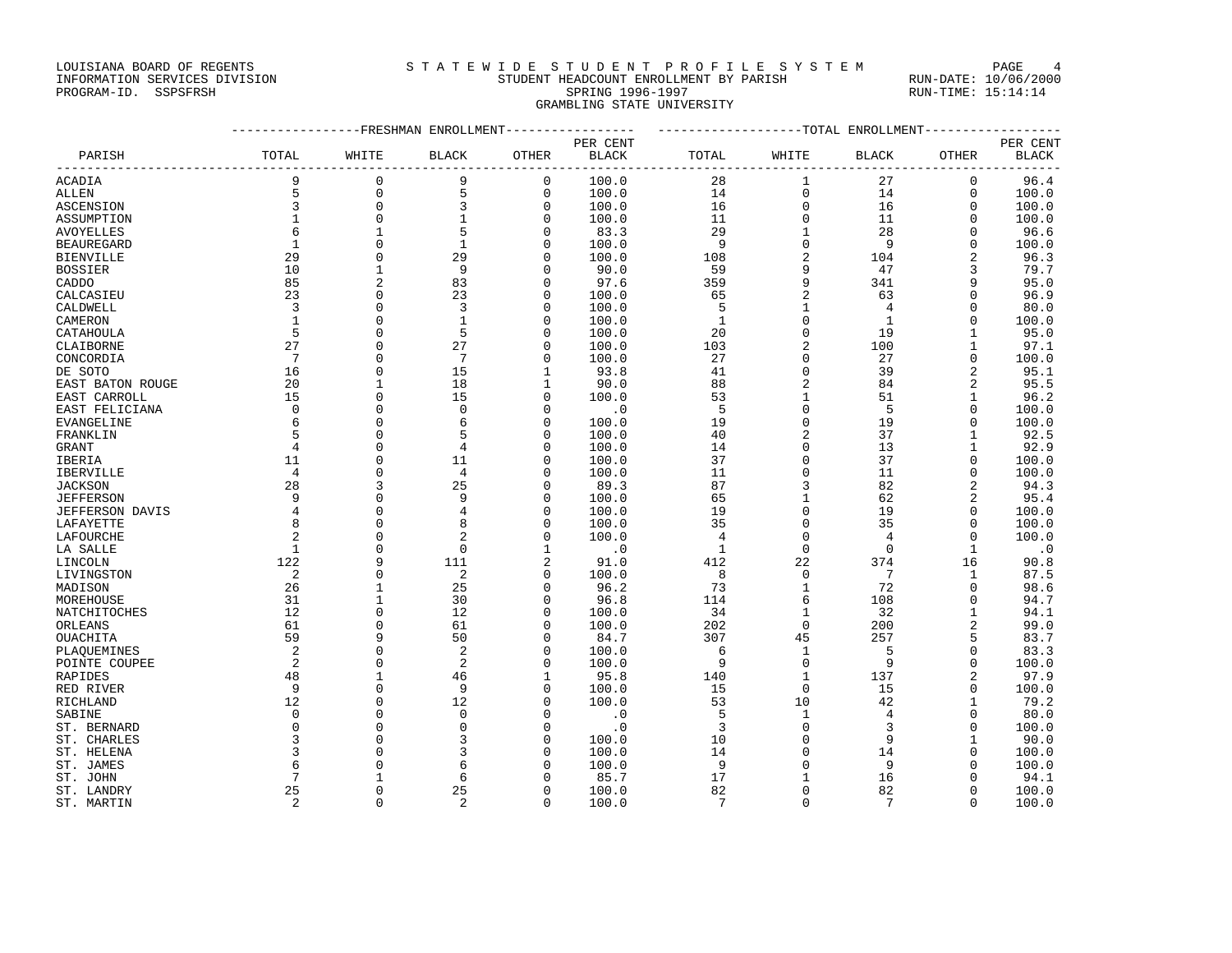LOUISIANA BOARD OF REGENTS
INFORMATION SERVICES DIVISION
PROGRAM-ID. SSPSFRSH

S T A T E W I D E S T U D E N T P R O F I L E S Y S T E M
STUDENT HEADCOUNT ENROLLMENT BY PARISH
SPRING 1996-1997
GRAMBLING STATE UNIVERSITY

RUN-DATE: 10/06/2000
RUN-TIME: 15:14:14

| PARISH | FRESHMAN ENROLLMENT TOTAL | WHITE | BLACK | OTHER | PER CENT BLACK | TOTAL ENROLLMENT TOTAL | WHITE | BLACK | OTHER | PER CENT BLACK |
|---|---|---|---|---|---|---|---|---|---|---|
| ACADIA | 9 | 0 | 9 | 0 | 100.0 | 28 | 1 | 27 | 0 | 96.4 |
| ALLEN | 5 | 0 | 5 | 0 | 100.0 | 14 | 0 | 14 | 0 | 100.0 |
| ASCENSION | 3 | 0 | 3 | 0 | 100.0 | 16 | 0 | 16 | 0 | 100.0 |
| ASSUMPTION | 1 | 0 | 1 | 0 | 100.0 | 11 | 0 | 11 | 0 | 100.0 |
| AVOYELLES | 6 | 1 | 5 | 0 | 83.3 | 29 | 1 | 28 | 0 | 96.6 |
| BEAUREGARD | 1 | 0 | 1 | 0 | 100.0 | 9 | 0 | 9 | 0 | 100.0 |
| BIENVILLE | 29 | 0 | 29 | 0 | 100.0 | 108 | 2 | 104 | 2 | 96.3 |
| BOSSIER | 10 | 1 | 9 | 0 | 90.0 | 59 | 9 | 47 | 3 | 79.7 |
| CADDO | 85 | 2 | 83 | 0 | 97.6 | 359 | 9 | 341 | 9 | 95.0 |
| CALCASIEU | 23 | 0 | 23 | 0 | 100.0 | 65 | 2 | 63 | 0 | 96.9 |
| CALDWELL | 3 | 0 | 3 | 0 | 100.0 | 5 | 1 | 4 | 0 | 80.0 |
| CAMERON | 1 | 0 | 1 | 0 | 100.0 | 1 | 0 | 1 | 0 | 100.0 |
| CATAHOULA | 5 | 0 | 5 | 0 | 100.0 | 20 | 0 | 19 | 1 | 95.0 |
| CLAIBORNE | 27 | 0 | 27 | 0 | 100.0 | 103 | 2 | 100 | 1 | 97.1 |
| CONCORDIA | 7 | 0 | 7 | 0 | 100.0 | 27 | 0 | 27 | 0 | 100.0 |
| DE SOTO | 16 | 0 | 15 | 1 | 93.8 | 41 | 0 | 39 | 2 | 95.1 |
| EAST BATON ROUGE | 20 | 1 | 18 | 1 | 90.0 | 88 | 2 | 84 | 2 | 95.5 |
| EAST CARROLL | 15 | 0 | 15 | 0 | 100.0 | 53 | 1 | 51 | 1 | 96.2 |
| EAST FELICIANA | 0 | 0 | 0 | 0 | .0 | 5 | 0 | 5 | 0 | 100.0 |
| EVANGELINE | 6 | 0 | 6 | 0 | 100.0 | 19 | 0 | 19 | 0 | 100.0 |
| FRANKLIN | 5 | 0 | 5 | 0 | 100.0 | 40 | 2 | 37 | 1 | 92.5 |
| GRANT | 4 | 0 | 4 | 0 | 100.0 | 14 | 0 | 13 | 1 | 92.9 |
| IBERIA | 11 | 0 | 11 | 0 | 100.0 | 37 | 0 | 37 | 0 | 100.0 |
| IBERVILLE | 4 | 0 | 4 | 0 | 100.0 | 11 | 0 | 11 | 0 | 100.0 |
| JACKSON | 28 | 3 | 25 | 0 | 89.3 | 87 | 3 | 82 | 2 | 94.3 |
| JEFFERSON | 9 | 0 | 9 | 0 | 100.0 | 65 | 1 | 62 | 2 | 95.4 |
| JEFFERSON DAVIS | 4 | 0 | 4 | 0 | 100.0 | 19 | 0 | 19 | 0 | 100.0 |
| LAFAYETTE | 8 | 0 | 8 | 0 | 100.0 | 35 | 0 | 35 | 0 | 100.0 |
| LAFOURCHE | 2 | 0 | 2 | 0 | 100.0 | 4 | 0 | 4 | 0 | 100.0 |
| LA SALLE | 1 | 0 | 0 | 1 | .0 | 1 | 0 | 0 | 1 | .0 |
| LINCOLN | 122 | 9 | 111 | 2 | 91.0 | 412 | 22 | 374 | 16 | 90.8 |
| LIVINGSTON | 2 | 0 | 2 | 0 | 100.0 | 8 | 0 | 7 | 1 | 87.5 |
| MADISON | 26 | 1 | 25 | 0 | 96.2 | 73 | 1 | 72 | 0 | 98.6 |
| MOREHOUSE | 31 | 1 | 30 | 0 | 96.8 | 114 | 6 | 108 | 0 | 94.7 |
| NATCHITOCHES | 12 | 0 | 12 | 0 | 100.0 | 34 | 1 | 32 | 1 | 94.1 |
| ORLEANS | 61 | 0 | 61 | 0 | 100.0 | 202 | 0 | 200 | 2 | 99.0 |
| OUACHITA | 59 | 9 | 50 | 0 | 84.7 | 307 | 45 | 257 | 5 | 83.7 |
| PLAQUEMINES | 2 | 0 | 2 | 0 | 100.0 | 6 | 1 | 5 | 0 | 83.3 |
| POINTE COUPEE | 2 | 0 | 2 | 0 | 100.0 | 9 | 0 | 9 | 0 | 100.0 |
| RAPIDES | 48 | 1 | 46 | 1 | 95.8 | 140 | 1 | 137 | 2 | 97.9 |
| RED RIVER | 9 | 0 | 9 | 0 | 100.0 | 15 | 0 | 15 | 0 | 100.0 |
| RICHLAND | 12 | 0 | 12 | 0 | 100.0 | 53 | 10 | 42 | 1 | 79.2 |
| SABINE | 0 | 0 | 0 | 0 | .0 | 5 | 1 | 4 | 0 | 80.0 |
| ST. BERNARD | 0 | 0 | 0 | 0 | .0 | 3 | 0 | 3 | 0 | 100.0 |
| ST. CHARLES | 3 | 0 | 3 | 0 | 100.0 | 10 | 0 | 9 | 1 | 90.0 |
| ST. HELENA | 3 | 0 | 3 | 0 | 100.0 | 14 | 0 | 14 | 0 | 100.0 |
| ST. JAMES | 6 | 0 | 6 | 0 | 100.0 | 9 | 0 | 9 | 0 | 100.0 |
| ST. JOHN | 7 | 1 | 6 | 0 | 85.7 | 17 | 1 | 16 | 0 | 94.1 |
| ST. LANDRY | 25 | 0 | 25 | 0 | 100.0 | 82 | 0 | 82 | 0 | 100.0 |
| ST. MARTIN | 2 | 0 | 2 | 0 | 100.0 | 7 | 0 | 7 | 0 | 100.0 |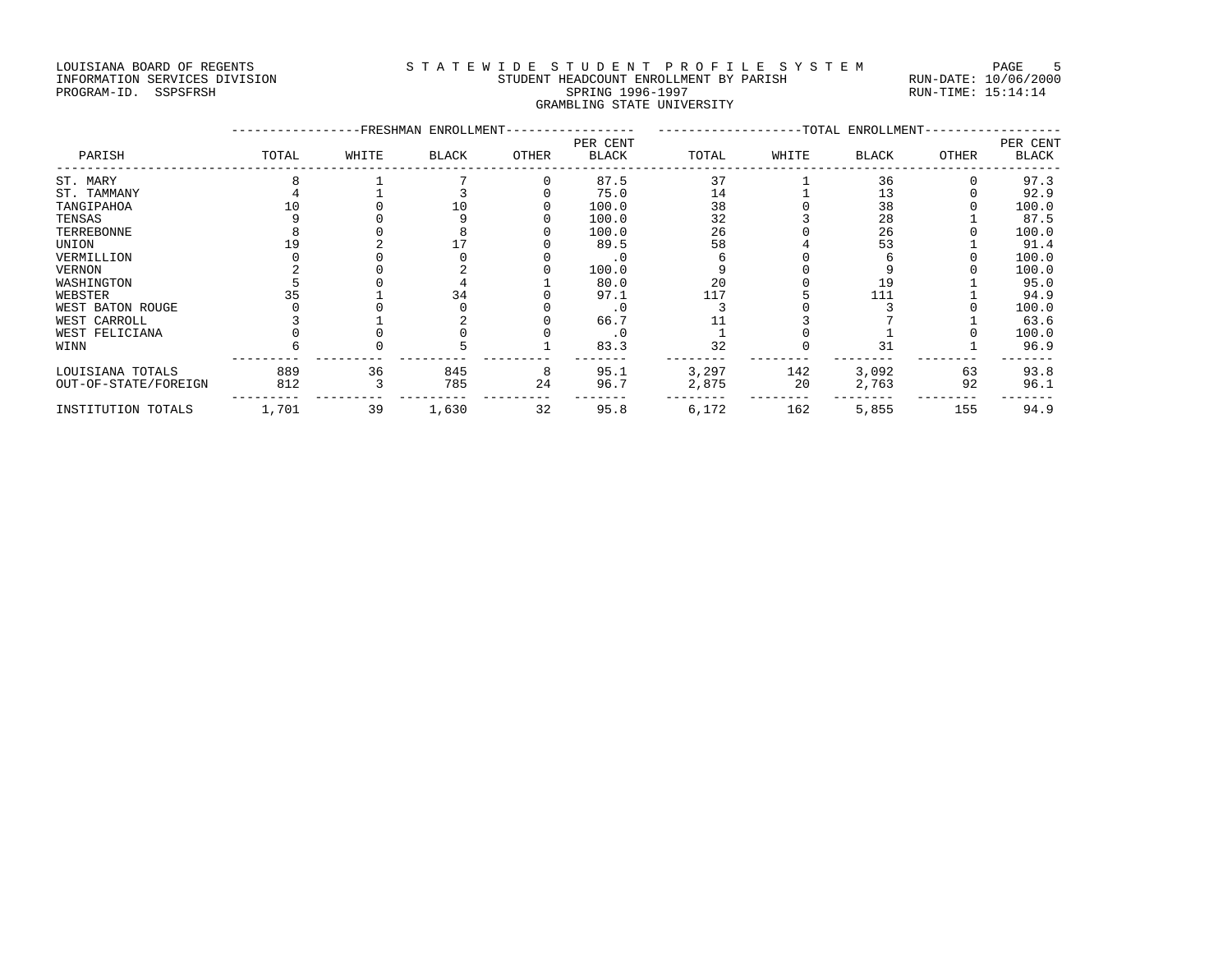LOUISIANA BOARD OF REGENTS
INFORMATION SERVICES DIVISION
PROGRAM-ID. SSPSFRSH

STATEWIDE STUDENT PROFILE SYSTEM
STUDENT HEADCOUNT ENROLLMENT BY PARISH
SPRING 1996-1997
GRAMBLING STATE UNIVERSITY

RUN-DATE: 10/06/2000
RUN-TIME: 15:14:14

| PARISH | FRESHMAN ENROLLMENT | | | | | TOTAL ENROLLMENT | | | | |
|---|---|---|---|---|---|---|---|---|---|---|
| | TOTAL | WHITE | BLACK | OTHER | PER CENT BLACK | TOTAL | WHITE | BLACK | OTHER | PER CENT BLACK |
| ST. MARY | 8 | 1 | 7 | 0 | 87.5 | 37 | 1 | 36 | 0 | 97.3 |
| ST. TAMMANY | 4 | 1 | 3 | 0 | 75.0 | 14 | 1 | 13 | 0 | 92.9 |
| TANGIPAHOA | 10 | 0 | 10 | 0 | 100.0 | 38 | 0 | 38 | 0 | 100.0 |
| TENSAS | 9 | 0 | 9 | 0 | 100.0 | 32 | 3 | 28 | 1 | 87.5 |
| TERREBONNE | 8 | 0 | 8 | 0 | 100.0 | 26 | 0 | 26 | 0 | 100.0 |
| UNION | 19 | 2 | 17 | 0 | 89.5 | 58 | 4 | 53 | 1 | 91.4 |
| VERMILLION | 0 | 0 | 0 | 0 | .0 | 6 | 0 | 6 | 0 | 100.0 |
| VERNON | 2 | 0 | 2 | 0 | 100.0 | 9 | 0 | 9 | 0 | 100.0 |
| WASHINGTON | 5 | 0 | 4 | 1 | 80.0 | 20 | 0 | 19 | 1 | 95.0 |
| WEBSTER | 35 | 1 | 34 | 0 | 97.1 | 117 | 5 | 111 | 1 | 94.9 |
| WEST BATON ROUGE | 0 | 0 | 0 | 0 | .0 | 3 | 0 | 3 | 0 | 100.0 |
| WEST CARROLL | 3 | 1 | 2 | 0 | 66.7 | 11 | 3 | 7 | 1 | 63.6 |
| WEST FELICIANA | 0 | 0 | 0 | 0 | .0 | 1 | 0 | 1 | 0 | 100.0 |
| WINN | 6 | 0 | 5 | 1 | 83.3 | 32 | 0 | 31 | 1 | 96.9 |
| LOUISIANA TOTALS | 889 | 36 | 845 | 8 | 95.1 | 3,297 | 142 | 3,092 | 63 | 93.8 |
| OUT-OF-STATE/FOREIGN | 812 | 3 | 785 | 24 | 96.7 | 2,875 | 20 | 2,763 | 92 | 96.1 |
| INSTITUTION TOTALS | 1,701 | 39 | 1,630 | 32 | 95.8 | 6,172 | 162 | 5,855 | 155 | 94.9 |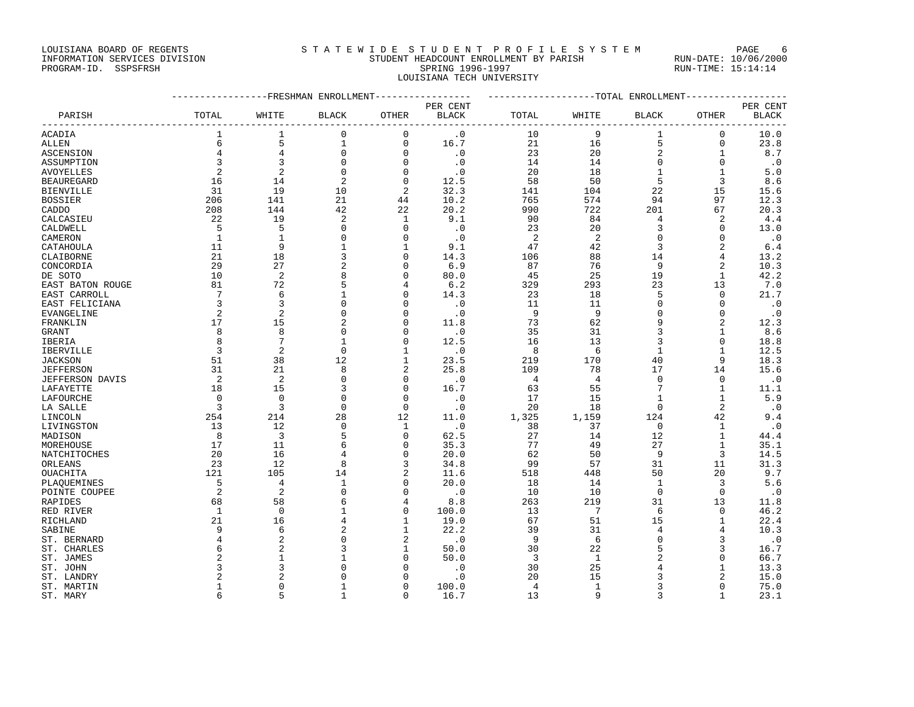LOUISIANA BOARD OF REGENTS
INFORMATION SERVICES DIVISION
PROGRAM-ID. SSPSFRSH

S T A T E W I D E S T U D E N T P R O F I L E S Y S T E M
STUDENT HEADCOUNT ENROLLMENT BY PARISH
SPRING 1996-1997
LOUISIANA TECH UNIVERSITY

RUN-DATE: 10/06/2000
RUN-TIME: 15:14:14

| PARISH | FRESHMAN ENROLLMENT TOTAL | WHITE | BLACK | OTHER | PER CENT BLACK | TOTAL ENROLLMENT TOTAL | WHITE | BLACK | OTHER | PER CENT BLACK |
|---|---|---|---|---|---|---|---|---|---|---|
| ACADIA | 1 | 1 | 0 | 0 | .0 | 10 | 9 | 1 | 0 | 10.0 |
| ALLEN | 6 | 5 | 1 | 0 | 16.7 | 21 | 16 | 5 | 0 | 23.8 |
| ASCENSION | 4 | 4 | 0 | 0 | .0 | 23 | 20 | 2 | 1 | 8.7 |
| ASSUMPTION | 3 | 3 | 0 | 0 | .0 | 14 | 14 | 0 | 0 | .0 |
| AVOYELLES | 2 | 2 | 0 | 0 | .0 | 20 | 18 | 1 | 1 | 5.0 |
| BEAUREGARD | 16 | 14 | 2 | 0 | 12.5 | 58 | 50 | 5 | 3 | 8.6 |
| BIENVILLE | 31 | 19 | 10 | 2 | 32.3 | 141 | 104 | 22 | 15 | 15.6 |
| BOSSIER | 206 | 141 | 21 | 44 | 10.2 | 765 | 574 | 94 | 97 | 12.3 |
| CADDO | 208 | 144 | 42 | 22 | 20.2 | 990 | 722 | 201 | 67 | 20.3 |
| CALCASIEU | 22 | 19 | 2 | 1 | 9.1 | 90 | 84 | 4 | 2 | 4.4 |
| CALDWELL | 5 | 5 | 0 | 0 | .0 | 23 | 20 | 3 | 0 | 13.0 |
| CAMERON | 1 | 1 | 0 | 0 | .0 | 2 | 2 | 0 | 0 | .0 |
| CATAHOULA | 11 | 9 | 1 | 1 | 9.1 | 47 | 42 | 3 | 2 | 6.4 |
| CLAIBORNE | 21 | 18 | 3 | 0 | 14.3 | 106 | 88 | 14 | 4 | 13.2 |
| CONCORDIA | 29 | 27 | 2 | 0 | 6.9 | 87 | 76 | 9 | 2 | 10.3 |
| DE SOTO | 10 | 2 | 8 | 0 | 80.0 | 45 | 25 | 19 | 1 | 42.2 |
| EAST BATON ROUGE | 81 | 72 | 5 | 4 | 6.2 | 329 | 293 | 23 | 13 | 7.0 |
| EAST CARROLL | 7 | 6 | 1 | 0 | 14.3 | 23 | 18 | 5 | 0 | 21.7 |
| EAST FELICIANA | 3 | 3 | 0 | 0 | .0 | 11 | 11 | 0 | 0 | .0 |
| EVANGELINE | 2 | 2 | 0 | 0 | .0 | 9 | 9 | 0 | 0 | .0 |
| FRANKLIN | 17 | 15 | 2 | 0 | 11.8 | 73 | 62 | 9 | 2 | 12.3 |
| GRANT | 8 | 8 | 0 | 0 | .0 | 35 | 31 | 3 | 1 | 8.6 |
| IBERIA | 8 | 7 | 1 | 0 | 12.5 | 16 | 13 | 3 | 0 | 18.8 |
| IBERVILLE | 3 | 2 | 0 | 1 | .0 | 8 | 6 | 1 | 1 | 12.5 |
| JACKSON | 51 | 38 | 12 | 1 | 23.5 | 219 | 170 | 40 | 9 | 18.3 |
| JEFFERSON | 31 | 21 | 8 | 2 | 25.8 | 109 | 78 | 17 | 14 | 15.6 |
| JEFFERSON DAVIS | 2 | 2 | 0 | 0 | .0 | 4 | 4 | 0 | 0 | .0 |
| LAFAYETTE | 18 | 15 | 3 | 0 | 16.7 | 63 | 55 | 7 | 1 | 11.1 |
| LAFOURCHE | 0 | 0 | 0 | 0 | .0 | 17 | 15 | 1 | 1 | 5.9 |
| LA SALLE | 3 | 3 | 0 | 0 | .0 | 20 | 18 | 0 | 2 | .0 |
| LINCOLN | 254 | 214 | 28 | 12 | 11.0 | 1,325 | 1,159 | 124 | 42 | 9.4 |
| LIVINGSTON | 13 | 12 | 0 | 1 | .0 | 38 | 37 | 0 | 1 | .0 |
| MADISON | 8 | 3 | 5 | 0 | 62.5 | 27 | 14 | 12 | 1 | 44.4 |
| MOREHOUSE | 17 | 11 | 6 | 0 | 35.3 | 77 | 49 | 27 | 1 | 35.1 |
| NATCHITOCHES | 20 | 16 | 4 | 0 | 20.0 | 62 | 50 | 9 | 3 | 14.5 |
| ORLEANS | 23 | 12 | 8 | 3 | 34.8 | 99 | 57 | 31 | 11 | 31.3 |
| OUACHITA | 121 | 105 | 14 | 2 | 11.6 | 518 | 448 | 50 | 20 | 9.7 |
| PLAQUEMINES | 5 | 4 | 1 | 0 | 20.0 | 18 | 14 | 1 | 3 | 5.6 |
| POINTE COUPEE | 2 | 2 | 0 | 0 | .0 | 10 | 10 | 0 | 0 | .0 |
| RAPIDES | 68 | 58 | 6 | 4 | 8.8 | 263 | 219 | 31 | 13 | 11.8 |
| RED RIVER | 1 | 0 | 1 | 0 | 100.0 | 13 | 7 | 6 | 0 | 46.2 |
| RICHLAND | 21 | 16 | 4 | 1 | 19.0 | 67 | 51 | 15 | 1 | 22.4 |
| SABINE | 9 | 6 | 2 | 1 | 22.2 | 39 | 31 | 4 | 4 | 10.3 |
| ST. BERNARD | 4 | 2 | 0 | 2 | .0 | 9 | 6 | 0 | 3 | .0 |
| ST. CHARLES | 6 | 2 | 3 | 1 | 50.0 | 30 | 22 | 5 | 3 | 16.7 |
| ST. JAMES | 2 | 1 | 1 | 0 | 50.0 | 3 | 1 | 2 | 0 | 66.7 |
| ST. JOHN | 3 | 3 | 0 | 0 | .0 | 30 | 25 | 4 | 1 | 13.3 |
| ST. LANDRY | 2 | 2 | 0 | 0 | .0 | 20 | 15 | 3 | 2 | 15.0 |
| ST. MARTIN | 1 | 0 | 1 | 0 | 100.0 | 4 | 1 | 3 | 0 | 75.0 |
| ST. MARY | 6 | 5 | 1 | 0 | 16.7 | 13 | 9 | 3 | 1 | 23.1 |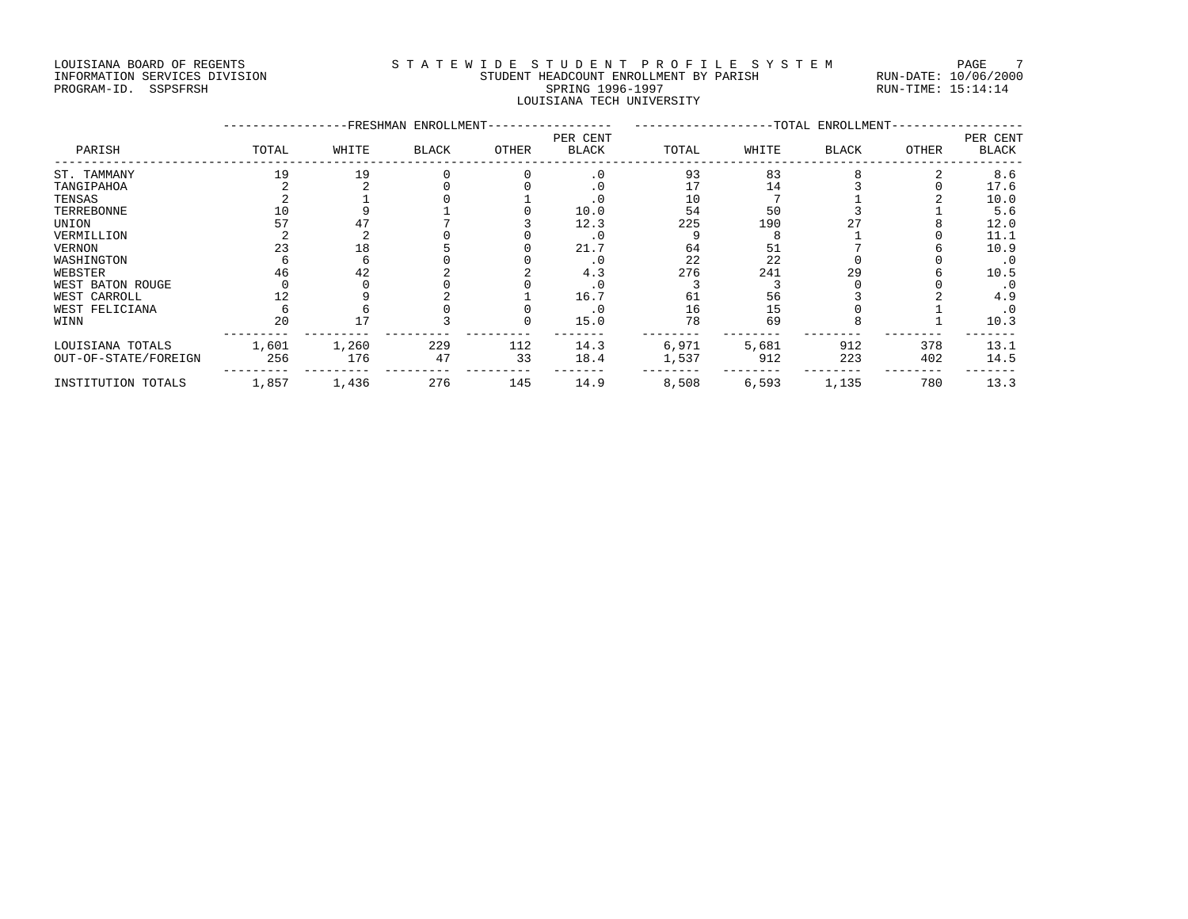LOUISIANA BOARD OF REGENTS
INFORMATION SERVICES DIVISION
PROGRAM-ID. SSPSFRSH

S T A T E W I D E  S T U D E N T  P R O F I L E  S Y S T E M
STUDENT HEADCOUNT ENROLLMENT BY PARISH
SPRING 1996-1997
LOUISIANA TECH UNIVERSITY

RUN-DATE: 10/06/2000
RUN-TIME: 15:14:14

| PARISH | FRESHMAN ENROLLMENT TOTAL | WHITE | BLACK | OTHER | PER CENT BLACK | TOTAL ENROLLMENT TOTAL | WHITE | BLACK | OTHER | PER CENT BLACK |
|---|---|---|---|---|---|---|---|---|---|---|
| ST. TAMMANY | 19 | 19 | 0 | 0 | .0 | 93 | 83 | 8 | 2 | 8.6 |
| TANGIPAHOA | 2 | 2 | 0 | 0 | .0 | 17 | 14 | 3 | 0 | 17.6 |
| TENSAS | 2 | 1 | 0 | 1 | .0 | 10 | 7 | 1 | 2 | 10.0 |
| TERREBONNE | 10 | 9 | 1 | 0 | 10.0 | 54 | 50 | 3 | 1 | 5.6 |
| UNION | 57 | 47 | 7 | 3 | 12.3 | 225 | 190 | 27 | 8 | 12.0 |
| VERMILLION | 2 | 2 | 0 | 0 | .0 | 9 | 8 | 1 | 0 | 11.1 |
| VERNON | 23 | 18 | 5 | 0 | 21.7 | 64 | 51 | 7 | 6 | 10.9 |
| WASHINGTON | 6 | 6 | 0 | 0 | .0 | 22 | 22 | 0 | 0 | .0 |
| WEBSTER | 46 | 42 | 2 | 2 | 4.3 | 276 | 241 | 29 | 6 | 10.5 |
| WEST BATON ROUGE | 0 | 0 | 0 | 0 | .0 | 3 | 3 | 0 | 0 | .0 |
| WEST CARROLL | 12 | 9 | 2 | 1 | 16.7 | 61 | 56 | 3 | 2 | 4.9 |
| WEST FELICIANA | 6 | 6 | 0 | 0 | .0 | 16 | 15 | 0 | 1 | .0 |
| WINN | 20 | 17 | 3 | 0 | 15.0 | 78 | 69 | 8 | 1 | 10.3 |
| LOUISIANA TOTALS | 1,601 | 1,260 | 229 | 112 | 14.3 | 6,971 | 5,681 | 912 | 378 | 13.1 |
| OUT-OF-STATE/FOREIGN | 256 | 176 | 47 | 33 | 18.4 | 1,537 | 912 | 223 | 402 | 14.5 |
| INSTITUTION TOTALS | 1,857 | 1,436 | 276 | 145 | 14.9 | 8,508 | 6,593 | 1,135 | 780 | 13.3 |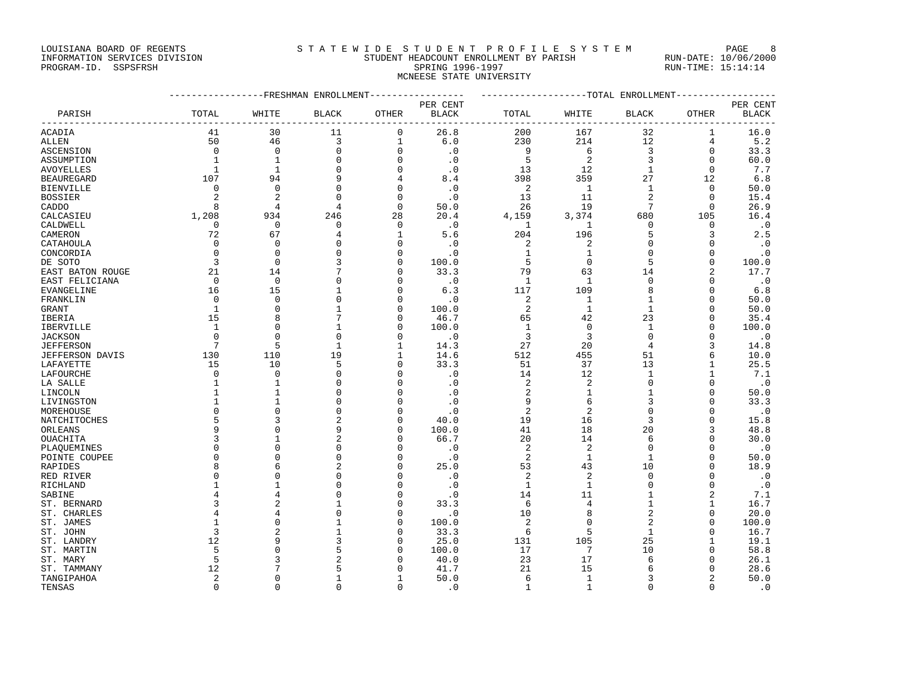LOUISIANA BOARD OF REGENTS
INFORMATION SERVICES DIVISION
PROGRAM-ID. SSPSFRSH

STATEWIDE STUDENT PROFILE SYSTEM
STUDENT HEADCOUNT ENROLLMENT BY PARISH
SPRING 1996-1997
MCNEESE STATE UNIVERSITY

RUN-DATE: 10/06/2000
RUN-TIME: 15:14:14

| PARISH | FRESHMAN ENROLLMENT TOTAL | WHITE | BLACK | OTHER | PER CENT BLACK | TOTAL ENROLLMENT TOTAL | WHITE | BLACK | OTHER | PER CENT BLACK |
|---|---|---|---|---|---|---|---|---|---|---|
| ACADIA | 41 | 30 | 11 | 0 | 26.8 | 200 | 167 | 32 | 1 | 16.0 |
| ALLEN | 50 | 46 | 3 | 1 | 6.0 | 230 | 214 | 12 | 4 | 5.2 |
| ASCENSION | 0 | 0 | 0 | 0 | .0 | 9 | 6 | 3 | 0 | 33.3 |
| ASSUMPTION | 1 | 1 | 0 | 0 | .0 | 5 | 2 | 3 | 0 | 60.0 |
| AVOYELLES | 1 | 1 | 0 | 0 | .0 | 13 | 12 | 1 | 0 | 7.7 |
| BEAUREGARD | 107 | 94 | 9 | 4 | 8.4 | 398 | 359 | 27 | 12 | 6.8 |
| BIENVILLE | 0 | 0 | 0 | 0 | .0 | 2 | 1 | 1 | 0 | 50.0 |
| BOSSIER | 2 | 2 | 0 | 0 | .0 | 13 | 11 | 2 | 0 | 15.4 |
| CADDO | 8 | 4 | 4 | 0 | 50.0 | 26 | 19 | 7 | 0 | 26.9 |
| CALCASIEU | 1,208 | 934 | 246 | 28 | 20.4 | 4,159 | 3,374 | 680 | 105 | 16.4 |
| CALDWELL | 0 | 0 | 0 | 0 | .0 | 1 | 1 | 0 | 0 | .0 |
| CAMERON | 72 | 67 | 4 | 1 | 5.6 | 204 | 196 | 5 | 3 | 2.5 |
| CATAHOULA | 0 | 0 | 0 | 0 | .0 | 2 | 2 | 0 | 0 | .0 |
| CONCORDIA | 0 | 0 | 0 | 0 | .0 | 1 | 1 | 0 | 0 | .0 |
| DE SOTO | 3 | 0 | 3 | 0 | 100.0 | 5 | 0 | 5 | 0 | 100.0 |
| EAST BATON ROUGE | 21 | 14 | 7 | 0 | 33.3 | 79 | 63 | 14 | 2 | 17.7 |
| EAST FELICIANA | 0 | 0 | 0 | 0 | .0 | 1 | 1 | 0 | 0 | .0 |
| EVANGELINE | 16 | 15 | 1 | 0 | 6.3 | 117 | 109 | 8 | 0 | 6.8 |
| FRANKLIN | 0 | 0 | 0 | 0 | .0 | 2 | 1 | 1 | 0 | 50.0 |
| GRANT | 1 | 0 | 1 | 0 | 100.0 | 2 | 1 | 1 | 0 | 50.0 |
| IBERIA | 15 | 8 | 7 | 0 | 46.7 | 65 | 42 | 23 | 0 | 35.4 |
| IBERVILLE | 1 | 0 | 1 | 0 | 100.0 | 1 | 0 | 1 | 0 | 100.0 |
| JACKSON | 0 | 0 | 0 | 0 | .0 | 3 | 3 | 0 | 0 | .0 |
| JEFFERSON | 7 | 5 | 1 | 1 | 14.3 | 27 | 20 | 4 | 3 | 14.8 |
| JEFFERSON DAVIS | 130 | 110 | 19 | 1 | 14.6 | 512 | 455 | 51 | 6 | 10.0 |
| LAFAYETTE | 15 | 10 | 5 | 0 | 33.3 | 51 | 37 | 13 | 1 | 25.5 |
| LAFOURCHE | 0 | 0 | 0 | 0 | .0 | 14 | 12 | 1 | 1 | 7.1 |
| LA SALLE | 1 | 1 | 0 | 0 | .0 | 2 | 2 | 0 | 0 | .0 |
| LINCOLN | 1 | 1 | 0 | 0 | .0 | 2 | 1 | 1 | 0 | 50.0 |
| LIVINGSTON | 1 | 1 | 0 | 0 | .0 | 9 | 6 | 3 | 0 | 33.3 |
| MOREHOUSE | 0 | 0 | 0 | 0 | .0 | 2 | 2 | 0 | 0 | .0 |
| NATCHITOCHES | 5 | 3 | 2 | 0 | 40.0 | 19 | 16 | 3 | 0 | 15.8 |
| ORLEANS | 9 | 0 | 9 | 0 | 100.0 | 41 | 18 | 20 | 3 | 48.8 |
| OUACHITA | 3 | 1 | 2 | 0 | 66.7 | 20 | 14 | 6 | 0 | 30.0 |
| PLAQUEMINES | 0 | 0 | 0 | 0 | .0 | 2 | 2 | 0 | 0 | .0 |
| POINTE COUPEE | 0 | 0 | 0 | 0 | .0 | 2 | 1 | 1 | 0 | 50.0 |
| RAPIDES | 8 | 6 | 2 | 0 | 25.0 | 53 | 43 | 10 | 0 | 18.9 |
| RED RIVER | 0 | 0 | 0 | 0 | .0 | 2 | 2 | 0 | 0 | .0 |
| RICHLAND | 1 | 1 | 0 | 0 | .0 | 1 | 1 | 0 | 0 | .0 |
| SABINE | 4 | 4 | 0 | 0 | .0 | 14 | 11 | 1 | 2 | 7.1 |
| ST. BERNARD | 3 | 2 | 1 | 0 | 33.3 | 6 | 4 | 1 | 1 | 16.7 |
| ST. CHARLES | 4 | 4 | 0 | 0 | .0 | 10 | 8 | 2 | 0 | 20.0 |
| ST. JAMES | 1 | 0 | 1 | 0 | 100.0 | 2 | 0 | 2 | 0 | 100.0 |
| ST. JOHN | 3 | 2 | 1 | 0 | 33.3 | 6 | 5 | 1 | 0 | 16.7 |
| ST. LANDRY | 12 | 9 | 3 | 0 | 25.0 | 131 | 105 | 25 | 1 | 19.1 |
| ST. MARTIN | 5 | 0 | 5 | 0 | 100.0 | 17 | 7 | 10 | 0 | 58.8 |
| ST. MARY | 5 | 3 | 2 | 0 | 40.0 | 23 | 17 | 6 | 0 | 26.1 |
| ST. TAMMANY | 12 | 7 | 5 | 0 | 41.7 | 21 | 15 | 6 | 0 | 28.6 |
| TANGIPAHOA | 2 | 0 | 1 | 1 | 50.0 | 6 | 1 | 3 | 2 | 50.0 |
| TENSAS | 0 | 0 | 0 | 0 | .0 | 1 | 1 | 0 | 0 | .0 |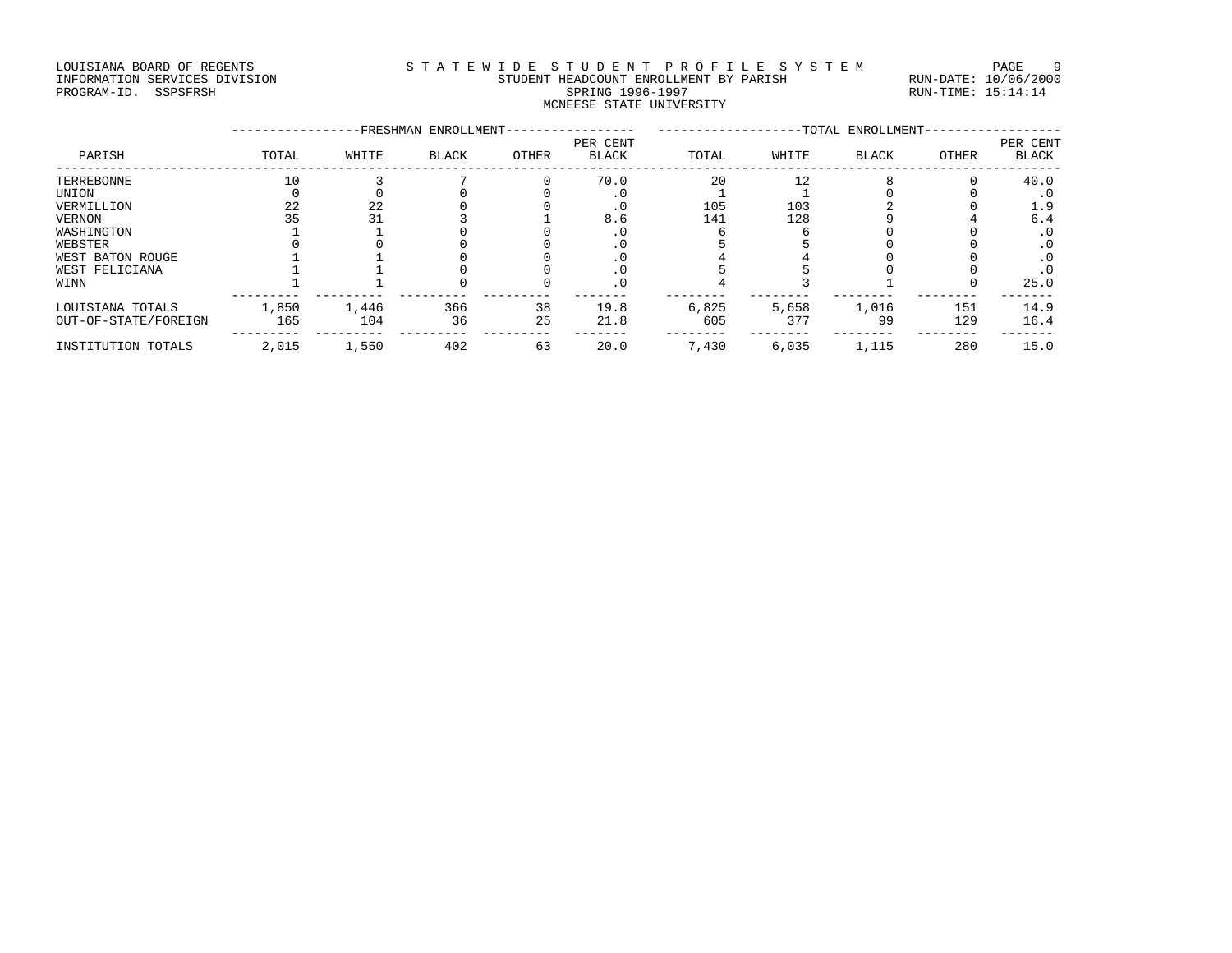LOUISIANA BOARD OF REGENTS
INFORMATION SERVICES DIVISION
PROGRAM-ID. SSPSFRSH

STATEWIDE STUDENT PROFILE SYSTEM
STUDENT HEADCOUNT ENROLLMENT BY PARISH
SPRING 1996-1997
MCNEESE STATE UNIVERSITY

RUN-DATE: 10/06/2000
RUN-TIME: 15:14:14

| PARISH | FRESHMAN ENROLLMENT TOTAL | WHITE | BLACK | OTHER | PER CENT BLACK | TOTAL ENROLLMENT TOTAL | WHITE | BLACK | OTHER | PER CENT BLACK |
|---|---|---|---|---|---|---|---|---|---|---|
| TERREBONNE | 10 | 3 | 7 | 0 | 70.0 | 20 | 12 | 8 | 0 | 40.0 |
| UNION | 0 | 0 | 0 | 0 | .0 | 1 | 1 | 0 | 0 | .0 |
| VERMILLION | 22 | 22 | 0 | 0 | .0 | 105 | 103 | 2 | 0 | 1.9 |
| VERNON | 35 | 31 | 3 | 1 | 8.6 | 141 | 128 | 9 | 4 | 6.4 |
| WASHINGTON | 1 | 1 | 0 | 0 | .0 | 6 | 6 | 0 | 0 | .0 |
| WEBSTER | 0 | 0 | 0 | 0 | .0 | 5 | 5 | 0 | 0 | .0 |
| WEST BATON ROUGE | 1 | 1 | 0 | 0 | .0 | 4 | 4 | 0 | 0 | .0 |
| WEST FELICIANA | 1 | 1 | 0 | 0 | .0 | 5 | 5 | 0 | 0 | .0 |
| WINN | 1 | 1 | 0 | 0 | .0 | 4 | 3 | 1 | 0 | 25.0 |
| LOUISIANA TOTALS | 1,850 | 1,446 | 366 | 38 | 19.8 | 6,825 | 5,658 | 1,016 | 151 | 14.9 |
| OUT-OF-STATE/FOREIGN | 165 | 104 | 36 | 25 | 21.8 | 605 | 377 | 99 | 129 | 16.4 |
| INSTITUTION TOTALS | 2,015 | 1,550 | 402 | 63 | 20.0 | 7,430 | 6,035 | 1,115 | 280 | 15.0 |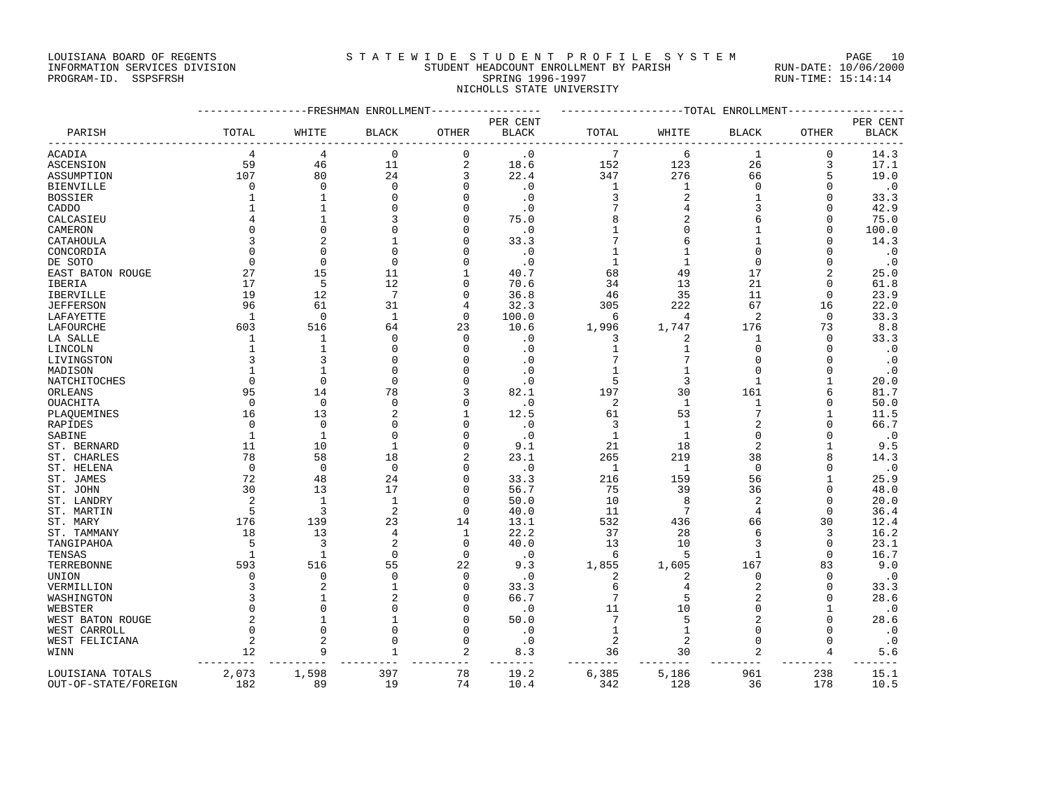LOUISIANA BOARD OF REGENTS
INFORMATION SERVICES DIVISION
PROGRAM-ID. SSPSFRSH

# S T A T E W I D E S T U D E N T P R O F I L E S Y S T E M

STUDENT HEADCOUNT ENROLLMENT BY PARISH
SPRING 1996-1997
NICHOLLS STATE UNIVERSITY

RUN-DATE: 10/06/2000
RUN-TIME: 15:14:14

| | FRESHMAN ENROLLMENT | | | | | TOTAL ENROLLMENT | | | | |
|---|---|---|---|---|---|---|---|---|---|---|
| PARISH | TOTAL | WHITE | BLACK | OTHER | PER CENT BLACK | TOTAL | WHITE | BLACK | OTHER | PER CENT BLACK |
| ACADIA | 4 | 4 | 0 | 0 | .0 | 7 | 6 | 1 | 0 | 14.3 |
| ASCENSION | 59 | 46 | 11 | 2 | 18.6 | 152 | 123 | 26 | 3 | 17.1 |
| ASSUMPTION | 107 | 80 | 24 | 3 | 22.4 | 347 | 276 | 66 | 5 | 19.0 |
| BIENVILLE | 0 | 0 | 0 | 0 | .0 | 1 | 1 | 0 | 0 | .0 |
| BOSSIER | 1 | 1 | 0 | 0 | .0 | 3 | 2 | 1 | 0 | 33.3 |
| CADDO | 1 | 1 | 0 | 0 | .0 | 7 | 4 | 3 | 0 | 42.9 |
| CALCASIEU | 4 | 1 | 3 | 0 | 75.0 | 8 | 2 | 6 | 0 | 75.0 |
| CAMERON | 0 | 0 | 0 | 0 | .0 | 1 | 0 | 1 | 0 | 100.0 |
| CATAHOULA | 3 | 2 | 1 | 0 | 33.3 | 7 | 6 | 1 | 0 | 14.3 |
| CONCORDIA | 0 | 0 | 0 | 0 | .0 | 1 | 1 | 0 | 0 | .0 |
| DE SOTO | 0 | 0 | 0 | 0 | .0 | 1 | 1 | 0 | 0 | .0 |
| EAST BATON ROUGE | 27 | 15 | 11 | 1 | 40.7 | 68 | 49 | 17 | 2 | 25.0 |
| IBERIA | 17 | 5 | 12 | 0 | 70.6 | 34 | 13 | 21 | 0 | 61.8 |
| IBERVILLE | 19 | 12 | 7 | 0 | 36.8 | 46 | 35 | 11 | 0 | 23.9 |
| JEFFERSON | 96 | 61 | 31 | 4 | 32.3 | 305 | 222 | 67 | 16 | 22.0 |
| LAFAYETTE | 1 | 0 | 1 | 0 | 100.0 | 6 | 4 | 2 | 0 | 33.3 |
| LAFOURCHE | 603 | 516 | 64 | 23 | 10.6 | 1,996 | 1,747 | 176 | 73 | 8.8 |
| LA SALLE | 1 | 1 | 0 | 0 | .0 | 3 | 2 | 1 | 0 | 33.3 |
| LINCOLN | 1 | 1 | 0 | 0 | .0 | 1 | 1 | 0 | 0 | .0 |
| LIVINGSTON | 3 | 3 | 0 | 0 | .0 | 7 | 7 | 0 | 0 | .0 |
| MADISON | 1 | 1 | 0 | 0 | .0 | 1 | 1 | 0 | 0 | .0 |
| NATCHITOCHES | 0 | 0 | 0 | 0 | .0 | 5 | 3 | 1 | 1 | 20.0 |
| ORLEANS | 95 | 14 | 78 | 3 | 82.1 | 197 | 30 | 161 | 6 | 81.7 |
| OUACHITA | 0 | 0 | 0 | 0 | .0 | 2 | 1 | 1 | 0 | 50.0 |
| PLAQUEMINES | 16 | 13 | 2 | 1 | 12.5 | 61 | 53 | 7 | 1 | 11.5 |
| RAPIDES | 0 | 0 | 0 | 0 | .0 | 3 | 1 | 2 | 0 | 66.7 |
| SABINE | 1 | 1 | 0 | 0 | .0 | 1 | 1 | 0 | 0 | .0 |
| ST. BERNARD | 11 | 10 | 1 | 0 | 9.1 | 21 | 18 | 2 | 1 | 9.5 |
| ST. CHARLES | 78 | 58 | 18 | 2 | 23.1 | 265 | 219 | 38 | 8 | 14.3 |
| ST. HELENA | 0 | 0 | 0 | 0 | .0 | 1 | 1 | 0 | 0 | .0 |
| ST. JAMES | 72 | 48 | 24 | 0 | 33.3 | 216 | 159 | 56 | 1 | 25.9 |
| ST. JOHN | 30 | 13 | 17 | 0 | 56.7 | 75 | 39 | 36 | 0 | 48.0 |
| ST. LANDRY | 2 | 1 | 1 | 0 | 50.0 | 10 | 8 | 2 | 0 | 20.0 |
| ST. MARTIN | 5 | 3 | 2 | 0 | 40.0 | 11 | 7 | 4 | 0 | 36.4 |
| ST. MARY | 176 | 139 | 23 | 14 | 13.1 | 532 | 436 | 66 | 30 | 12.4 |
| ST. TAMMANY | 18 | 13 | 4 | 1 | 22.2 | 37 | 28 | 6 | 3 | 16.2 |
| TANGIPAHOA | 5 | 3 | 2 | 0 | 40.0 | 13 | 10 | 3 | 0 | 23.1 |
| TENSAS | 1 | 1 | 0 | 0 | .0 | 6 | 5 | 1 | 0 | 16.7 |
| TERREBONNE | 593 | 516 | 55 | 22 | 9.3 | 1,855 | 1,605 | 167 | 83 | 9.0 |
| UNION | 0 | 0 | 0 | 0 | .0 | 2 | 2 | 0 | 0 | .0 |
| VERMILLION | 3 | 2 | 1 | 0 | 33.3 | 6 | 4 | 2 | 0 | 33.3 |
| WASHINGTON | 3 | 1 | 2 | 0 | 66.7 | 7 | 5 | 2 | 0 | 28.6 |
| WEBSTER | 0 | 0 | 0 | 0 | .0 | 11 | 10 | 0 | 1 | .0 |
| WEST BATON ROUGE | 2 | 1 | 1 | 0 | 50.0 | 7 | 5 | 2 | 0 | 28.6 |
| WEST CARROLL | 0 | 0 | 0 | 0 | .0 | 1 | 1 | 0 | 0 | .0 |
| WEST FELICIANA | 2 | 2 | 0 | 0 | .0 | 2 | 2 | 0 | 0 | .0 |
| WINN | 12 | 9 | 1 | 2 | 8.3 | 36 | 30 | 2 | 4 | 5.6 |
| LOUISIANA TOTALS | 2,073 | 1,598 | 397 | 78 | 19.2 | 6,385 | 5,186 | 961 | 238 | 15.1 |
| OUT-OF-STATE/FOREIGN | 182 | 89 | 19 | 74 | 10.4 | 342 | 128 | 36 | 178 | 10.5 |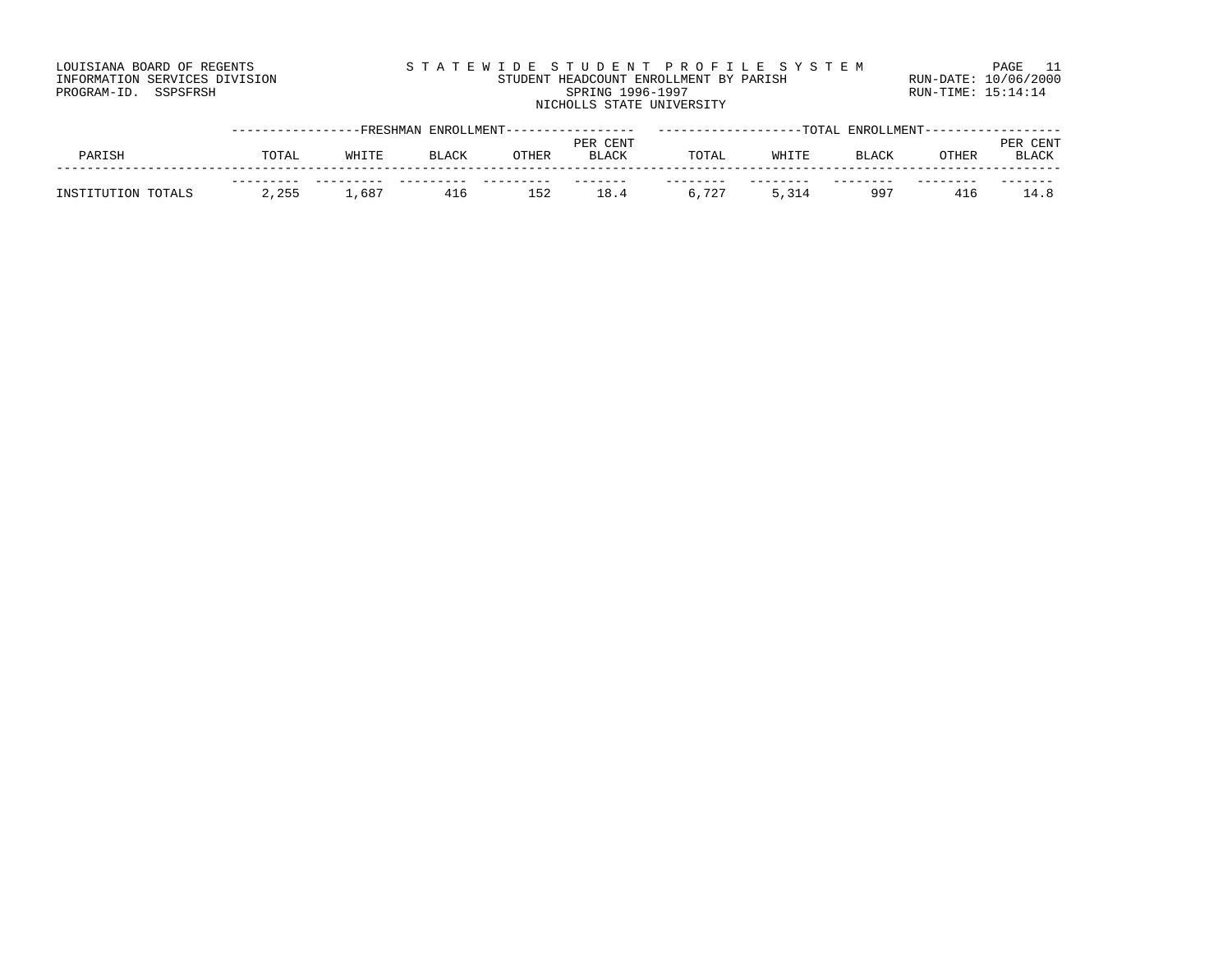LOUISIANA BOARD OF REGENTS
INFORMATION SERVICES DIVISION
PROGRAM-ID. SSPSFRSH

STATEWIDE STUDENT PROFILE SYSTEM
STUDENT HEADCOUNT ENROLLMENT BY PARISH
SPRING 1996-1997
NICHOLLS STATE UNIVERSITY

RUN-DATE: 10/06/2000
RUN-TIME: 15:14:14

| | FRESHMAN ENROLLMENT | | | | | TOTAL ENROLLMENT | | | | |
|---|---|---|---|---|---|---|---|---|---|---|
| PARISH | TOTAL | WHITE | BLACK | OTHER | PER CENT BLACK | TOTAL | WHITE | BLACK | OTHER | PER CENT BLACK |
| INSTITUTION TOTALS | 2,255 | 1,687 | 416 | 152 | 18.4 | 6,727 | 5,314 | 997 | 416 | 14.8 |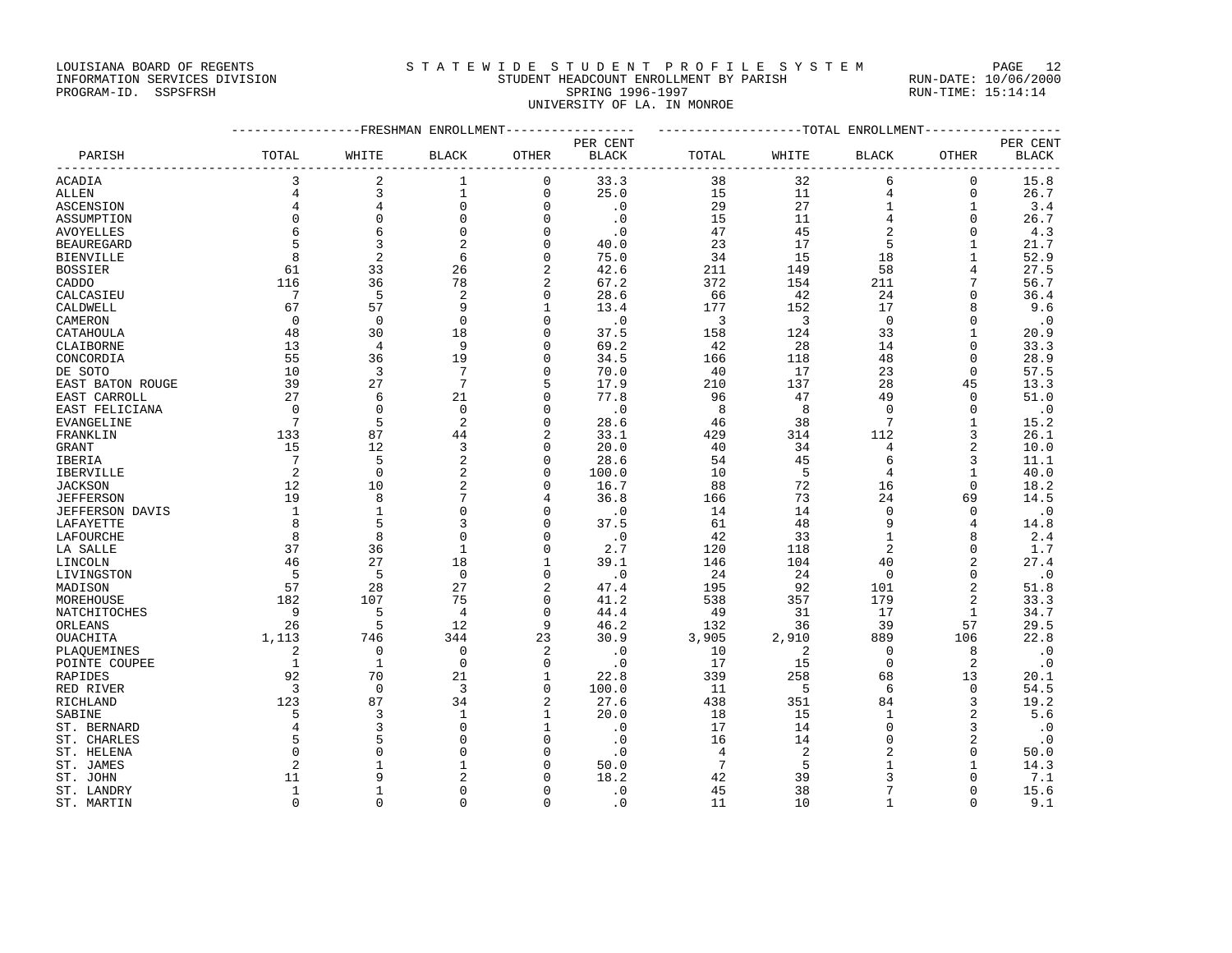LOUISIANA BOARD OF REGENTS
INFORMATION SERVICES DIVISION
PROGRAM-ID. SSPSFRSH

STATEWIDE STUDENT PROFILE SYSTEM
STUDENT HEADCOUNT ENROLLMENT BY PARISH
SPRING 1996-1997
UNIVERSITY OF LA. IN MONROE

RUN-DATE: 10/06/2000
RUN-TIME: 15:14:14

| PARISH | FRESHMAN ENROLLMENT TOTAL | WHITE | BLACK | OTHER | PER CENT BLACK | TOTAL ENROLLMENT TOTAL | WHITE | BLACK | OTHER | PER CENT BLACK |
|---|---|---|---|---|---|---|---|---|---|---|
| ACADIA | 3 | 2 | 1 | 0 | 33.3 | 38 | 32 | 6 | 0 | 15.8 |
| ALLEN | 4 | 3 | 1 | 0 | 25.0 | 15 | 11 | 4 | 0 | 26.7 |
| ASCENSION | 4 | 4 | 0 | 0 | .0 | 29 | 27 | 1 | 1 | 3.4 |
| ASSUMPTION | 0 | 0 | 0 | 0 | .0 | 15 | 11 | 4 | 0 | 26.7 |
| AVOYELLES | 6 | 6 | 0 | 0 | .0 | 47 | 45 | 2 | 0 | 4.3 |
| BEAUREGARD | 5 | 3 | 2 | 0 | 40.0 | 23 | 17 | 5 | 1 | 21.7 |
| BIENVILLE | 8 | 2 | 6 | 0 | 75.0 | 34 | 15 | 18 | 1 | 52.9 |
| BOSSIER | 61 | 33 | 26 | 2 | 42.6 | 211 | 149 | 58 | 4 | 27.5 |
| CADDO | 116 | 36 | 78 | 2 | 67.2 | 372 | 154 | 211 | 7 | 56.7 |
| CALCASIEU | 7 | 5 | 2 | 0 | 28.6 | 66 | 42 | 24 | 0 | 36.4 |
| CALDWELL | 67 | 57 | 9 | 1 | 13.4 | 177 | 152 | 17 | 8 | 9.6 |
| CAMERON | 0 | 0 | 0 | 0 | .0 | 3 | 3 | 0 | 0 | .0 |
| CATAHOULA | 48 | 30 | 18 | 0 | 37.5 | 158 | 124 | 33 | 1 | 20.9 |
| CLAIBORNE | 13 | 4 | 9 | 0 | 69.2 | 42 | 28 | 14 | 0 | 33.3 |
| CONCORDIA | 55 | 36 | 19 | 0 | 34.5 | 166 | 118 | 48 | 0 | 28.9 |
| DE SOTO | 10 | 3 | 7 | 0 | 70.0 | 40 | 17 | 23 | 0 | 57.5 |
| EAST BATON ROUGE | 39 | 27 | 7 | 5 | 17.9 | 210 | 137 | 28 | 45 | 13.3 |
| EAST CARROLL | 27 | 6 | 21 | 0 | 77.8 | 96 | 47 | 49 | 0 | 51.0 |
| EAST FELICIANA | 0 | 0 | 0 | 0 | .0 | 8 | 8 | 0 | 0 | .0 |
| EVANGELINE | 7 | 5 | 2 | 0 | 28.6 | 46 | 38 | 7 | 1 | 15.2 |
| FRANKLIN | 133 | 87 | 44 | 2 | 33.1 | 429 | 314 | 112 | 3 | 26.1 |
| GRANT | 15 | 12 | 3 | 0 | 20.0 | 40 | 34 | 4 | 2 | 10.0 |
| IBERIA | 7 | 5 | 2 | 0 | 28.6 | 54 | 45 | 6 | 3 | 11.1 |
| IBERVILLE | 2 | 0 | 2 | 0 | 100.0 | 10 | 5 | 4 | 1 | 40.0 |
| JACKSON | 12 | 10 | 2 | 0 | 16.7 | 88 | 72 | 16 | 0 | 18.2 |
| JEFFERSON | 19 | 8 | 7 | 4 | 36.8 | 166 | 73 | 24 | 69 | 14.5 |
| JEFFERSON DAVIS | 1 | 1 | 0 | 0 | .0 | 14 | 14 | 0 | 0 | .0 |
| LAFAYETTE | 8 | 5 | 3 | 0 | 37.5 | 61 | 48 | 9 | 4 | 14.8 |
| LAFOURCHE | 8 | 8 | 0 | 0 | .0 | 42 | 33 | 1 | 8 | 2.4 |
| LA SALLE | 37 | 36 | 1 | 0 | 2.7 | 120 | 118 | 2 | 0 | 1.7 |
| LINCOLN | 46 | 27 | 18 | 1 | 39.1 | 146 | 104 | 40 | 2 | 27.4 |
| LIVINGSTON | 5 | 5 | 0 | 0 | .0 | 24 | 24 | 0 | 0 | .0 |
| MADISON | 57 | 28 | 27 | 2 | 47.4 | 195 | 92 | 101 | 2 | 51.8 |
| MOREHOUSE | 182 | 107 | 75 | 0 | 41.2 | 538 | 357 | 179 | 2 | 33.3 |
| NATCHITOCHES | 9 | 5 | 4 | 0 | 44.4 | 49 | 31 | 17 | 1 | 34.7 |
| ORLEANS | 26 | 5 | 12 | 9 | 46.2 | 132 | 36 | 39 | 57 | 29.5 |
| OUACHITA | 1,113 | 746 | 344 | 23 | 30.9 | 3,905 | 2,910 | 889 | 106 | 22.8 |
| PLAQUEMINES | 2 | 0 | 0 | 2 | .0 | 10 | 2 | 0 | 8 | .0 |
| POINTE COUPEE | 1 | 1 | 0 | 0 | .0 | 17 | 15 | 0 | 2 | .0 |
| RAPIDES | 92 | 70 | 21 | 1 | 22.8 | 339 | 258 | 68 | 13 | 20.1 |
| RED RIVER | 3 | 0 | 3 | 0 | 100.0 | 11 | 5 | 6 | 0 | 54.5 |
| RICHLAND | 123 | 87 | 34 | 2 | 27.6 | 438 | 351 | 84 | 3 | 19.2 |
| SABINE | 5 | 3 | 1 | 1 | 20.0 | 18 | 15 | 1 | 2 | 5.6 |
| ST. BERNARD | 4 | 3 | 0 | 1 | .0 | 17 | 14 | 0 | 3 | .0 |
| ST. CHARLES | 5 | 5 | 0 | 0 | .0 | 16 | 14 | 0 | 2 | .0 |
| ST. HELENA | 0 | 0 | 0 | 0 | .0 | 4 | 2 | 2 | 0 | 50.0 |
| ST. JAMES | 2 | 1 | 1 | 0 | 50.0 | 7 | 5 | 1 | 1 | 14.3 |
| ST. JOHN | 11 | 9 | 2 | 0 | 18.2 | 42 | 39 | 3 | 0 | 7.1 |
| ST. LANDRY | 1 | 1 | 0 | 0 | .0 | 45 | 38 | 7 | 0 | 15.6 |
| ST. MARTIN | 0 | 0 | 0 | 0 | .0 | 11 | 10 | 1 | 0 | 9.1 |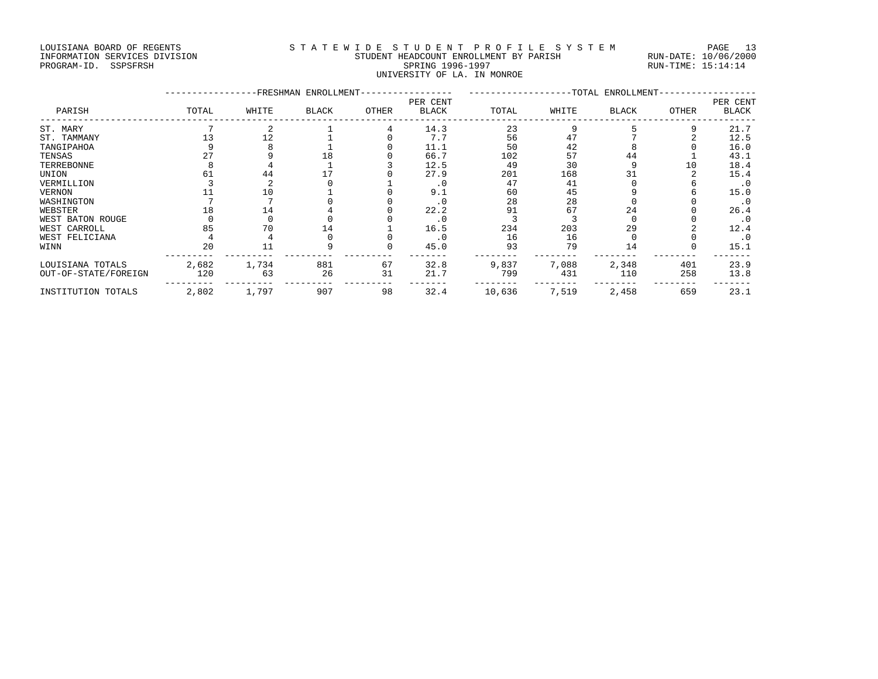LOUISIANA BOARD OF REGENTS
INFORMATION SERVICES DIVISION
PROGRAM-ID. SSPSFRSH

STATEWIDE STUDENT PROFILE SYSTEM
STUDENT HEADCOUNT ENROLLMENT BY PARISH
SPRING 1996-1997
UNIVERSITY OF LA. IN MONROE

RUN-DATE: 10/06/2000
RUN-TIME: 15:14:14

| PARISH | FRESHMAN ENROLLMENT TOTAL | WHITE | BLACK | OTHER | PER CENT BLACK | TOTAL ENROLLMENT TOTAL | WHITE | BLACK | OTHER | PER CENT BLACK |
|---|---|---|---|---|---|---|---|---|---|---|
| ST. MARY | 7 | 2 | 1 | 4 | 14.3 | 23 | 9 | 5 | 9 | 21.7 |
| ST. TAMMANY | 13 | 12 | 1 | 0 | 7.7 | 56 | 47 | 7 | 2 | 12.5 |
| TANGIPAHOA | 9 | 8 | 1 | 0 | 11.1 | 50 | 42 | 8 | 0 | 16.0 |
| TENSAS | 27 | 9 | 18 | 0 | 66.7 | 102 | 57 | 44 | 1 | 43.1 |
| TERREBONNE | 8 | 4 | 1 | 3 | 12.5 | 49 | 30 | 9 | 10 | 18.4 |
| UNION | 61 | 44 | 17 | 0 | 27.9 | 201 | 168 | 31 | 2 | 15.4 |
| VERMILLION | 3 | 2 | 0 | 1 | .0 | 47 | 41 | 0 | 6 | .0 |
| VERNON | 11 | 10 | 1 | 0 | 9.1 | 60 | 45 | 9 | 6 | 15.0 |
| WASHINGTON | 7 | 7 | 0 | 0 | .0 | 28 | 28 | 0 | 0 | .0 |
| WEBSTER | 18 | 14 | 4 | 0 | 22.2 | 91 | 67 | 24 | 0 | 26.4 |
| WEST BATON ROUGE | 0 | 0 | 0 | 0 | .0 | 3 | 3 | 0 | 0 | .0 |
| WEST CARROLL | 85 | 70 | 14 | 1 | 16.5 | 234 | 203 | 29 | 2 | 12.4 |
| WEST FELICIANA | 4 | 4 | 0 | 0 | .0 | 16 | 16 | 0 | 0 | .0 |
| WINN | 20 | 11 | 9 | 0 | 45.0 | 93 | 79 | 14 | 0 | 15.1 |
| LOUISIANA TOTALS | 2,682 | 1,734 | 881 | 67 | 32.8 | 9,837 | 7,088 | 2,348 | 401 | 23.9 |
| OUT-OF-STATE/FOREIGN | 120 | 63 | 26 | 31 | 21.7 | 799 | 431 | 110 | 258 | 13.8 |
| INSTITUTION TOTALS | 2,802 | 1,797 | 907 | 98 | 32.4 | 10,636 | 7,519 | 2,458 | 659 | 23.1 |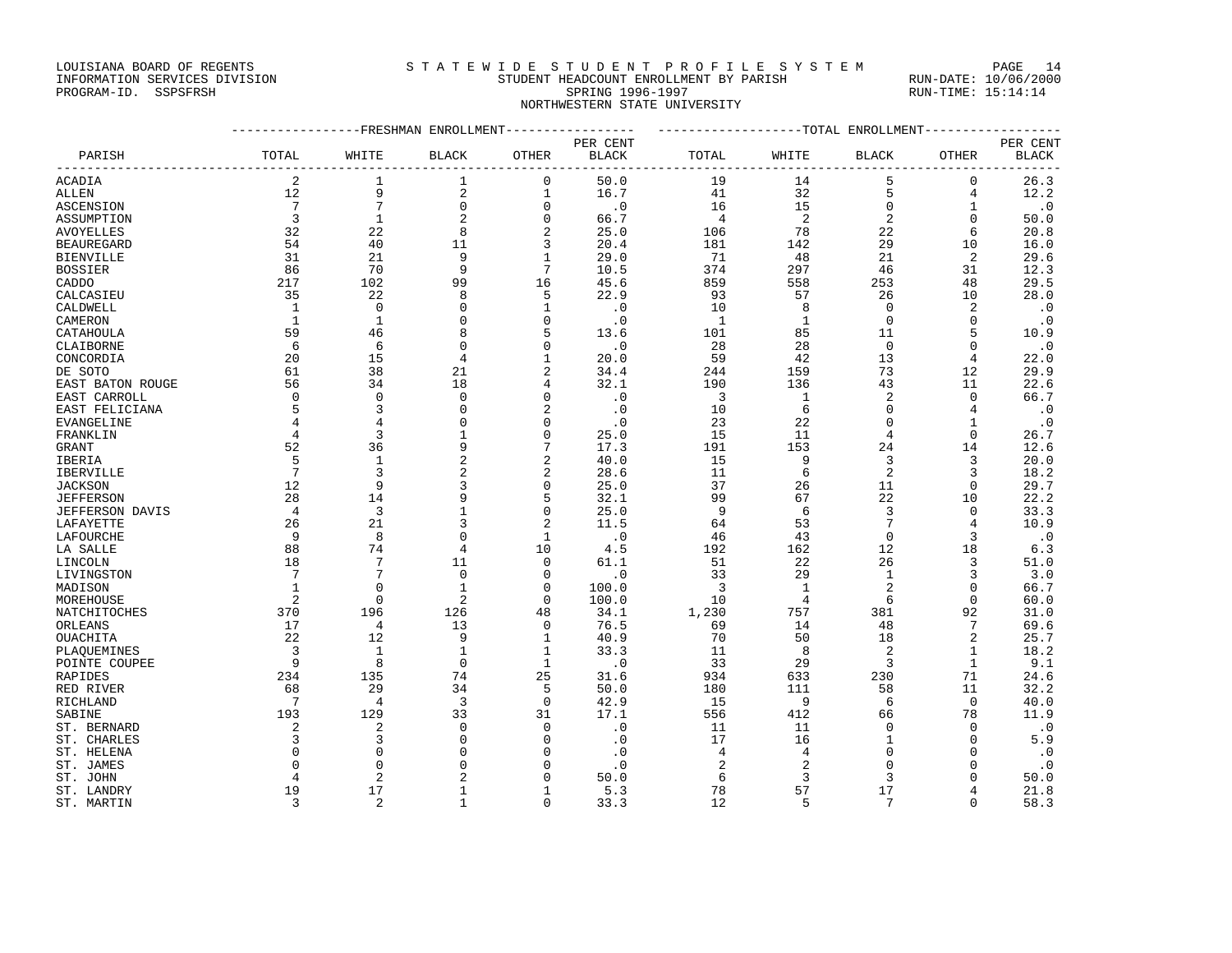LOUISIANA BOARD OF REGENTS
INFORMATION SERVICES DIVISION
PROGRAM-ID. SSPSFRSH

STATEWIDE STUDENT PROFILE SYSTEM
STUDENT HEADCOUNT ENROLLMENT BY PARISH
SPRING 1996-1997
NORTHWESTERN STATE UNIVERSITY

RUN-DATE: 10/06/2000
RUN-TIME: 15:14:14

| PARISH | FRESHMAN ENROLLMENT TOTAL | WHITE | BLACK | OTHER | PER CENT BLACK | TOTAL ENROLLMENT TOTAL | WHITE | BLACK | OTHER | PER CENT BLACK |
|---|---|---|---|---|---|---|---|---|---|---|
| ACADIA | 2 | 1 | 1 | 0 | 50.0 | 19 | 14 | 5 | 0 | 26.3 |
| ALLEN | 12 | 9 | 2 | 1 | 16.7 | 41 | 32 | 5 | 4 | 12.2 |
| ASCENSION | 7 | 7 | 0 | 0 | .0 | 16 | 15 | 0 | 1 | .0 |
| ASSUMPTION | 3 | 1 | 2 | 0 | 66.7 | 4 | 2 | 2 | 0 | 50.0 |
| AVOYELLES | 32 | 22 | 8 | 2 | 25.0 | 106 | 78 | 22 | 6 | 20.8 |
| BEAUREGARD | 54 | 40 | 11 | 3 | 20.4 | 181 | 142 | 29 | 10 | 16.0 |
| BIENVILLE | 31 | 21 | 9 | 1 | 29.0 | 71 | 48 | 21 | 2 | 29.6 |
| BOSSIER | 86 | 70 | 9 | 7 | 10.5 | 374 | 297 | 46 | 31 | 12.3 |
| CADDO | 217 | 102 | 99 | 16 | 45.6 | 859 | 558 | 253 | 48 | 29.5 |
| CALCASIEU | 35 | 22 | 8 | 5 | 22.9 | 93 | 57 | 26 | 10 | 28.0 |
| CALDWELL | 1 | 0 | 0 | 1 | .0 | 10 | 8 | 0 | 2 | .0 |
| CAMERON | 1 | 1 | 0 | 0 | .0 | 1 | 1 | 0 | 0 | .0 |
| CATAHOULA | 59 | 46 | 8 | 5 | 13.6 | 101 | 85 | 11 | 5 | 10.9 |
| CLAIBORNE | 6 | 6 | 0 | 0 | .0 | 28 | 28 | 0 | 0 | .0 |
| CONCORDIA | 20 | 15 | 4 | 1 | 20.0 | 59 | 42 | 13 | 4 | 22.0 |
| DE SOTO | 61 | 38 | 21 | 2 | 34.4 | 244 | 159 | 73 | 12 | 29.9 |
| EAST BATON ROUGE | 56 | 34 | 18 | 4 | 32.1 | 190 | 136 | 43 | 11 | 22.6 |
| EAST CARROLL | 0 | 0 | 0 | 0 | .0 | 3 | 1 | 2 | 0 | 66.7 |
| EAST FELICIANA | 5 | 3 | 0 | 2 | .0 | 10 | 6 | 0 | 4 | .0 |
| EVANGELINE | 4 | 4 | 0 | 0 | .0 | 23 | 22 | 0 | 1 | .0 |
| FRANKLIN | 4 | 3 | 1 | 0 | 25.0 | 15 | 11 | 4 | 0 | 26.7 |
| GRANT | 52 | 36 | 9 | 7 | 17.3 | 191 | 153 | 24 | 14 | 12.6 |
| IBERIA | 5 | 1 | 2 | 2 | 40.0 | 15 | 9 | 3 | 3 | 20.0 |
| IBERVILLE | 7 | 3 | 2 | 2 | 28.6 | 11 | 6 | 2 | 3 | 18.2 |
| JACKSON | 12 | 9 | 3 | 0 | 25.0 | 37 | 26 | 11 | 0 | 29.7 |
| JEFFERSON | 28 | 14 | 9 | 5 | 32.1 | 99 | 67 | 22 | 10 | 22.2 |
| JEFFERSON DAVIS | 4 | 3 | 1 | 0 | 25.0 | 9 | 6 | 3 | 0 | 33.3 |
| LAFAYETTE | 26 | 21 | 3 | 2 | 11.5 | 64 | 53 | 7 | 4 | 10.9 |
| LAFOURCHE | 9 | 8 | 0 | 1 | .0 | 46 | 43 | 0 | 3 | .0 |
| LA SALLE | 88 | 74 | 4 | 10 | 4.5 | 192 | 162 | 12 | 18 | 6.3 |
| LINCOLN | 18 | 7 | 11 | 0 | 61.1 | 51 | 22 | 26 | 3 | 51.0 |
| LIVINGSTON | 7 | 7 | 0 | 0 | .0 | 33 | 29 | 1 | 3 | 3.0 |
| MADISON | 1 | 0 | 1 | 0 | 100.0 | 3 | 1 | 2 | 0 | 66.7 |
| MOREHOUSE | 2 | 0 | 2 | 0 | 100.0 | 10 | 4 | 6 | 0 | 60.0 |
| NATCHITOCHES | 370 | 196 | 126 | 48 | 34.1 | 1,230 | 757 | 381 | 92 | 31.0 |
| ORLEANS | 17 | 4 | 13 | 0 | 76.5 | 69 | 14 | 48 | 7 | 69.6 |
| OUACHITA | 22 | 12 | 9 | 1 | 40.9 | 70 | 50 | 18 | 2 | 25.7 |
| PLAQUEMINES | 3 | 1 | 1 | 1 | 33.3 | 11 | 8 | 2 | 1 | 18.2 |
| POINTE COUPEE | 9 | 8 | 0 | 1 | .0 | 33 | 29 | 3 | 1 | 9.1 |
| RAPIDES | 234 | 135 | 74 | 25 | 31.6 | 934 | 633 | 230 | 71 | 24.6 |
| RED RIVER | 68 | 29 | 34 | 5 | 50.0 | 180 | 111 | 58 | 11 | 32.2 |
| RICHLAND | 7 | 4 | 3 | 0 | 42.9 | 15 | 9 | 6 | 0 | 40.0 |
| SABINE | 193 | 129 | 33 | 31 | 17.1 | 556 | 412 | 66 | 78 | 11.9 |
| ST. BERNARD | 2 | 2 | 0 | 0 | .0 | 11 | 11 | 0 | 0 | .0 |
| ST. CHARLES | 3 | 3 | 0 | 0 | .0 | 17 | 16 | 1 | 0 | 5.9 |
| ST. HELENA | 0 | 0 | 0 | 0 | .0 | 4 | 4 | 0 | 0 | .0 |
| ST. JAMES | 0 | 0 | 0 | 0 | .0 | 2 | 2 | 0 | 0 | .0 |
| ST. JOHN | 4 | 2 | 2 | 0 | 50.0 | 6 | 3 | 3 | 0 | 50.0 |
| ST. LANDRY | 19 | 17 | 1 | 1 | 5.3 | 78 | 57 | 17 | 4 | 21.8 |
| ST. MARTIN | 3 | 2 | 1 | 0 | 33.3 | 12 | 5 | 7 | 0 | 58.3 |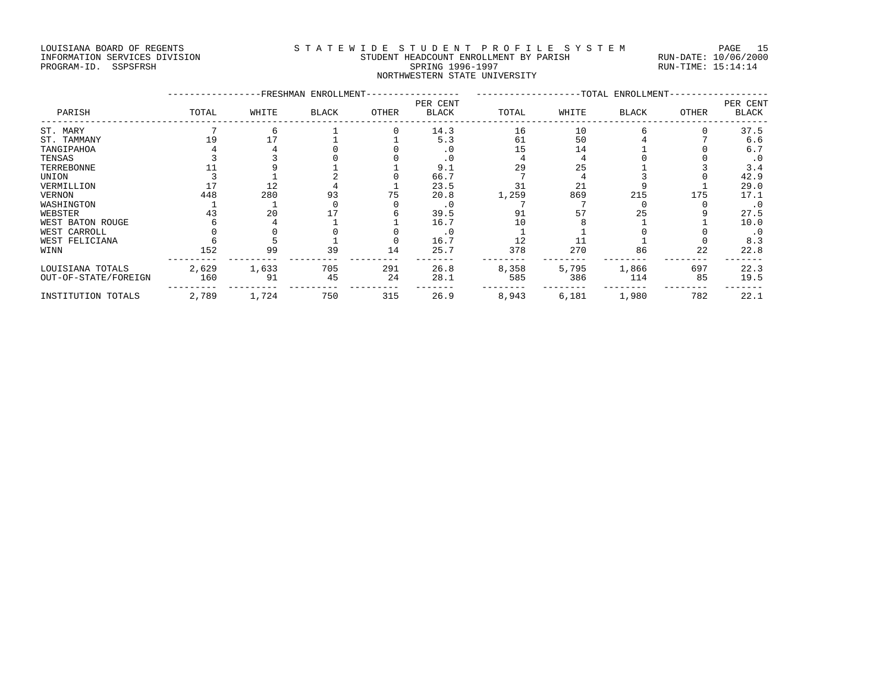LOUISIANA BOARD OF REGENTS
INFORMATION SERVICES DIVISION
PROGRAM-ID. SSPSFRSH

STATEWIDE STUDENT PROFILE SYSTEM
STUDENT HEADCOUNT ENROLLMENT BY PARISH
SPRING 1996-1997
NORTHWESTERN STATE UNIVERSITY

RUN-DATE: 10/06/2000
RUN-TIME: 15:14:14

| PARISH | FRESHMAN ENROLLMENT TOTAL | WHITE | BLACK | OTHER | PER CENT BLACK | TOTAL ENROLLMENT TOTAL | WHITE | BLACK | OTHER | PER CENT BLACK |
|---|---|---|---|---|---|---|---|---|---|---|
| ST. MARY | 7 | 6 | 1 | 0 | 14.3 | 16 | 10 | 6 | 0 | 37.5 |
| ST. TAMMANY | 19 | 17 | 1 | 1 | 5.3 | 61 | 50 | 4 | 7 | 6.6 |
| TANGIPAHOA | 4 | 4 | 0 | 0 | .0 | 15 | 14 | 1 | 0 | 6.7 |
| TENSAS | 3 | 3 | 0 | 0 | .0 | 4 | 4 | 0 | 0 | .0 |
| TERREBONNE | 11 | 9 | 1 | 1 | 9.1 | 29 | 25 | 1 | 3 | 3.4 |
| UNION | 3 | 1 | 2 | 0 | 66.7 | 7 | 4 | 3 | 0 | 42.9 |
| VERMILLION | 17 | 12 | 4 | 1 | 23.5 | 31 | 21 | 9 | 1 | 29.0 |
| VERNON | 448 | 280 | 93 | 75 | 20.8 | 1,259 | 869 | 215 | 175 | 17.1 |
| WASHINGTON | 1 | 1 | 0 | 0 | .0 | 7 | 7 | 0 | 0 | .0 |
| WEBSTER | 43 | 20 | 17 | 6 | 39.5 | 91 | 57 | 25 | 9 | 27.5 |
| WEST BATON ROUGE | 6 | 4 | 1 | 1 | 16.7 | 10 | 8 | 1 | 1 | 10.0 |
| WEST CARROLL | 0 | 0 | 0 | 0 | .0 | 1 | 1 | 0 | 0 | .0 |
| WEST FELICIANA | 6 | 5 | 1 | 0 | 16.7 | 12 | 11 | 1 | 0 | 8.3 |
| WINN | 152 | 99 | 39 | 14 | 25.7 | 378 | 270 | 86 | 22 | 22.8 |
| LOUISIANA TOTALS | 2,629 | 1,633 | 705 | 291 | 26.8 | 8,358 | 5,795 | 1,866 | 697 | 22.3 |
| OUT-OF-STATE/FOREIGN | 160 | 91 | 45 | 24 | 28.1 | 585 | 386 | 114 | 85 | 19.5 |
| INSTITUTION TOTALS | 2,789 | 1,724 | 750 | 315 | 26.9 | 8,943 | 6,181 | 1,980 | 782 | 22.1 |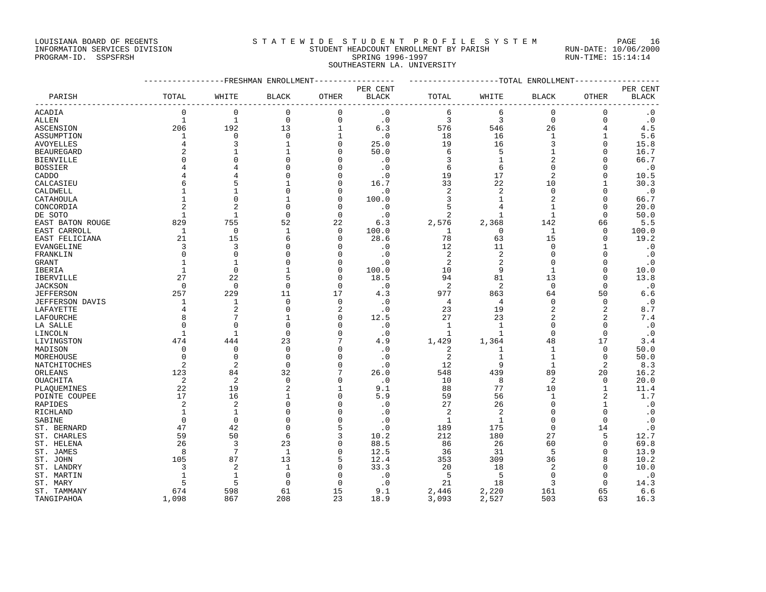LOUISIANA BOARD OF REGENTS — INFORMATION SERVICES DIVISION — PROGRAM-ID. SSPSFRSH

STATEWIDE STUDENT PROFILE SYSTEM

STUDENT HEADCOUNT ENROLLMENT BY PARISH

SPRING 1996-1997

SOUTHEASTERN LA. UNIVERSITY

RUN-DATE: 10/06/2000 RUN-TIME: 15:14:14

| PARISH | FRESHMAN ENROLLMENT | | | | | TOTAL ENROLLMENT | | | | |
|---|---|---|---|---|---|---|---|---|---|---|
| | TOTAL | WHITE | BLACK | OTHER | PER CENT BLACK | TOTAL | WHITE | BLACK | OTHER | PER CENT BLACK |
| ACADIA | 0 | 0 | 0 | 0 | .0 | 6 | 6 | 0 | 0 | .0 |
| ALLEN | 1 | 1 | 0 | 0 | .0 | 3 | 3 | 0 | 0 | .0 |
| ASCENSION | 206 | 192 | 13 | 1 | 6.3 | 576 | 546 | 26 | 4 | 4.5 |
| ASSUMPTION | 1 | 0 | 0 | 1 | .0 | 18 | 16 | 1 | 1 | 5.6 |
| AVOYELLES | 4 | 3 | 1 | 0 | 25.0 | 19 | 16 | 3 | 0 | 15.8 |
| BEAUREGARD | 2 | 1 | 1 | 0 | 50.0 | 6 | 5 | 1 | 0 | 16.7 |
| BIENVILLE | 0 | 0 | 0 | 0 | .0 | 3 | 1 | 2 | 0 | 66.7 |
| BOSSIER | 4 | 4 | 0 | 0 | .0 | 6 | 6 | 0 | 0 | .0 |
| CADDO | 4 | 4 | 0 | 0 | .0 | 19 | 17 | 2 | 0 | 10.5 |
| CALCASIEU | 6 | 5 | 1 | 0 | 16.7 | 33 | 22 | 10 | 1 | 30.3 |
| CALDWELL | 1 | 1 | 0 | 0 | .0 | 2 | 2 | 0 | 0 | .0 |
| CATAHOULA | 1 | 0 | 1 | 0 | 100.0 | 3 | 1 | 2 | 0 | 66.7 |
| CONCORDIA | 2 | 2 | 0 | 0 | .0 | 5 | 4 | 1 | 0 | 20.0 |
| DE SOTO | 1 | 1 | 0 | 0 | .0 | 2 | 1 | 1 | 0 | 50.0 |
| EAST BATON ROUGE | 829 | 755 | 52 | 22 | 6.3 | 2,576 | 2,368 | 142 | 66 | 5.5 |
| EAST CARROLL | 1 | 0 | 1 | 0 | 100.0 | 1 | 0 | 1 | 0 | 100.0 |
| EAST FELICIANA | 21 | 15 | 6 | 0 | 28.6 | 78 | 63 | 15 | 0 | 19.2 |
| EVANGELINE | 3 | 3 | 0 | 0 | .0 | 12 | 11 | 0 | 1 | .0 |
| FRANKLIN | 0 | 0 | 0 | 0 | .0 | 2 | 2 | 0 | 0 | .0 |
| GRANT | 1 | 1 | 0 | 0 | .0 | 2 | 2 | 0 | 0 | .0 |
| IBERIA | 1 | 0 | 1 | 0 | 100.0 | 10 | 9 | 1 | 0 | 10.0 |
| IBERVILLE | 27 | 22 | 5 | 0 | 18.5 | 94 | 81 | 13 | 0 | 13.8 |
| JACKSON | 0 | 0 | 0 | 0 | .0 | 2 | 2 | 0 | 0 | .0 |
| JEFFERSON | 257 | 229 | 11 | 17 | 4.3 | 977 | 863 | 64 | 50 | 6.6 |
| JEFFERSON DAVIS | 1 | 1 | 0 | 0 | .0 | 4 | 4 | 0 | 0 | .0 |
| LAFAYETTE | 4 | 2 | 0 | 2 | .0 | 23 | 19 | 2 | 2 | 8.7 |
| LAFOURCHE | 8 | 7 | 1 | 0 | 12.5 | 27 | 23 | 2 | 2 | 7.4 |
| LA SALLE | 0 | 0 | 0 | 0 | .0 | 1 | 1 | 0 | 0 | .0 |
| LINCOLN | 1 | 1 | 0 | 0 | .0 | 1 | 1 | 0 | 0 | .0 |
| LIVINGSTON | 474 | 444 | 23 | 7 | 4.9 | 1,429 | 1,364 | 48 | 17 | 3.4 |
| MADISON | 0 | 0 | 0 | 0 | .0 | 2 | 1 | 1 | 0 | 50.0 |
| MOREHOUSE | 0 | 0 | 0 | 0 | .0 | 2 | 1 | 1 | 0 | 50.0 |
| NATCHITOCHES | 2 | 2 | 0 | 0 | .0 | 12 | 9 | 1 | 2 | 8.3 |
| ORLEANS | 123 | 84 | 32 | 7 | 26.0 | 548 | 439 | 89 | 20 | 16.2 |
| OUACHITA | 2 | 2 | 0 | 0 | .0 | 10 | 8 | 2 | 0 | 20.0 |
| PLAQUEMINES | 22 | 19 | 2 | 1 | 9.1 | 88 | 77 | 10 | 1 | 11.4 |
| POINTE COUPEE | 17 | 16 | 1 | 0 | 5.9 | 59 | 56 | 1 | 2 | 1.7 |
| RAPIDES | 2 | 2 | 0 | 0 | .0 | 27 | 26 | 0 | 1 | .0 |
| RICHLAND | 1 | 1 | 0 | 0 | .0 | 2 | 2 | 0 | 0 | .0 |
| SABINE | 0 | 0 | 0 | 0 | .0 | 1 | 1 | 0 | 0 | .0 |
| ST. BERNARD | 47 | 42 | 0 | 5 | .0 | 189 | 175 | 0 | 14 | .0 |
| ST. CHARLES | 59 | 50 | 6 | 3 | 10.2 | 212 | 180 | 27 | 5 | 12.7 |
| ST. HELENA | 26 | 3 | 23 | 0 | 88.5 | 86 | 26 | 60 | 0 | 69.8 |
| ST. JAMES | 8 | 7 | 1 | 0 | 12.5 | 36 | 31 | 5 | 0 | 13.9 |
| ST. JOHN | 105 | 87 | 13 | 5 | 12.4 | 353 | 309 | 36 | 8 | 10.2 |
| ST. LANDRY | 3 | 2 | 1 | 0 | 33.3 | 20 | 18 | 2 | 0 | 10.0 |
| ST. MARTIN | 1 | 1 | 0 | 0 | .0 | 5 | 5 | 0 | 0 | .0 |
| ST. MARY | 5 | 5 | 0 | 0 | .0 | 21 | 18 | 3 | 0 | 14.3 |
| ST. TAMMANY | 674 | 598 | 61 | 15 | 9.1 | 2,446 | 2,220 | 161 | 65 | 6.6 |
| TANGIPAHOA | 1,098 | 867 | 208 | 23 | 18.9 | 3,093 | 2,527 | 503 | 63 | 16.3 |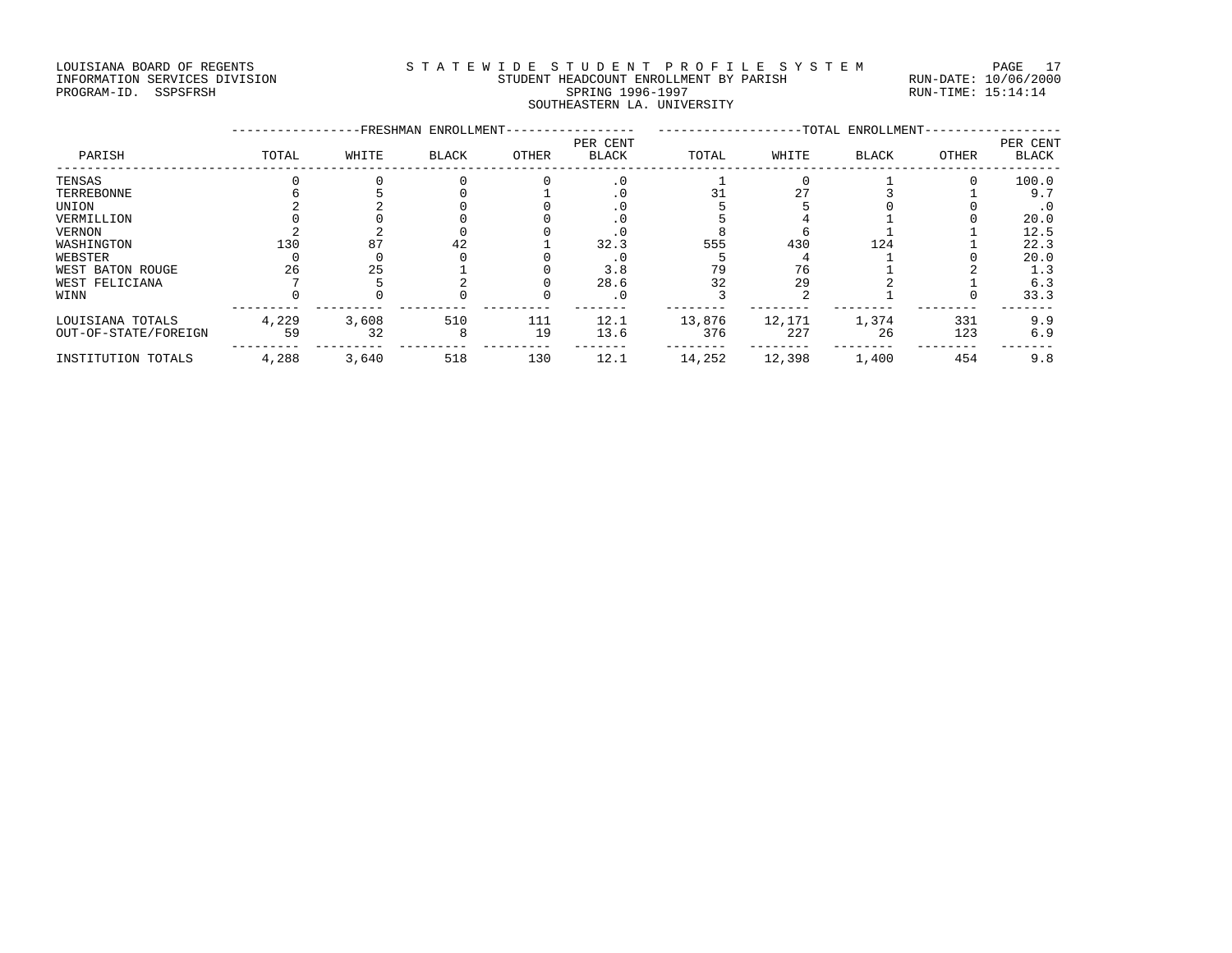LOUISIANA BOARD OF REGENTS
INFORMATION SERVICES DIVISION
PROGRAM-ID. SSPSFRSH

STATEWIDE STUDENT PROFILE SYSTEM
STUDENT HEADCOUNT ENROLLMENT BY PARISH
SPRING 1996-1997
SOUTHEASTERN LA. UNIVERSITY

RUN-DATE: 10/06/2000
RUN-TIME: 15:14:14

| PARISH | FRESHMAN ENROLLMENT TOTAL | WHITE | BLACK | OTHER | PER CENT BLACK | TOTAL ENROLLMENT TOTAL | WHITE | BLACK | OTHER | PER CENT BLACK |
|---|---|---|---|---|---|---|---|---|---|---|
| TENSAS | 0 | 0 | 0 | 0 | .0 | 1 | 0 | 1 | 0 | 100.0 |
| TERREBONNE | 6 | 5 | 0 | 1 | .0 | 31 | 27 | 3 | 1 | 9.7 |
| UNION | 2 | 2 | 0 | 0 | .0 | 5 | 5 | 0 | 0 | .0 |
| VERMILLION | 0 | 0 | 0 | 0 | .0 | 5 | 4 | 1 | 0 | 20.0 |
| VERNON | 2 | 2 | 0 | 0 | .0 | 8 | 6 | 1 | 1 | 12.5 |
| WASHINGTON | 130 | 87 | 42 | 1 | 32.3 | 555 | 430 | 124 | 1 | 22.3 |
| WEBSTER | 0 | 0 | 0 | 0 | .0 | 5 | 4 | 1 | 0 | 20.0 |
| WEST BATON ROUGE | 26 | 25 | 1 | 0 | 3.8 | 79 | 76 | 1 | 2 | 1.3 |
| WEST FELICIANA | 7 | 5 | 2 | 0 | 28.6 | 32 | 29 | 2 | 1 | 6.3 |
| WINN | 0 | 0 | 0 | 0 | .0 | 3 | 2 | 1 | 0 | 33.3 |
| LOUISIANA TOTALS | 4,229 | 3,608 | 510 | 111 | 12.1 | 13,876 | 12,171 | 1,374 | 331 | 9.9 |
| OUT-OF-STATE/FOREIGN | 59 | 32 | 8 | 19 | 13.6 | 376 | 227 | 26 | 123 | 6.9 |
| INSTITUTION TOTALS | 4,288 | 3,640 | 518 | 130 | 12.1 | 14,252 | 12,398 | 1,400 | 454 | 9.8 |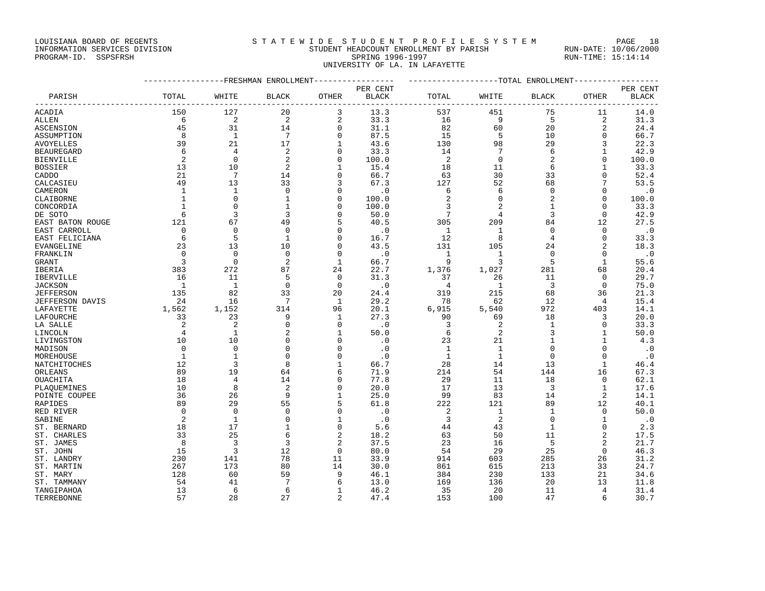LOUISIANA BOARD OF REGENTS
INFORMATION SERVICES DIVISION
PROGRAM-ID. SSPSFRSH

# STATEWIDE STUDENT PROFILE SYSTEM

STUDENT HEADCOUNT ENROLLMENT BY PARISH
SPRING 1996-1997
UNIVERSITY OF LA. IN LAFAYETTE

RUN-DATE: 10/06/2000
RUN-TIME: 15:14:14

| PARISH | FRESHMAN ENROLLMENT TOTAL | WHITE | BLACK | OTHER | PER CENT BLACK | TOTAL ENROLLMENT TOTAL | WHITE | BLACK | OTHER | PER CENT BLACK |
|---|---|---|---|---|---|---|---|---|---|---|
| ACADIA | 150 | 127 | 20 | 3 | 13.3 | 537 | 451 | 75 | 11 | 14.0 |
| ALLEN | 6 | 2 | 2 | 2 | 33.3 | 16 | 9 | 5 | 2 | 31.3 |
| ASCENSION | 45 | 31 | 14 | 0 | 31.1 | 82 | 60 | 20 | 2 | 24.4 |
| ASSUMPTION | 8 | 1 | 7 | 0 | 87.5 | 15 | 5 | 10 | 0 | 66.7 |
| AVOYELLES | 39 | 21 | 17 | 1 | 43.6 | 130 | 98 | 29 | 3 | 22.3 |
| BEAUREGARD | 6 | 4 | 2 | 0 | 33.3 | 14 | 7 | 6 | 1 | 42.9 |
| BIENVILLE | 2 | 0 | 2 | 0 | 100.0 | 2 | 0 | 2 | 0 | 100.0 |
| BOSSIER | 13 | 10 | 2 | 1 | 15.4 | 18 | 11 | 6 | 1 | 33.3 |
| CADDO | 21 | 7 | 14 | 0 | 66.7 | 63 | 30 | 33 | 0 | 52.4 |
| CALCASIEU | 49 | 13 | 33 | 3 | 67.3 | 127 | 52 | 68 | 7 | 53.5 |
| CAMERON | 1 | 1 | 0 | 0 | .0 | 6 | 6 | 0 | 0 | .0 |
| CLAIBORNE | 1 | 0 | 1 | 0 | 100.0 | 2 | 0 | 2 | 0 | 100.0 |
| CONCORDIA | 1 | 0 | 1 | 0 | 100.0 | 3 | 2 | 1 | 0 | 33.3 |
| DE SOTO | 6 | 3 | 3 | 0 | 50.0 | 7 | 4 | 3 | 0 | 42.9 |
| EAST BATON ROUGE | 121 | 67 | 49 | 5 | 40.5 | 305 | 209 | 84 | 12 | 27.5 |
| EAST CARROLL | 0 | 0 | 0 | 0 | .0 | 1 | 1 | 0 | 0 | .0 |
| EAST FELICIANA | 6 | 5 | 1 | 0 | 16.7 | 12 | 8 | 4 | 0 | 33.3 |
| EVANGELINE | 23 | 13 | 10 | 0 | 43.5 | 131 | 105 | 24 | 2 | 18.3 |
| FRANKLIN | 0 | 0 | 0 | 0 | .0 | 1 | 1 | 0 | 0 | .0 |
| GRANT | 3 | 0 | 2 | 1 | 66.7 | 9 | 3 | 5 | 1 | 55.6 |
| IBERIA | 383 | 272 | 87 | 24 | 22.7 | 1,376 | 1,027 | 281 | 68 | 20.4 |
| IBERVILLE | 16 | 11 | 5 | 0 | 31.3 | 37 | 26 | 11 | 0 | 29.7 |
| JACKSON | 1 | 1 | 0 | 0 | .0 | 4 | 1 | 3 | 0 | 75.0 |
| JEFFERSON | 135 | 82 | 33 | 20 | 24.4 | 319 | 215 | 68 | 36 | 21.3 |
| JEFFERSON DAVIS | 24 | 16 | 7 | 1 | 29.2 | 78 | 62 | 12 | 4 | 15.4 |
| LAFAYETTE | 1,562 | 1,152 | 314 | 96 | 20.1 | 6,915 | 5,540 | 972 | 403 | 14.1 |
| LAFOURCHE | 33 | 23 | 9 | 1 | 27.3 | 90 | 69 | 18 | 3 | 20.0 |
| LA SALLE | 2 | 2 | 0 | 0 | .0 | 3 | 2 | 1 | 0 | 33.3 |
| LINCOLN | 4 | 1 | 2 | 1 | 50.0 | 6 | 2 | 3 | 1 | 50.0 |
| LIVINGSTON | 10 | 10 | 0 | 0 | .0 | 23 | 21 | 1 | 1 | 4.3 |
| MADISON | 0 | 0 | 0 | 0 | .0 | 1 | 1 | 0 | 0 | .0 |
| MOREHOUSE | 1 | 1 | 0 | 0 | .0 | 1 | 1 | 0 | 0 | .0 |
| NATCHITOCHES | 12 | 3 | 8 | 1 | 66.7 | 28 | 14 | 13 | 1 | 46.4 |
| ORLEANS | 89 | 19 | 64 | 6 | 71.9 | 214 | 54 | 144 | 16 | 67.3 |
| OUACHITA | 18 | 4 | 14 | 0 | 77.8 | 29 | 11 | 18 | 0 | 62.1 |
| PLAQUEMINES | 10 | 8 | 2 | 0 | 20.0 | 17 | 13 | 3 | 1 | 17.6 |
| POINTE COUPEE | 36 | 26 | 9 | 1 | 25.0 | 99 | 83 | 14 | 2 | 14.1 |
| RAPIDES | 89 | 29 | 55 | 5 | 61.8 | 222 | 121 | 89 | 12 | 40.1 |
| RED RIVER | 0 | 0 | 0 | 0 | .0 | 2 | 1 | 1 | 0 | 50.0 |
| SABINE | 2 | 1 | 0 | 1 | .0 | 3 | 2 | 0 | 1 | .0 |
| ST. BERNARD | 18 | 17 | 1 | 0 | 5.6 | 44 | 43 | 1 | 0 | 2.3 |
| ST. CHARLES | 33 | 25 | 6 | 2 | 18.2 | 63 | 50 | 11 | 2 | 17.5 |
| ST. JAMES | 8 | 3 | 3 | 2 | 37.5 | 23 | 16 | 5 | 2 | 21.7 |
| ST. JOHN | 15 | 3 | 12 | 0 | 80.0 | 54 | 29 | 25 | 0 | 46.3 |
| ST. LANDRY | 230 | 141 | 78 | 11 | 33.9 | 914 | 603 | 285 | 26 | 31.2 |
| ST. MARTIN | 267 | 173 | 80 | 14 | 30.0 | 861 | 615 | 213 | 33 | 24.7 |
| ST. MARY | 128 | 60 | 59 | 9 | 46.1 | 384 | 230 | 133 | 21 | 34.6 |
| ST. TAMMANY | 54 | 41 | 7 | 6 | 13.0 | 169 | 136 | 20 | 13 | 11.8 |
| TANGIPAHOA | 13 | 6 | 6 | 1 | 46.2 | 35 | 20 | 11 | 4 | 31.4 |
| TERREBONNE | 57 | 28 | 27 | 2 | 47.4 | 153 | 100 | 47 | 6 | 30.7 |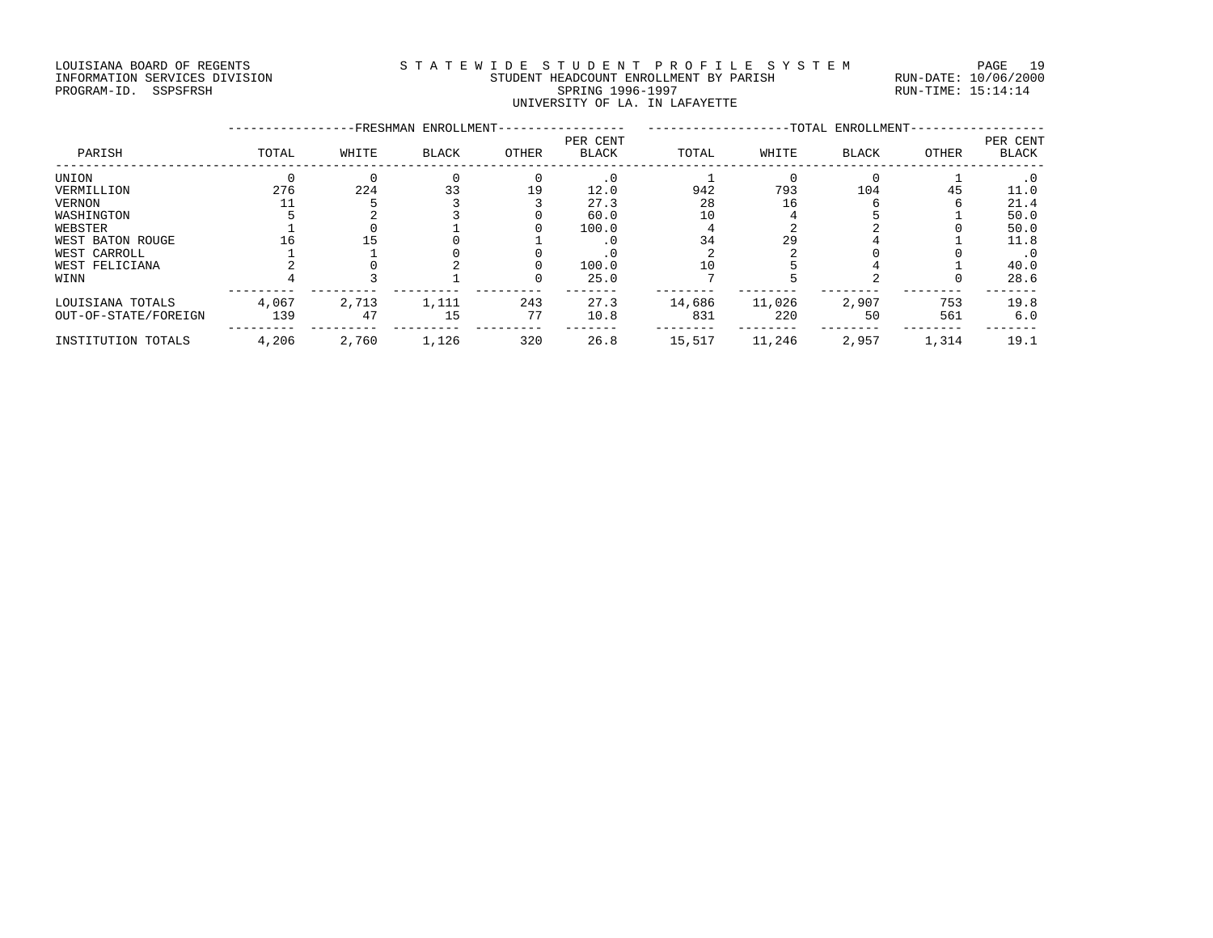LOUISIANA BOARD OF REGENTS
INFORMATION SERVICES DIVISION
PROGRAM-ID. SSPSFRSH

STATEWIDE STUDENT PROFILE SYSTEM
STUDENT HEADCOUNT ENROLLMENT BY PARISH
SPRING 1996-1997
UNIVERSITY OF LA. IN LAFAYETTE

RUN-DATE: 10/06/2000
RUN-TIME: 15:14:14

| PARISH | FRESHMAN ENROLLMENT TOTAL | WHITE | BLACK | OTHER | PER CENT BLACK | TOTAL ENROLLMENT TOTAL | WHITE | BLACK | OTHER | PER CENT BLACK |
|---|---|---|---|---|---|---|---|---|---|---|
| UNION | 0 | 0 | 0 | 0 | .0 | 1 | 0 | 0 | 1 | .0 |
| VERMILLION | 276 | 224 | 33 | 19 | 12.0 | 942 | 793 | 104 | 45 | 11.0 |
| VERNON | 11 | 5 | 3 | 3 | 27.3 | 28 | 16 | 6 | 6 | 21.4 |
| WASHINGTON | 5 | 2 | 3 | 0 | 60.0 | 10 | 4 | 5 | 1 | 50.0 |
| WEBSTER | 1 | 0 | 1 | 0 | 100.0 | 4 | 2 | 2 | 0 | 50.0 |
| WEST BATON ROUGE | 16 | 15 | 0 | 1 | .0 | 34 | 29 | 4 | 1 | 11.8 |
| WEST CARROLL | 1 | 1 | 0 | 0 | .0 | 2 | 2 | 0 | 0 | .0 |
| WEST FELICIANA | 2 | 0 | 2 | 0 | 100.0 | 10 | 5 | 4 | 1 | 40.0 |
| WINN | 4 | 3 | 1 | 0 | 25.0 | 7 | 5 | 2 | 0 | 28.6 |
| LOUISIANA TOTALS | 4,067 | 2,713 | 1,111 | 243 | 27.3 | 14,686 | 11,026 | 2,907 | 753 | 19.8 |
| OUT-OF-STATE/FOREIGN | 139 | 47 | 15 | 77 | 10.8 | 831 | 220 | 50 | 561 | 6.0 |
| INSTITUTION TOTALS | 4,206 | 2,760 | 1,126 | 320 | 26.8 | 15,517 | 11,246 | 2,957 | 1,314 | 19.1 |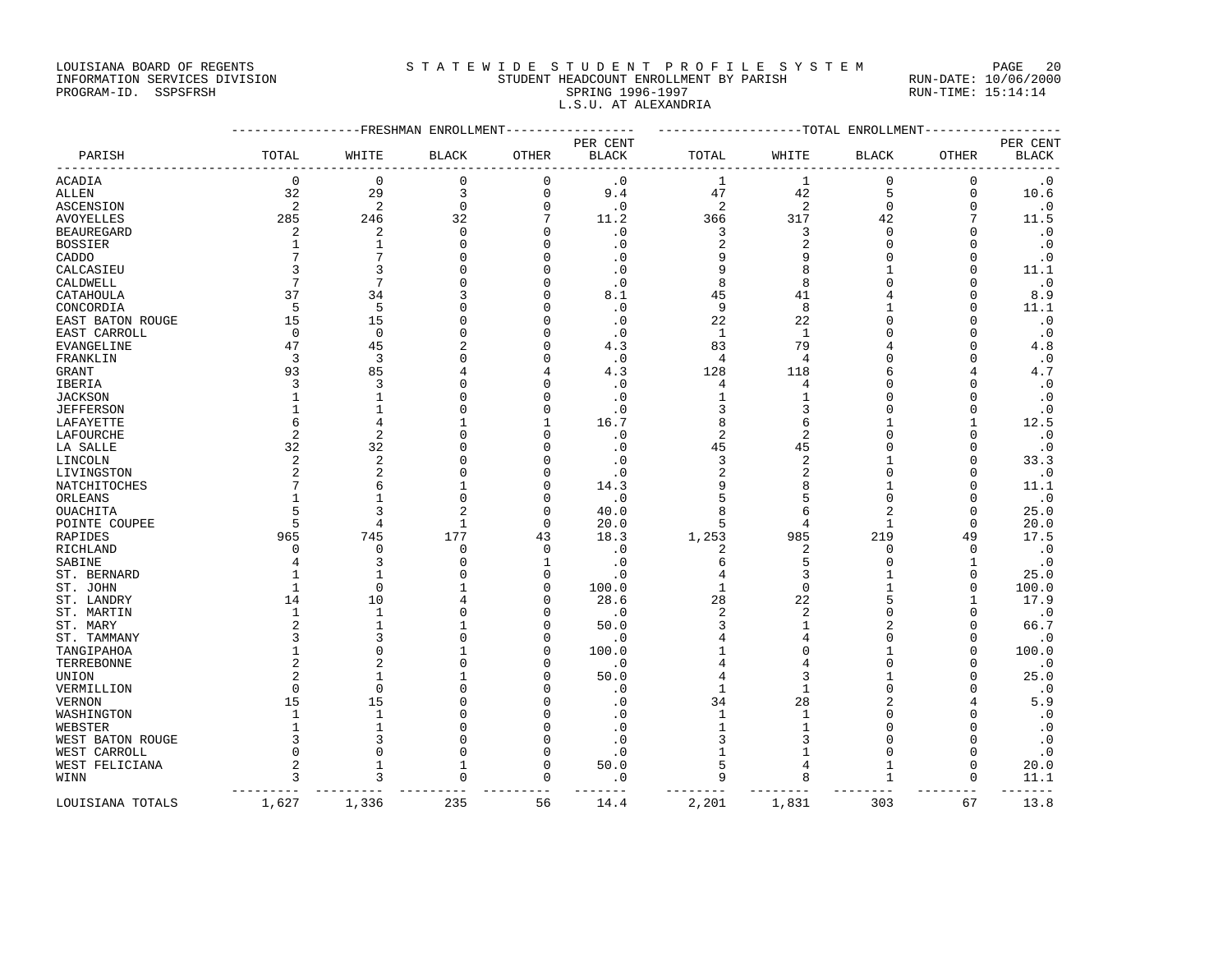LOUISIANA BOARD OF REGENTS
INFORMATION SERVICES DIVISION
PROGRAM-ID. SSPSFRSH

STATEWIDE STUDENT PROFILE SYSTEM
STUDENT HEADCOUNT ENROLLMENT BY PARISH
SPRING 1996-1997
L.S.U. AT ALEXANDRIA

RUN-DATE: 10/06/2000
RUN-TIME: 15:14:14

| PARISH | FRESHMAN ENROLLMENT TOTAL | WHITE | BLACK | OTHER | PER CENT BLACK | TOTAL ENROLLMENT TOTAL | WHITE | BLACK | OTHER | PER CENT BLACK |
|---|---|---|---|---|---|---|---|---|---|---|
| ACADIA | 0 | 0 | 0 | 0 | .0 | 1 | 1 | 0 | 0 | .0 |
| ALLEN | 32 | 29 | 3 | 0 | 9.4 | 47 | 42 | 5 | 0 | 10.6 |
| ASCENSION | 2 | 2 | 0 | 0 | .0 | 2 | 2 | 0 | 0 | .0 |
| AVOYELLES | 285 | 246 | 32 | 7 | 11.2 | 366 | 317 | 42 | 7 | 11.5 |
| BEAUREGARD | 2 | 2 | 0 | 0 | .0 | 3 | 3 | 0 | 0 | .0 |
| BOSSIER | 1 | 1 | 0 | 0 | .0 | 2 | 2 | 0 | 0 | .0 |
| CADDO | 7 | 7 | 0 | 0 | .0 | 9 | 9 | 0 | 0 | .0 |
| CALCASIEU | 3 | 3 | 0 | 0 | .0 | 9 | 8 | 1 | 0 | 11.1 |
| CALDWELL | 7 | 7 | 0 | 0 | .0 | 8 | 8 | 0 | 0 | .0 |
| CATAHOULA | 37 | 34 | 3 | 0 | 8.1 | 45 | 41 | 4 | 0 | 8.9 |
| CONCORDIA | 5 | 5 | 0 | 0 | .0 | 9 | 8 | 1 | 0 | 11.1 |
| EAST BATON ROUGE | 15 | 15 | 0 | 0 | .0 | 22 | 22 | 0 | 0 | .0 |
| EAST CARROLL | 0 | 0 | 0 | 0 | .0 | 1 | 1 | 0 | 0 | .0 |
| EVANGELINE | 47 | 45 | 2 | 0 | 4.3 | 83 | 79 | 4 | 0 | 4.8 |
| FRANKLIN | 3 | 3 | 0 | 0 | .0 | 4 | 4 | 0 | 0 | .0 |
| GRANT | 93 | 85 | 4 | 4 | 4.3 | 128 | 118 | 6 | 4 | 4.7 |
| IBERIA | 3 | 3 | 0 | 0 | .0 | 4 | 4 | 0 | 0 | .0 |
| JACKSON | 1 | 1 | 0 | 0 | .0 | 1 | 1 | 0 | 0 | .0 |
| JEFFERSON | 1 | 1 | 0 | 0 | .0 | 3 | 3 | 0 | 0 | .0 |
| LAFAYETTE | 6 | 4 | 1 | 1 | 16.7 | 8 | 6 | 1 | 1 | 12.5 |
| LAFOURCHE | 2 | 2 | 0 | 0 | .0 | 2 | 2 | 0 | 0 | .0 |
| LA SALLE | 32 | 32 | 0 | 0 | .0 | 45 | 45 | 0 | 0 | .0 |
| LINCOLN | 2 | 2 | 0 | 0 | .0 | 3 | 2 | 1 | 0 | 33.3 |
| LIVINGSTON | 2 | 2 | 0 | 0 | .0 | 2 | 2 | 0 | 0 | .0 |
| NATCHITOCHES | 7 | 6 | 1 | 0 | 14.3 | 9 | 8 | 1 | 0 | 11.1 |
| ORLEANS | 1 | 1 | 0 | 0 | .0 | 5 | 5 | 0 | 0 | .0 |
| OUACHITA | 5 | 3 | 2 | 0 | 40.0 | 8 | 6 | 2 | 0 | 25.0 |
| POINTE COUPEE | 5 | 4 | 1 | 0 | 20.0 | 5 | 4 | 1 | 0 | 20.0 |
| RAPIDES | 965 | 745 | 177 | 43 | 18.3 | 1,253 | 985 | 219 | 49 | 17.5 |
| RICHLAND | 0 | 0 | 0 | 0 | .0 | 2 | 2 | 0 | 0 | .0 |
| SABINE | 4 | 3 | 0 | 1 | .0 | 6 | 5 | 0 | 1 | .0 |
| ST. BERNARD | 1 | 1 | 0 | 0 | .0 | 4 | 3 | 1 | 0 | 25.0 |
| ST. JOHN | 1 | 0 | 1 | 0 | 100.0 | 1 | 0 | 1 | 0 | 100.0 |
| ST. LANDRY | 14 | 10 | 4 | 0 | 28.6 | 28 | 22 | 5 | 1 | 17.9 |
| ST. MARTIN | 1 | 1 | 0 | 0 | .0 | 2 | 2 | 0 | 0 | .0 |
| ST. MARY | 2 | 1 | 1 | 0 | 50.0 | 3 | 1 | 2 | 0 | 66.7 |
| ST. TAMMANY | 3 | 3 | 0 | 0 | .0 | 4 | 4 | 0 | 0 | .0 |
| TANGIPAHOA | 1 | 0 | 1 | 0 | 100.0 | 1 | 0 | 1 | 0 | 100.0 |
| TERREBONNE | 2 | 2 | 0 | 0 | .0 | 4 | 4 | 0 | 0 | .0 |
| UNION | 2 | 1 | 1 | 0 | 50.0 | 4 | 3 | 1 | 0 | 25.0 |
| VERMILLION | 0 | 0 | 0 | 0 | .0 | 1 | 1 | 0 | 0 | .0 |
| VERNON | 15 | 15 | 0 | 0 | .0 | 34 | 28 | 2 | 4 | 5.9 |
| WASHINGTON | 1 | 1 | 0 | 0 | .0 | 1 | 1 | 0 | 0 | .0 |
| WEBSTER | 1 | 1 | 0 | 0 | .0 | 1 | 1 | 0 | 0 | .0 |
| WEST BATON ROUGE | 3 | 3 | 0 | 0 | .0 | 3 | 3 | 0 | 0 | .0 |
| WEST CARROLL | 0 | 0 | 0 | 0 | .0 | 1 | 1 | 0 | 0 | .0 |
| WEST FELICIANA | 2 | 1 | 1 | 0 | 50.0 | 5 | 4 | 1 | 0 | 20.0 |
| WINN | 3 | 3 | 0 | 0 | .0 | 9 | 8 | 1 | 0 | 11.1 |
| LOUISIANA TOTALS | 1,627 | 1,336 | 235 | 56 | 14.4 | 2,201 | 1,831 | 303 | 67 | 13.8 |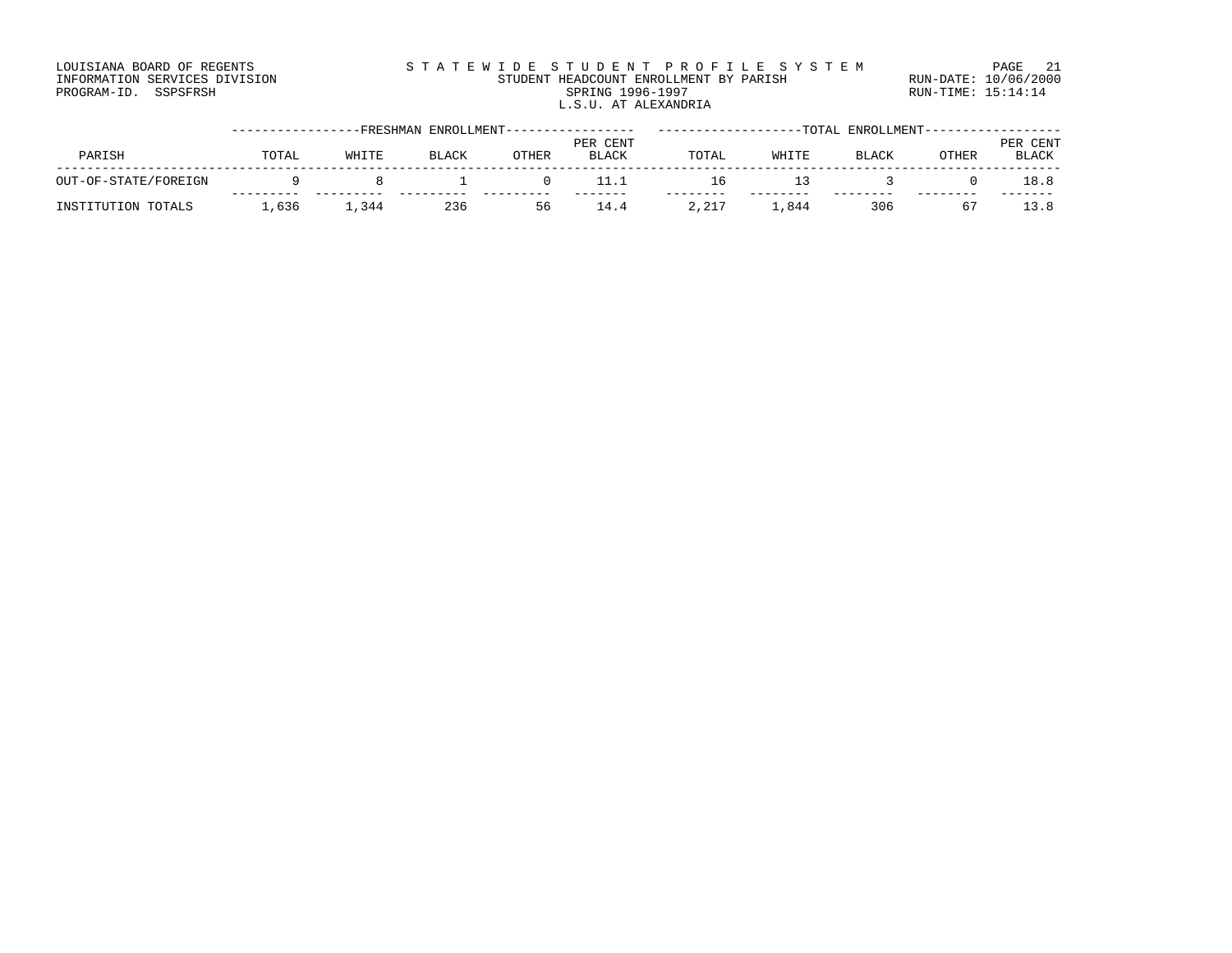LOUISIANA BOARD OF REGENTS
INFORMATION SERVICES DIVISION
PROGRAM-ID. SSPSFRSH

STATEWIDE STUDENT PROFILE SYSTEM
STUDENT HEADCOUNT ENROLLMENT BY PARISH
SPRING 1996-1997
L.S.U. AT ALEXANDRIA

RUN-DATE: 10/06/2000
RUN-TIME: 15:14:14

| | FRESHMAN ENROLLMENT | | | | | TOTAL ENROLLMENT | | | | |
|---|---|---|---|---|---|---|---|---|---|---|
| PARISH | TOTAL | WHITE | BLACK | OTHER | PER CENT BLACK | TOTAL | WHITE | BLACK | OTHER | PER CENT BLACK |
| OUT-OF-STATE/FOREIGN | 9 | 8 | 1 | 0 | 11.1 | 16 | 13 | 3 | 0 | 18.8 |
| INSTITUTION TOTALS | 1,636 | 1,344 | 236 | 56 | 14.4 | 2,217 | 1,844 | 306 | 67 | 13.8 |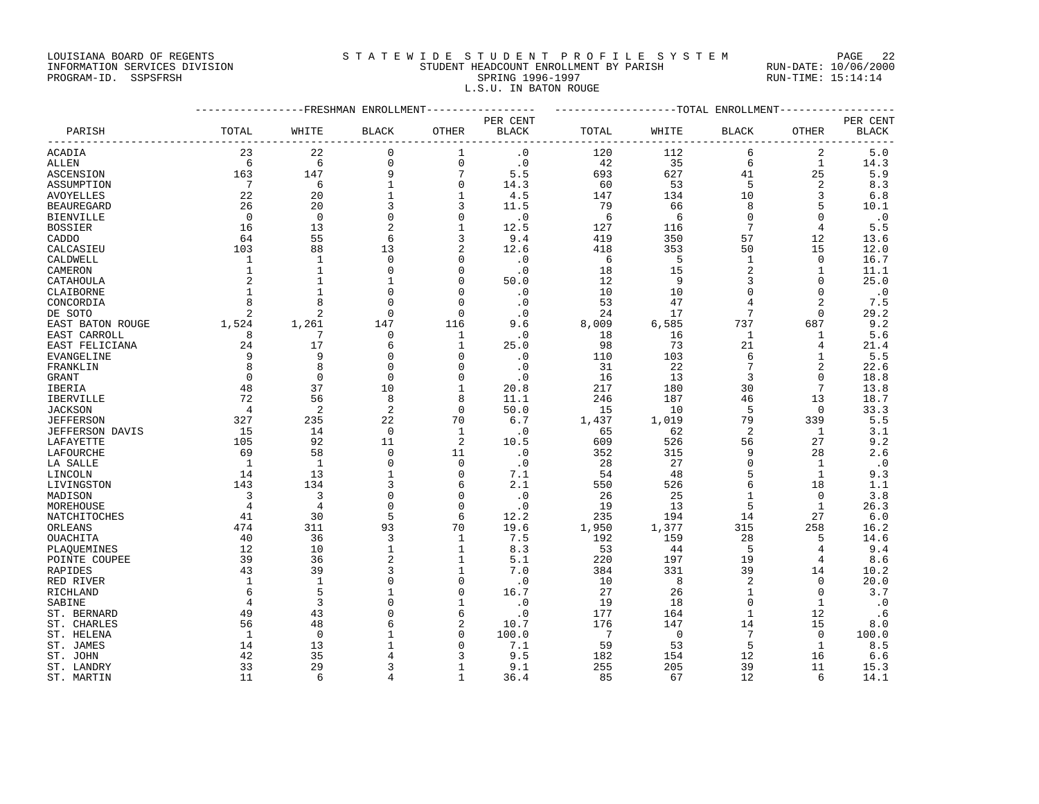LOUISIANA BOARD OF REGENTS
INFORMATION SERVICES DIVISION
PROGRAM-ID. SSPSFRSH

STATEWIDE STUDENT PROFILE SYSTEM
STUDENT HEADCOUNT ENROLLMENT BY PARISH
SPRING 1996-1997
L.S.U. IN BATON ROUGE

RUN-DATE: 10/06/2000
RUN-TIME: 15:14:14

| | FRESHMAN ENROLLMENT | | | | | TOTAL ENROLLMENT | | | | |
|---|---|---|---|---|---|---|---|---|---|---|
| PARISH | TOTAL | WHITE | BLACK | OTHER | PER CENT BLACK | TOTAL | WHITE | BLACK | OTHER | PER CENT BLACK |
| ACADIA | 23 | 22 | 0 | 1 | .0 | 120 | 112 | 6 | 2 | 5.0 |
| ALLEN | 6 | 6 | 0 | 0 | .0 | 42 | 35 | 6 | 1 | 14.3 |
| ASCENSION | 163 | 147 | 9 | 7 | 5.5 | 693 | 627 | 41 | 25 | 5.9 |
| ASSUMPTION | 7 | 6 | 1 | 0 | 14.3 | 60 | 53 | 5 | 2 | 8.3 |
| AVOYELLES | 22 | 20 | 1 | 1 | 4.5 | 147 | 134 | 10 | 3 | 6.8 |
| BEAUREGARD | 26 | 20 | 3 | 3 | 11.5 | 79 | 66 | 8 | 5 | 10.1 |
| BIENVILLE | 0 | 0 | 0 | 0 | .0 | 6 | 6 | 0 | 0 | .0 |
| BOSSIER | 16 | 13 | 2 | 1 | 12.5 | 127 | 116 | 7 | 4 | 5.5 |
| CADDO | 64 | 55 | 6 | 3 | 9.4 | 419 | 350 | 57 | 12 | 13.6 |
| CALCASIEU | 103 | 88 | 13 | 2 | 12.6 | 418 | 353 | 50 | 15 | 12.0 |
| CALDWELL | 1 | 1 | 0 | 0 | .0 | 6 | 5 | 1 | 0 | 16.7 |
| CAMERON | 1 | 1 | 0 | 0 | .0 | 18 | 15 | 2 | 1 | 11.1 |
| CATAHOULA | 2 | 1 | 1 | 0 | 50.0 | 12 | 9 | 3 | 0 | 25.0 |
| CLAIBORNE | 1 | 1 | 0 | 0 | .0 | 10 | 10 | 0 | 0 | .0 |
| CONCORDIA | 8 | 8 | 0 | 0 | .0 | 53 | 47 | 4 | 2 | 7.5 |
| DE SOTO | 2 | 2 | 0 | 0 | .0 | 24 | 17 | 7 | 0 | 29.2 |
| EAST BATON ROUGE | 1,524 | 1,261 | 147 | 116 | 9.6 | 8,009 | 6,585 | 737 | 687 | 9.2 |
| EAST CARROLL | 8 | 7 | 0 | 1 | .0 | 18 | 16 | 1 | 1 | 5.6 |
| EAST FELICIANA | 24 | 17 | 6 | 1 | 25.0 | 98 | 73 | 21 | 4 | 21.4 |
| EVANGELINE | 9 | 9 | 0 | 0 | .0 | 110 | 103 | 6 | 1 | 5.5 |
| FRANKLIN | 8 | 8 | 0 | 0 | .0 | 31 | 22 | 7 | 2 | 22.6 |
| GRANT | 0 | 0 | 0 | 0 | .0 | 16 | 13 | 3 | 0 | 18.8 |
| IBERIA | 48 | 37 | 10 | 1 | 20.8 | 217 | 180 | 30 | 7 | 13.8 |
| IBERVILLE | 72 | 56 | 8 | 8 | 11.1 | 246 | 187 | 46 | 13 | 18.7 |
| JACKSON | 4 | 2 | 2 | 0 | 50.0 | 15 | 10 | 5 | 0 | 33.3 |
| JEFFERSON | 327 | 235 | 22 | 70 | 6.7 | 1,437 | 1,019 | 79 | 339 | 5.5 |
| JEFFERSON DAVIS | 15 | 14 | 0 | 1 | .0 | 65 | 62 | 2 | 1 | 3.1 |
| LAFAYETTE | 105 | 92 | 11 | 2 | 10.5 | 609 | 526 | 56 | 27 | 9.2 |
| LAFOURCHE | 69 | 58 | 0 | 11 | .0 | 352 | 315 | 9 | 28 | 2.6 |
| LA SALLE | 1 | 1 | 0 | 0 | .0 | 28 | 27 | 0 | 1 | .0 |
| LINCOLN | 14 | 13 | 1 | 0 | 7.1 | 54 | 48 | 5 | 1 | 9.3 |
| LIVINGSTON | 143 | 134 | 3 | 6 | 2.1 | 550 | 526 | 6 | 18 | 1.1 |
| MADISON | 3 | 3 | 0 | 0 | .0 | 26 | 25 | 1 | 0 | 3.8 |
| MOREHOUSE | 4 | 4 | 0 | 0 | .0 | 19 | 13 | 5 | 1 | 26.3 |
| NATCHITOCHES | 41 | 30 | 5 | 6 | 12.2 | 235 | 194 | 14 | 27 | 6.0 |
| ORLEANS | 474 | 311 | 93 | 70 | 19.6 | 1,950 | 1,377 | 315 | 258 | 16.2 |
| OUACHITA | 40 | 36 | 3 | 1 | 7.5 | 192 | 159 | 28 | 5 | 14.6 |
| PLAQUEMINES | 12 | 10 | 1 | 1 | 8.3 | 53 | 44 | 5 | 4 | 9.4 |
| POINTE COUPEE | 39 | 36 | 2 | 1 | 5.1 | 220 | 197 | 19 | 4 | 8.6 |
| RAPIDES | 43 | 39 | 3 | 1 | 7.0 | 384 | 331 | 39 | 14 | 10.2 |
| RED RIVER | 1 | 1 | 0 | 0 | .0 | 10 | 8 | 2 | 0 | 20.0 |
| RICHLAND | 6 | 5 | 1 | 0 | 16.7 | 27 | 26 | 1 | 0 | 3.7 |
| SABINE | 4 | 3 | 0 | 1 | .0 | 19 | 18 | 0 | 1 | .0 |
| ST. BERNARD | 49 | 43 | 0 | 6 | .0 | 177 | 164 | 1 | 12 | .6 |
| ST. CHARLES | 56 | 48 | 6 | 2 | 10.7 | 176 | 147 | 14 | 15 | 8.0 |
| ST. HELENA | 1 | 0 | 1 | 0 | 100.0 | 7 | 0 | 7 | 0 | 100.0 |
| ST. JAMES | 14 | 13 | 1 | 0 | 7.1 | 59 | 53 | 5 | 1 | 8.5 |
| ST. JOHN | 42 | 35 | 4 | 3 | 9.5 | 182 | 154 | 12 | 16 | 6.6 |
| ST. LANDRY | 33 | 29 | 3 | 1 | 9.1 | 255 | 205 | 39 | 11 | 15.3 |
| ST. MARTIN | 11 | 6 | 4 | 1 | 36.4 | 85 | 67 | 12 | 6 | 14.1 |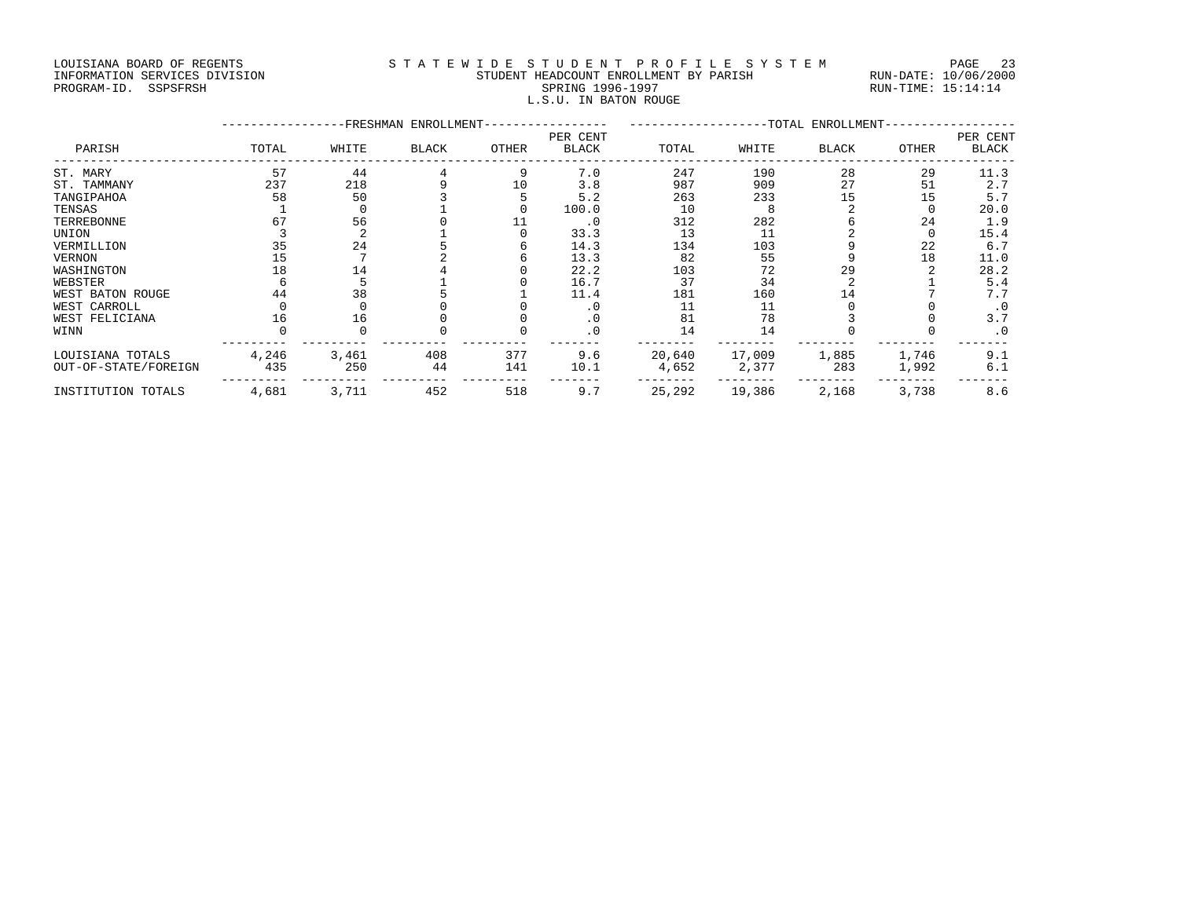LOUISIANA BOARD OF REGENTS
INFORMATION SERVICES DIVISION
PROGRAM-ID. SSPSFRSH

STATEWIDE STUDENT PROFILE SYSTEM
STUDENT HEADCOUNT ENROLLMENT BY PARISH
SPRING 1996-1997
L.S.U. IN BATON ROUGE

RUN-DATE: 10/06/2000
RUN-TIME: 15:14:14

| PARISH | FRESHMAN ENROLLMENT | | | | | TOTAL ENROLLMENT | | | | |
|---|---|---|---|---|---|---|---|---|---|---|
| | TOTAL | WHITE | BLACK | OTHER | PER CENT BLACK | TOTAL | WHITE | BLACK | OTHER | PER CENT BLACK |
| ST. MARY | 57 | 44 | 4 | 9 | 7.0 | 247 | 190 | 28 | 29 | 11.3 |
| ST. TAMMANY | 237 | 218 | 9 | 10 | 3.8 | 987 | 909 | 27 | 51 | 2.7 |
| TANGIPAHOA | 58 | 50 | 3 | 5 | 5.2 | 263 | 233 | 15 | 15 | 5.7 |
| TENSAS | 1 | 0 | 1 | 0 | 100.0 | 10 | 8 | 2 | 0 | 20.0 |
| TERREBONNE | 67 | 56 | 0 | 11 | .0 | 312 | 282 | 6 | 24 | 1.9 |
| UNION | 3 | 2 | 1 | 0 | 33.3 | 13 | 11 | 2 | 0 | 15.4 |
| VERMILLION | 35 | 24 | 5 | 6 | 14.3 | 134 | 103 | 9 | 22 | 6.7 |
| VERNON | 15 | 7 | 2 | 6 | 13.3 | 82 | 55 | 9 | 18 | 11.0 |
| WASHINGTON | 18 | 14 | 4 | 0 | 22.2 | 103 | 72 | 29 | 2 | 28.2 |
| WEBSTER | 6 | 5 | 1 | 0 | 16.7 | 37 | 34 | 2 | 1 | 5.4 |
| WEST BATON ROUGE | 44 | 38 | 5 | 1 | 11.4 | 181 | 160 | 14 | 7 | 7.7 |
| WEST CARROLL | 0 | 0 | 0 | 0 | .0 | 11 | 11 | 0 | 0 | .0 |
| WEST FELICIANA | 16 | 16 | 0 | 0 | .0 | 81 | 78 | 3 | 0 | 3.7 |
| WINN | 0 | 0 | 0 | 0 | .0 | 14 | 14 | 0 | 0 | .0 |
| LOUISIANA TOTALS | 4,246 | 3,461 | 408 | 377 | 9.6 | 20,640 | 17,009 | 1,885 | 1,746 | 9.1 |
| OUT-OF-STATE/FOREIGN | 435 | 250 | 44 | 141 | 10.1 | 4,652 | 2,377 | 283 | 1,992 | 6.1 |
| INSTITUTION TOTALS | 4,681 | 3,711 | 452 | 518 | 9.7 | 25,292 | 19,386 | 2,168 | 3,738 | 8.6 |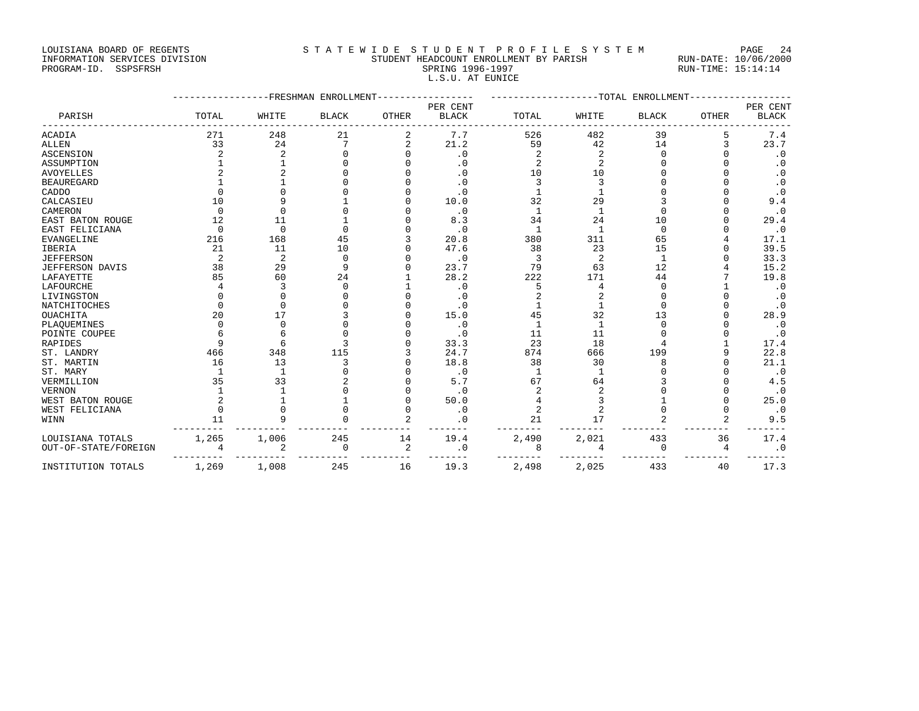LOUISIANA BOARD OF REGENTS
INFORMATION SERVICES DIVISION
PROGRAM-ID. SSPSFRSH

STATEWIDE STUDENT PROFILE SYSTEM
STUDENT HEADCOUNT ENROLLMENT BY PARISH
SPRING 1996-1997
L.S.U. AT EUNICE

RUN-DATE: 10/06/2000
RUN-TIME: 15:14:14

| PARISH | FRESHMAN ENROLLMENT TOTAL | WHITE | BLACK | OTHER | PER CENT BLACK | TOTAL ENROLLMENT TOTAL | WHITE | BLACK | OTHER | PER CENT BLACK |
|---|---|---|---|---|---|---|---|---|---|---|
| ACADIA | 271 | 248 | 21 | 2 | 7.7 | 526 | 482 | 39 | 5 | 7.4 |
| ALLEN | 33 | 24 | 7 | 2 | 21.2 | 59 | 42 | 14 | 3 | 23.7 |
| ASCENSION | 2 | 2 | 0 | 0 | .0 | 2 | 2 | 0 | 0 | .0 |
| ASSUMPTION | 1 | 1 | 0 | 0 | .0 | 2 | 2 | 0 | 0 | .0 |
| AVOYELLES | 2 | 2 | 0 | 0 | .0 | 10 | 10 | 0 | 0 | .0 |
| BEAUREGARD | 1 | 1 | 0 | 0 | .0 | 3 | 3 | 0 | 0 | .0 |
| CADDO | 0 | 0 | 0 | 0 | .0 | 1 | 1 | 0 | 0 | .0 |
| CALCASIEU | 10 | 9 | 1 | 0 | 10.0 | 32 | 29 | 3 | 0 | 9.4 |
| CAMERON | 0 | 0 | 0 | 0 | .0 | 1 | 1 | 0 | 0 | .0 |
| EAST BATON ROUGE | 12 | 11 | 1 | 0 | 8.3 | 34 | 24 | 10 | 0 | 29.4 |
| EAST FELICIANA | 0 | 0 | 0 | 0 | .0 | 1 | 1 | 0 | 0 | .0 |
| EVANGELINE | 216 | 168 | 45 | 3 | 20.8 | 380 | 311 | 65 | 4 | 17.1 |
| IBERIA | 21 | 11 | 10 | 0 | 47.6 | 38 | 23 | 15 | 0 | 39.5 |
| JEFFERSON | 2 | 2 | 0 | 0 | .0 | 3 | 2 | 1 | 0 | 33.3 |
| JEFFERSON DAVIS | 38 | 29 | 9 | 0 | 23.7 | 79 | 63 | 12 | 4 | 15.2 |
| LAFAYETTE | 85 | 60 | 24 | 1 | 28.2 | 222 | 171 | 44 | 7 | 19.8 |
| LAFOURCHE | 4 | 3 | 0 | 1 | .0 | 5 | 4 | 0 | 1 | .0 |
| LIVINGSTON | 0 | 0 | 0 | 0 | .0 | 2 | 2 | 0 | 0 | .0 |
| NATCHITOCHES | 0 | 0 | 0 | 0 | .0 | 1 | 1 | 0 | 0 | .0 |
| OUACHITA | 20 | 17 | 3 | 0 | 15.0 | 45 | 32 | 13 | 0 | 28.9 |
| PLAQUEMINES | 0 | 0 | 0 | 0 | .0 | 1 | 1 | 0 | 0 | .0 |
| POINTE COUPEE | 6 | 6 | 0 | 0 | .0 | 11 | 11 | 0 | 0 | .0 |
| RAPIDES | 9 | 6 | 3 | 0 | 33.3 | 23 | 18 | 4 | 1 | 17.4 |
| ST. LANDRY | 466 | 348 | 115 | 3 | 24.7 | 874 | 666 | 199 | 9 | 22.8 |
| ST. MARTIN | 16 | 13 | 3 | 0 | 18.8 | 38 | 30 | 8 | 0 | 21.1 |
| ST. MARY | 1 | 1 | 0 | 0 | .0 | 1 | 1 | 0 | 0 | .0 |
| VERMILLION | 35 | 33 | 2 | 0 | 5.7 | 67 | 64 | 3 | 0 | 4.5 |
| VERNON | 1 | 1 | 0 | 0 | .0 | 2 | 2 | 0 | 0 | .0 |
| WEST BATON ROUGE | 2 | 1 | 1 | 0 | 50.0 | 4 | 3 | 1 | 0 | 25.0 |
| WEST FELICIANA | 0 | 0 | 0 | 0 | .0 | 2 | 2 | 0 | 0 | .0 |
| WINN | 11 | 9 | 0 | 2 | .0 | 21 | 17 | 2 | 2 | 9.5 |
| LOUISIANA TOTALS | 1,265 | 1,006 | 245 | 14 | 19.4 | 2,490 | 2,021 | 433 | 36 | 17.4 |
| OUT-OF-STATE/FOREIGN | 4 | 2 | 0 | 2 | .0 | 8 | 4 | 0 | 4 | .0 |
| INSTITUTION TOTALS | 1,269 | 1,008 | 245 | 16 | 19.3 | 2,498 | 2,025 | 433 | 40 | 17.3 |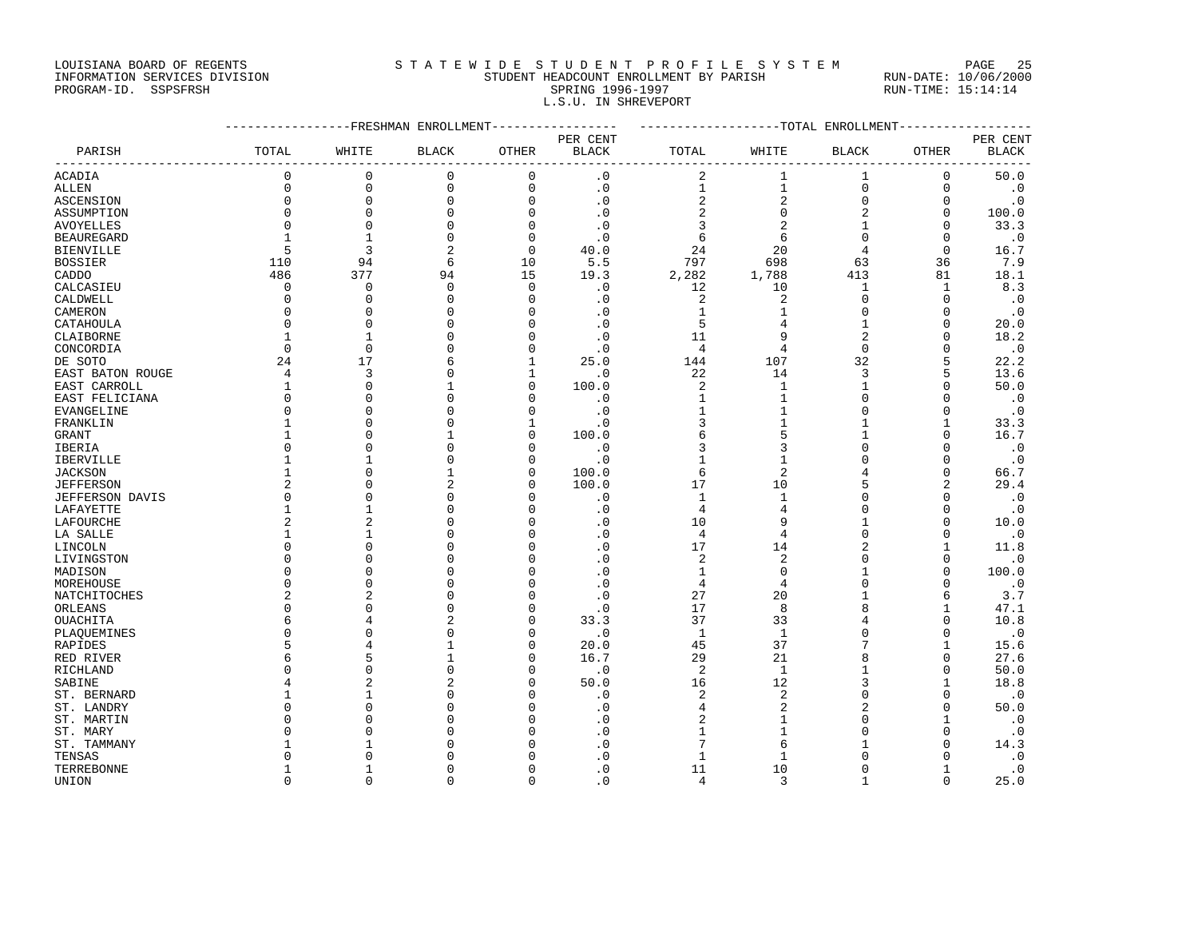LOUISIANA BOARD OF REGENTS
INFORMATION SERVICES DIVISION
PROGRAM-ID. SSPSFRSH

STATEWIDE STUDENT PROFILE SYSTEM
STUDENT HEADCOUNT ENROLLMENT BY PARISH
SPRING 1996-1997
L.S.U. IN SHREVEPORT

RUN-DATE: 10/06/2000
RUN-TIME: 15:14:14

| PARISH | FRESHMAN ENROLLMENT TOTAL | WHITE | BLACK | OTHER | PER CENT BLACK | TOTAL ENROLLMENT TOTAL | WHITE | BLACK | OTHER | PER CENT BLACK |
|---|---|---|---|---|---|---|---|---|---|---|
| ACADIA | 0 | 0 | 0 | 0 | .0 | 2 | 1 | 1 | 0 | 50.0 |
| ALLEN | 0 | 0 | 0 | 0 | .0 | 1 | 1 | 0 | 0 | .0 |
| ASCENSION | 0 | 0 | 0 | 0 | .0 | 2 | 2 | 0 | 0 | .0 |
| ASSUMPTION | 0 | 0 | 0 | 0 | .0 | 2 | 0 | 2 | 0 | 100.0 |
| AVOYELLES | 0 | 0 | 0 | 0 | .0 | 3 | 2 | 1 | 0 | 33.3 |
| BEAUREGARD | 1 | 1 | 0 | 0 | .0 | 6 | 6 | 0 | 0 | .0 |
| BIENVILLE | 5 | 3 | 2 | 0 | 40.0 | 24 | 20 | 4 | 0 | 16.7 |
| BOSSIER | 110 | 94 | 6 | 10 | 5.5 | 797 | 698 | 63 | 36 | 7.9 |
| CADDO | 486 | 377 | 94 | 15 | 19.3 | 2,282 | 1,788 | 413 | 81 | 18.1 |
| CALCASIEU | 0 | 0 | 0 | 0 | .0 | 12 | 10 | 1 | 1 | 8.3 |
| CALDWELL | 0 | 0 | 0 | 0 | .0 | 2 | 2 | 0 | 0 | .0 |
| CAMERON | 0 | 0 | 0 | 0 | .0 | 1 | 1 | 0 | 0 | .0 |
| CATAHOULA | 0 | 0 | 0 | 0 | .0 | 5 | 4 | 1 | 0 | 20.0 |
| CLAIBORNE | 1 | 1 | 0 | 0 | .0 | 11 | 9 | 2 | 0 | 18.2 |
| CONCORDIA | 0 | 0 | 0 | 0 | .0 | 4 | 4 | 0 | 0 | .0 |
| DE SOTO | 24 | 17 | 6 | 1 | 25.0 | 144 | 107 | 32 | 5 | 22.2 |
| EAST BATON ROUGE | 4 | 3 | 0 | 1 | .0 | 22 | 14 | 3 | 5 | 13.6 |
| EAST CARROLL | 1 | 0 | 1 | 0 | 100.0 | 2 | 1 | 1 | 0 | 50.0 |
| EAST FELICIANA | 0 | 0 | 0 | 0 | .0 | 1 | 1 | 0 | 0 | .0 |
| EVANGELINE | 0 | 0 | 0 | 0 | .0 | 1 | 1 | 0 | 0 | .0 |
| FRANKLIN | 1 | 0 | 0 | 1 | .0 | 3 | 1 | 1 | 1 | 33.3 |
| GRANT | 1 | 0 | 1 | 0 | 100.0 | 6 | 5 | 1 | 0 | 16.7 |
| IBERIA | 0 | 0 | 0 | 0 | .0 | 3 | 3 | 0 | 0 | .0 |
| IBERVILLE | 1 | 1 | 0 | 0 | .0 | 1 | 1 | 0 | 0 | .0 |
| JACKSON | 1 | 0 | 1 | 0 | 100.0 | 6 | 2 | 4 | 0 | 66.7 |
| JEFFERSON | 2 | 0 | 2 | 0 | 100.0 | 17 | 10 | 5 | 2 | 29.4 |
| JEFFERSON DAVIS | 0 | 0 | 0 | 0 | .0 | 1 | 1 | 0 | 0 | .0 |
| LAFAYETTE | 1 | 1 | 0 | 0 | .0 | 4 | 4 | 0 | 0 | .0 |
| LAFOURCHE | 2 | 2 | 0 | 0 | .0 | 10 | 9 | 1 | 0 | 10.0 |
| LA SALLE | 1 | 1 | 0 | 0 | .0 | 4 | 4 | 0 | 0 | .0 |
| LINCOLN | 0 | 0 | 0 | 0 | .0 | 17 | 14 | 2 | 1 | 11.8 |
| LIVINGSTON | 0 | 0 | 0 | 0 | .0 | 2 | 2 | 0 | 0 | .0 |
| MADISON | 0 | 0 | 0 | 0 | .0 | 1 | 0 | 1 | 0 | 100.0 |
| MOREHOUSE | 0 | 0 | 0 | 0 | .0 | 4 | 4 | 0 | 0 | .0 |
| NATCHITOCHES | 2 | 2 | 0 | 0 | .0 | 27 | 20 | 1 | 6 | 3.7 |
| ORLEANS | 0 | 0 | 0 | 0 | .0 | 17 | 8 | 8 | 1 | 47.1 |
| OUACHITA | 6 | 4 | 2 | 0 | 33.3 | 37 | 33 | 4 | 0 | 10.8 |
| PLAQUEMINES | 0 | 0 | 0 | 0 | .0 | 1 | 1 | 0 | 0 | .0 |
| RAPIDES | 5 | 4 | 1 | 0 | 20.0 | 45 | 37 | 7 | 1 | 15.6 |
| RED RIVER | 6 | 5 | 1 | 0 | 16.7 | 29 | 21 | 8 | 0 | 27.6 |
| RICHLAND | 0 | 0 | 0 | 0 | .0 | 2 | 1 | 1 | 0 | 50.0 |
| SABINE | 4 | 2 | 2 | 0 | 50.0 | 16 | 12 | 3 | 1 | 18.8 |
| ST. BERNARD | 1 | 1 | 0 | 0 | .0 | 2 | 2 | 0 | 0 | .0 |
| ST. LANDRY | 0 | 0 | 0 | 0 | .0 | 4 | 2 | 2 | 0 | 50.0 |
| ST. MARTIN | 0 | 0 | 0 | 0 | .0 | 2 | 1 | 0 | 1 | .0 |
| ST. MARY | 0 | 0 | 0 | 0 | .0 | 1 | 1 | 0 | 0 | .0 |
| ST. TAMMANY | 1 | 1 | 0 | 0 | .0 | 7 | 6 | 1 | 0 | 14.3 |
| TENSAS | 0 | 0 | 0 | 0 | .0 | 1 | 1 | 0 | 0 | .0 |
| TERREBONNE | 1 | 1 | 0 | 0 | .0 | 11 | 10 | 0 | 1 | .0 |
| UNION | 0 | 0 | 0 | 0 | .0 | 4 | 3 | 1 | 0 | 25.0 |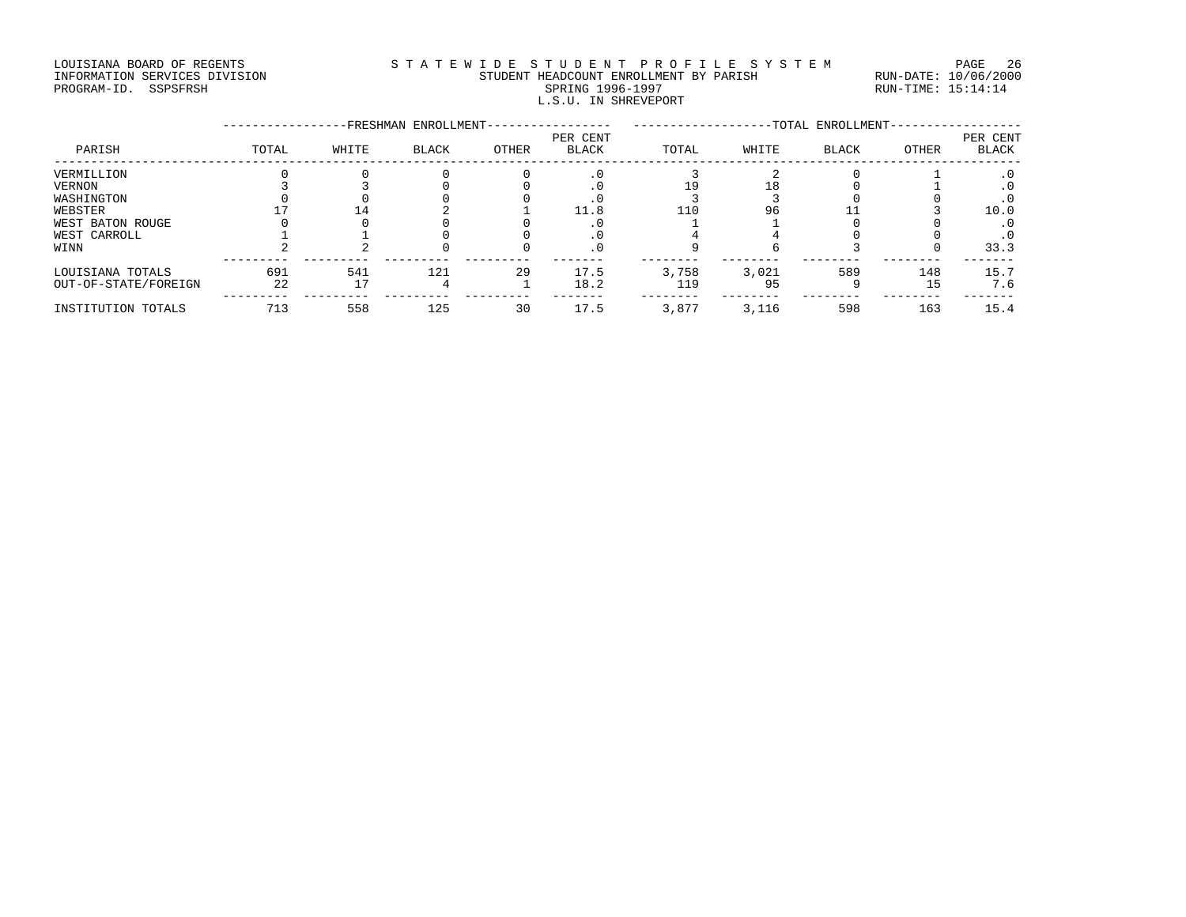LOUISIANA BOARD OF REGENTS
INFORMATION SERVICES DIVISION
PROGRAM-ID. SSPSFRSH

STATEWIDE STUDENT PROFILE SYSTEM
STUDENT HEADCOUNT ENROLLMENT BY PARISH
SPRING 1996-1997
L.S.U. IN SHREVEPORT

RUN-DATE: 10/06/2000
RUN-TIME: 15:14:14

| PARISH | FRESHMAN ENROLLMENT | | | | | TOTAL ENROLLMENT | | | | |
|---|---|---|---|---|---|---|---|---|---|---|
| | TOTAL | WHITE | BLACK | OTHER | PER CENT BLACK | TOTAL | WHITE | BLACK | OTHER | PER CENT BLACK |
| VERMILLION | 0 | 0 | 0 | 0 | .0 | 3 | 2 | 0 | 1 | .0 |
| VERNON | 3 | 3 | 0 | 0 | .0 | 19 | 18 | 0 | 1 | .0 |
| WASHINGTON | 0 | 0 | 0 | 0 | .0 | 3 | 3 | 0 | 0 | .0 |
| WEBSTER | 17 | 14 | 2 | 1 | 11.8 | 110 | 96 | 11 | 3 | 10.0 |
| WEST BATON ROUGE | 0 | 0 | 0 | 0 | .0 | 1 | 1 | 0 | 0 | .0 |
| WEST CARROLL | 1 | 1 | 0 | 0 | .0 | 4 | 4 | 0 | 0 | .0 |
| WINN | 2 | 2 | 0 | 0 | .0 | 9 | 6 | 3 | 0 | 33.3 |
| LOUISIANA TOTALS | 691 | 541 | 121 | 29 | 17.5 | 3,758 | 3,021 | 589 | 148 | 15.7 |
| OUT-OF-STATE/FOREIGN | 22 | 17 | 4 | 1 | 18.2 | 119 | 95 | 9 | 15 | 7.6 |
| INSTITUTION TOTALS | 713 | 558 | 125 | 30 | 17.5 | 3,877 | 3,116 | 598 | 163 | 15.4 |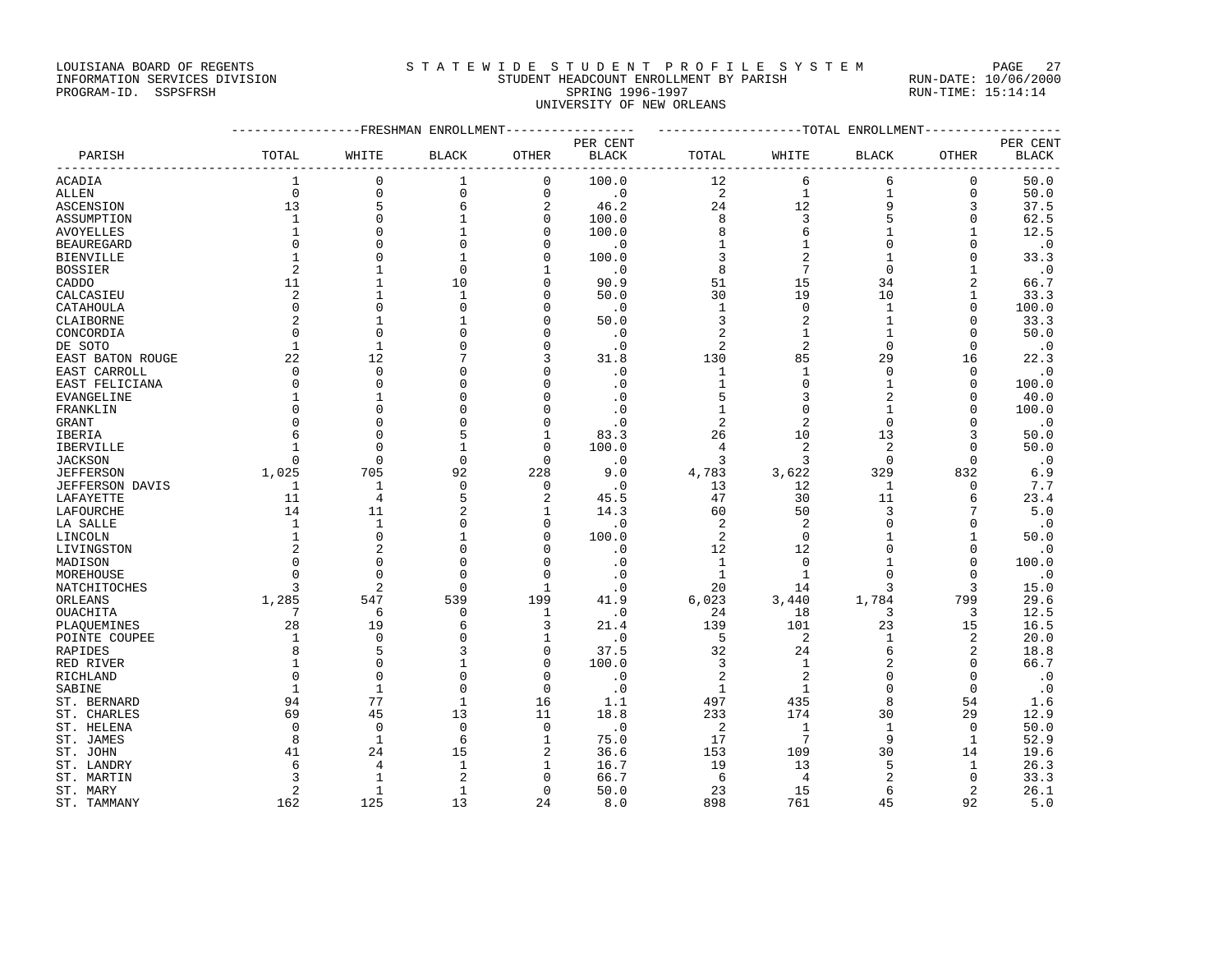LOUISIANA BOARD OF REGENTS
INFORMATION SERVICES DIVISION
PROGRAM-ID. SSPSFRSH

STATEWIDE STUDENT PROFILE SYSTEM
STUDENT HEADCOUNT ENROLLMENT BY PARISH
SPRING 1996-1997
UNIVERSITY OF NEW ORLEANS

RUN-DATE: 10/06/2000
RUN-TIME: 15:14:14

| PARISH | FRESHMAN ENROLLMENT | | | | | TOTAL ENROLLMENT | | | | |
|---|---|---|---|---|---|---|---|---|---|---|
| | TOTAL | WHITE | BLACK | OTHER | PER CENT BLACK | TOTAL | WHITE | BLACK | OTHER | PER CENT BLACK |
| ACADIA | 1 | 0 | 1 | 0 | 100.0 | 12 | 6 | 6 | 0 | 50.0 |
| ALLEN | 0 | 0 | 0 | 0 | .0 | 2 | 1 | 1 | 0 | 50.0 |
| ASCENSION | 13 | 5 | 6 | 2 | 46.2 | 24 | 12 | 9 | 3 | 37.5 |
| ASSUMPTION | 1 | 0 | 1 | 0 | 100.0 | 8 | 3 | 5 | 0 | 62.5 |
| AVOYELLES | 1 | 0 | 1 | 0 | 100.0 | 8 | 6 | 1 | 1 | 12.5 |
| BEAUREGARD | 0 | 0 | 0 | 0 | .0 | 1 | 1 | 0 | 0 | .0 |
| BIENVILLE | 1 | 0 | 1 | 0 | 100.0 | 3 | 2 | 1 | 0 | 33.3 |
| BOSSIER | 2 | 1 | 0 | 1 | .0 | 8 | 7 | 0 | 1 | .0 |
| CADDO | 11 | 1 | 10 | 0 | 90.9 | 51 | 15 | 34 | 2 | 66.7 |
| CALCASIEU | 2 | 1 | 1 | 0 | 50.0 | 30 | 19 | 10 | 1 | 33.3 |
| CATAHOULA | 0 | 0 | 0 | 0 | .0 | 1 | 0 | 1 | 0 | 100.0 |
| CLAIBORNE | 2 | 1 | 1 | 0 | 50.0 | 3 | 2 | 1 | 0 | 33.3 |
| CONCORDIA | 0 | 0 | 0 | 0 | .0 | 2 | 1 | 1 | 0 | 50.0 |
| DE SOTO | 1 | 1 | 0 | 0 | .0 | 2 | 2 | 0 | 0 | .0 |
| EAST BATON ROUGE | 22 | 12 | 7 | 3 | 31.8 | 130 | 85 | 29 | 16 | 22.3 |
| EAST CARROLL | 0 | 0 | 0 | 0 | .0 | 1 | 1 | 0 | 0 | .0 |
| EAST FELICIANA | 0 | 0 | 0 | 0 | .0 | 1 | 0 | 1 | 0 | 100.0 |
| EVANGELINE | 1 | 1 | 0 | 0 | .0 | 5 | 3 | 2 | 0 | 40.0 |
| FRANKLIN | 0 | 0 | 0 | 0 | .0 | 1 | 0 | 1 | 0 | 100.0 |
| GRANT | 0 | 0 | 0 | 0 | .0 | 2 | 2 | 0 | 0 | .0 |
| IBERIA | 6 | 0 | 5 | 1 | 83.3 | 26 | 10 | 13 | 3 | 50.0 |
| IBERVILLE | 1 | 0 | 1 | 0 | 100.0 | 4 | 2 | 2 | 0 | 50.0 |
| JACKSON | 0 | 0 | 0 | 0 | .0 | 3 | 3 | 0 | 0 | .0 |
| JEFFERSON | 1,025 | 705 | 92 | 228 | 9.0 | 4,783 | 3,622 | 329 | 832 | 6.9 |
| JEFFERSON DAVIS | 1 | 1 | 0 | 0 | .0 | 13 | 12 | 1 | 0 | 7.7 |
| LAFAYETTE | 11 | 4 | 5 | 2 | 45.5 | 47 | 30 | 11 | 6 | 23.4 |
| LAFOURCHE | 14 | 11 | 2 | 1 | 14.3 | 60 | 50 | 3 | 7 | 5.0 |
| LA SALLE | 1 | 1 | 0 | 0 | .0 | 2 | 2 | 0 | 0 | .0 |
| LINCOLN | 1 | 0 | 1 | 0 | 100.0 | 2 | 0 | 1 | 1 | 50.0 |
| LIVINGSTON | 2 | 2 | 0 | 0 | .0 | 12 | 12 | 0 | 0 | .0 |
| MADISON | 0 | 0 | 0 | 0 | .0 | 1 | 0 | 1 | 0 | 100.0 |
| MOREHOUSE | 0 | 0 | 0 | 0 | .0 | 1 | 1 | 0 | 0 | .0 |
| NATCHITOCHES | 3 | 2 | 0 | 1 | .0 | 20 | 14 | 3 | 3 | 15.0 |
| ORLEANS | 1,285 | 547 | 539 | 199 | 41.9 | 6,023 | 3,440 | 1,784 | 799 | 29.6 |
| OUACHITA | 7 | 6 | 0 | 1 | .0 | 24 | 18 | 3 | 3 | 12.5 |
| PLAQUEMINES | 28 | 19 | 6 | 3 | 21.4 | 139 | 101 | 23 | 15 | 16.5 |
| POINTE COUPEE | 1 | 0 | 0 | 1 | .0 | 5 | 2 | 1 | 2 | 20.0 |
| RAPIDES | 8 | 5 | 3 | 0 | 37.5 | 32 | 24 | 6 | 2 | 18.8 |
| RED RIVER | 1 | 0 | 1 | 0 | 100.0 | 3 | 1 | 2 | 0 | 66.7 |
| RICHLAND | 0 | 0 | 0 | 0 | .0 | 2 | 2 | 0 | 0 | .0 |
| SABINE | 1 | 1 | 0 | 0 | .0 | 1 | 1 | 0 | 0 | .0 |
| ST. BERNARD | 94 | 77 | 1 | 16 | 1.1 | 497 | 435 | 8 | 54 | 1.6 |
| ST. CHARLES | 69 | 45 | 13 | 11 | 18.8 | 233 | 174 | 30 | 29 | 12.9 |
| ST. HELENA | 0 | 0 | 0 | 0 | .0 | 2 | 1 | 1 | 0 | 50.0 |
| ST. JAMES | 8 | 1 | 6 | 1 | 75.0 | 17 | 7 | 9 | 1 | 52.9 |
| ST. JOHN | 41 | 24 | 15 | 2 | 36.6 | 153 | 109 | 30 | 14 | 19.6 |
| ST. LANDRY | 6 | 4 | 1 | 1 | 16.7 | 19 | 13 | 5 | 1 | 26.3 |
| ST. MARTIN | 3 | 1 | 2 | 0 | 66.7 | 6 | 4 | 2 | 0 | 33.3 |
| ST. MARY | 2 | 1 | 1 | 0 | 50.0 | 23 | 15 | 6 | 2 | 26.1 |
| ST. TAMMANY | 162 | 125 | 13 | 24 | 8.0 | 898 | 761 | 45 | 92 | 5.0 |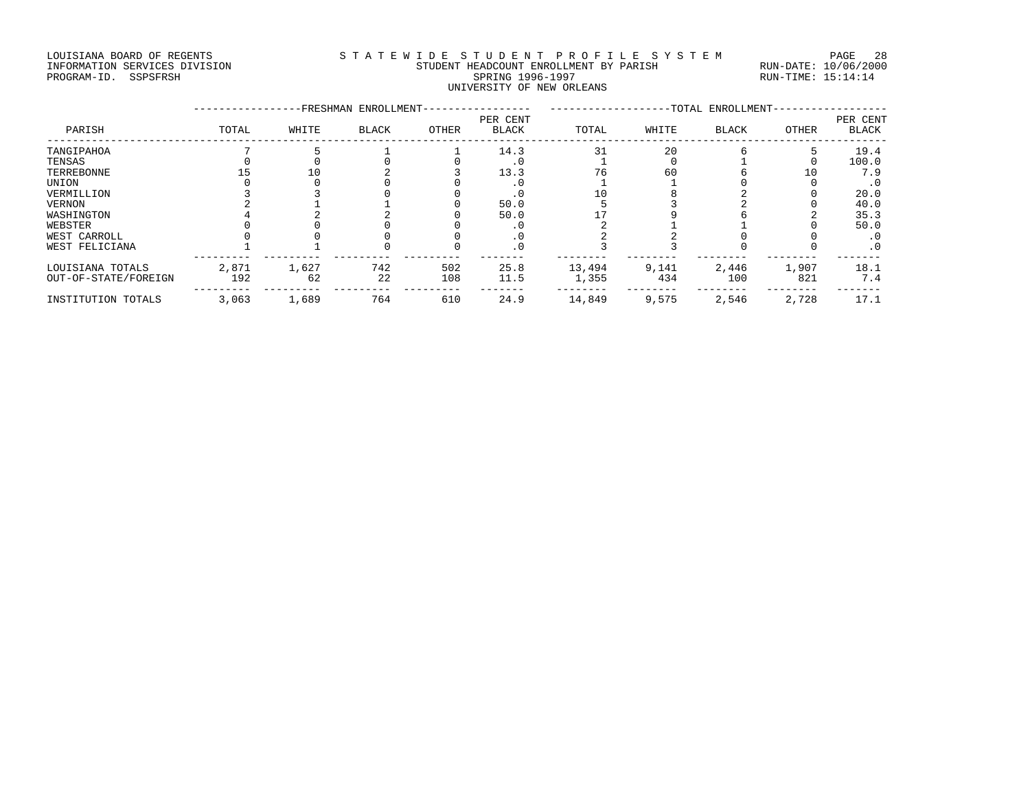LOUISIANA BOARD OF REGENTS
INFORMATION SERVICES DIVISION
PROGRAM-ID. SSPSFRSH

# STATEWIDE STUDENT PROFILE SYSTEM
## STUDENT HEADCOUNT ENROLLMENT BY PARISH
### SPRING 1996-1997
### UNIVERSITY OF NEW ORLEANS

RUN-DATE: 10/06/2000
RUN-TIME: 15:14:14

| PARISH | FRESHMAN ENROLLMENT TOTAL | WHITE | BLACK | OTHER | PER CENT BLACK | TOTAL ENROLLMENT TOTAL | WHITE | BLACK | OTHER | PER CENT BLACK |
|---|---|---|---|---|---|---|---|---|---|---|
| TANGIPAHOA | 7 | 5 | 1 | 1 | 14.3 | 31 | 20 | 6 | 5 | 19.4 |
| TENSAS | 0 | 0 | 0 | 0 | .0 | 1 | 0 | 1 | 0 | 100.0 |
| TERREBONNE | 15 | 10 | 2 | 3 | 13.3 | 76 | 60 | 6 | 10 | 7.9 |
| UNION | 0 | 0 | 0 | 0 | .0 | 1 | 1 | 0 | 0 | .0 |
| VERMILLION | 3 | 3 | 0 | 0 | .0 | 10 | 8 | 2 | 0 | 20.0 |
| VERNON | 2 | 1 | 1 | 0 | 50.0 | 5 | 3 | 2 | 0 | 40.0 |
| WASHINGTON | 4 | 2 | 2 | 0 | 50.0 | 17 | 9 | 6 | 2 | 35.3 |
| WEBSTER | 0 | 0 | 0 | 0 | .0 | 2 | 1 | 1 | 0 | 50.0 |
| WEST CARROLL | 0 | 0 | 0 | 0 | .0 | 2 | 2 | 0 | 0 | .0 |
| WEST FELICIANA | 1 | 1 | 0 | 0 | .0 | 3 | 3 | 0 | 0 | .0 |
| LOUISIANA TOTALS | 2,871 | 1,627 | 742 | 502 | 25.8 | 13,494 | 9,141 | 2,446 | 1,907 | 18.1 |
| OUT-OF-STATE/FOREIGN | 192 | 62 | 22 | 108 | 11.5 | 1,355 | 434 | 100 | 821 | 7.4 |
| INSTITUTION TOTALS | 3,063 | 1,689 | 764 | 610 | 24.9 | 14,849 | 9,575 | 2,546 | 2,728 | 17.1 |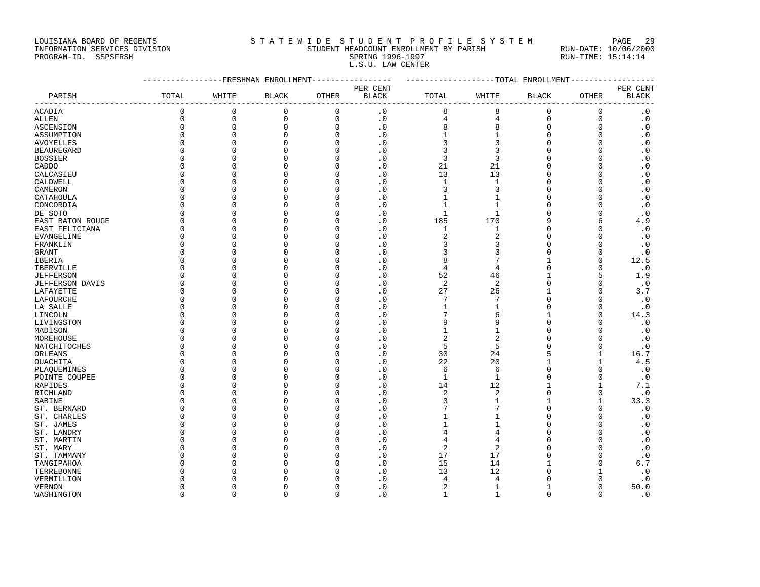LOUISIANA BOARD OF REGENTS
INFORMATION SERVICES DIVISION
PROGRAM-ID. SSPSFRSH

S T A T E W I D E  S T U D E N T  P R O F I L E  S Y S T E M
STUDENT HEADCOUNT ENROLLMENT BY PARISH
SPRING 1996-1997
L.S.U. LAW CENTER

RUN-DATE: 10/06/2000
RUN-TIME: 15:14:14

| PARISH | FRESHMAN ENROLLMENT TOTAL | WHITE | BLACK | OTHER | PER CENT BLACK | TOTAL ENROLLMENT TOTAL | WHITE | BLACK | OTHER | PER CENT BLACK |
|---|---|---|---|---|---|---|---|---|---|---|
| ACADIA | 0 | 0 | 0 | 0 | .0 | 8 | 8 | 0 | 0 | .0 |
| ALLEN | 0 | 0 | 0 | 0 | .0 | 4 | 4 | 0 | 0 | .0 |
| ASCENSION | 0 | 0 | 0 | 0 | .0 | 8 | 8 | 0 | 0 | .0 |
| ASSUMPTION | 0 | 0 | 0 | 0 | .0 | 1 | 1 | 0 | 0 | .0 |
| AVOYELLES | 0 | 0 | 0 | 0 | .0 | 3 | 3 | 0 | 0 | .0 |
| BEAUREGARD | 0 | 0 | 0 | 0 | .0 | 3 | 3 | 0 | 0 | .0 |
| BOSSIER | 0 | 0 | 0 | 0 | .0 | 3 | 3 | 0 | 0 | .0 |
| CADDO | 0 | 0 | 0 | 0 | .0 | 21 | 21 | 0 | 0 | .0 |
| CALCASIEU | 0 | 0 | 0 | 0 | .0 | 13 | 13 | 0 | 0 | .0 |
| CALDWELL | 0 | 0 | 0 | 0 | .0 | 1 | 1 | 0 | 0 | .0 |
| CAMERON | 0 | 0 | 0 | 0 | .0 | 3 | 3 | 0 | 0 | .0 |
| CATAHOULA | 0 | 0 | 0 | 0 | .0 | 1 | 1 | 0 | 0 | .0 |
| CONCORDIA | 0 | 0 | 0 | 0 | .0 | 1 | 1 | 0 | 0 | .0 |
| DE SOTO | 0 | 0 | 0 | 0 | .0 | 1 | 1 | 0 | 0 | .0 |
| EAST BATON ROUGE | 0 | 0 | 0 | 0 | .0 | 185 | 170 | 9 | 6 | 4.9 |
| EAST FELICIANA | 0 | 0 | 0 | 0 | .0 | 1 | 1 | 0 | 0 | .0 |
| EVANGELINE | 0 | 0 | 0 | 0 | .0 | 2 | 2 | 0 | 0 | .0 |
| FRANKLIN | 0 | 0 | 0 | 0 | .0 | 3 | 3 | 0 | 0 | .0 |
| GRANT | 0 | 0 | 0 | 0 | .0 | 3 | 3 | 0 | 0 | .0 |
| IBERIA | 0 | 0 | 0 | 0 | .0 | 8 | 7 | 1 | 0 | 12.5 |
| IBERVILLE | 0 | 0 | 0 | 0 | .0 | 4 | 4 | 0 | 0 | .0 |
| JEFFERSON | 0 | 0 | 0 | 0 | .0 | 52 | 46 | 1 | 5 | 1.9 |
| JEFFERSON DAVIS | 0 | 0 | 0 | 0 | .0 | 2 | 2 | 0 | 0 | .0 |
| LAFAYETTE | 0 | 0 | 0 | 0 | .0 | 27 | 26 | 1 | 0 | 3.7 |
| LAFOURCHE | 0 | 0 | 0 | 0 | .0 | 7 | 7 | 0 | 0 | .0 |
| LA SALLE | 0 | 0 | 0 | 0 | .0 | 1 | 1 | 0 | 0 | .0 |
| LINCOLN | 0 | 0 | 0 | 0 | .0 | 7 | 6 | 1 | 0 | 14.3 |
| LIVINGSTON | 0 | 0 | 0 | 0 | .0 | 9 | 9 | 0 | 0 | .0 |
| MADISON | 0 | 0 | 0 | 0 | .0 | 1 | 1 | 0 | 0 | .0 |
| MOREHOUSE | 0 | 0 | 0 | 0 | .0 | 2 | 2 | 0 | 0 | .0 |
| NATCHITOCHES | 0 | 0 | 0 | 0 | .0 | 5 | 5 | 0 | 0 | .0 |
| ORLEANS | 0 | 0 | 0 | 0 | .0 | 30 | 24 | 5 | 1 | 16.7 |
| OUACHITA | 0 | 0 | 0 | 0 | .0 | 22 | 20 | 1 | 1 | 4.5 |
| PLAQUEMINES | 0 | 0 | 0 | 0 | .0 | 6 | 6 | 0 | 0 | .0 |
| POINTE COUPEE | 0 | 0 | 0 | 0 | .0 | 1 | 1 | 0 | 0 | .0 |
| RAPIDES | 0 | 0 | 0 | 0 | .0 | 14 | 12 | 1 | 1 | 7.1 |
| RICHLAND | 0 | 0 | 0 | 0 | .0 | 2 | 2 | 0 | 0 | .0 |
| SABINE | 0 | 0 | 0 | 0 | .0 | 3 | 1 | 1 | 1 | 33.3 |
| ST. BERNARD | 0 | 0 | 0 | 0 | .0 | 7 | 7 | 0 | 0 | .0 |
| ST. CHARLES | 0 | 0 | 0 | 0 | .0 | 1 | 1 | 0 | 0 | .0 |
| ST. JAMES | 0 | 0 | 0 | 0 | .0 | 1 | 1 | 0 | 0 | .0 |
| ST. LANDRY | 0 | 0 | 0 | 0 | .0 | 4 | 4 | 0 | 0 | .0 |
| ST. MARTIN | 0 | 0 | 0 | 0 | .0 | 4 | 4 | 0 | 0 | .0 |
| ST. MARY | 0 | 0 | 0 | 0 | .0 | 2 | 2 | 0 | 0 | .0 |
| ST. TAMMANY | 0 | 0 | 0 | 0 | .0 | 17 | 17 | 0 | 0 | .0 |
| TANGIPAHOA | 0 | 0 | 0 | 0 | .0 | 15 | 14 | 1 | 0 | 6.7 |
| TERREBONNE | 0 | 0 | 0 | 0 | .0 | 13 | 12 | 0 | 1 | .0 |
| VERMILLION | 0 | 0 | 0 | 0 | .0 | 4 | 4 | 0 | 0 | .0 |
| VERNON | 0 | 0 | 0 | 0 | .0 | 2 | 1 | 1 | 0 | 50.0 |
| WASHINGTON | 0 | 0 | 0 | 0 | .0 | 1 | 1 | 0 | 0 | .0 |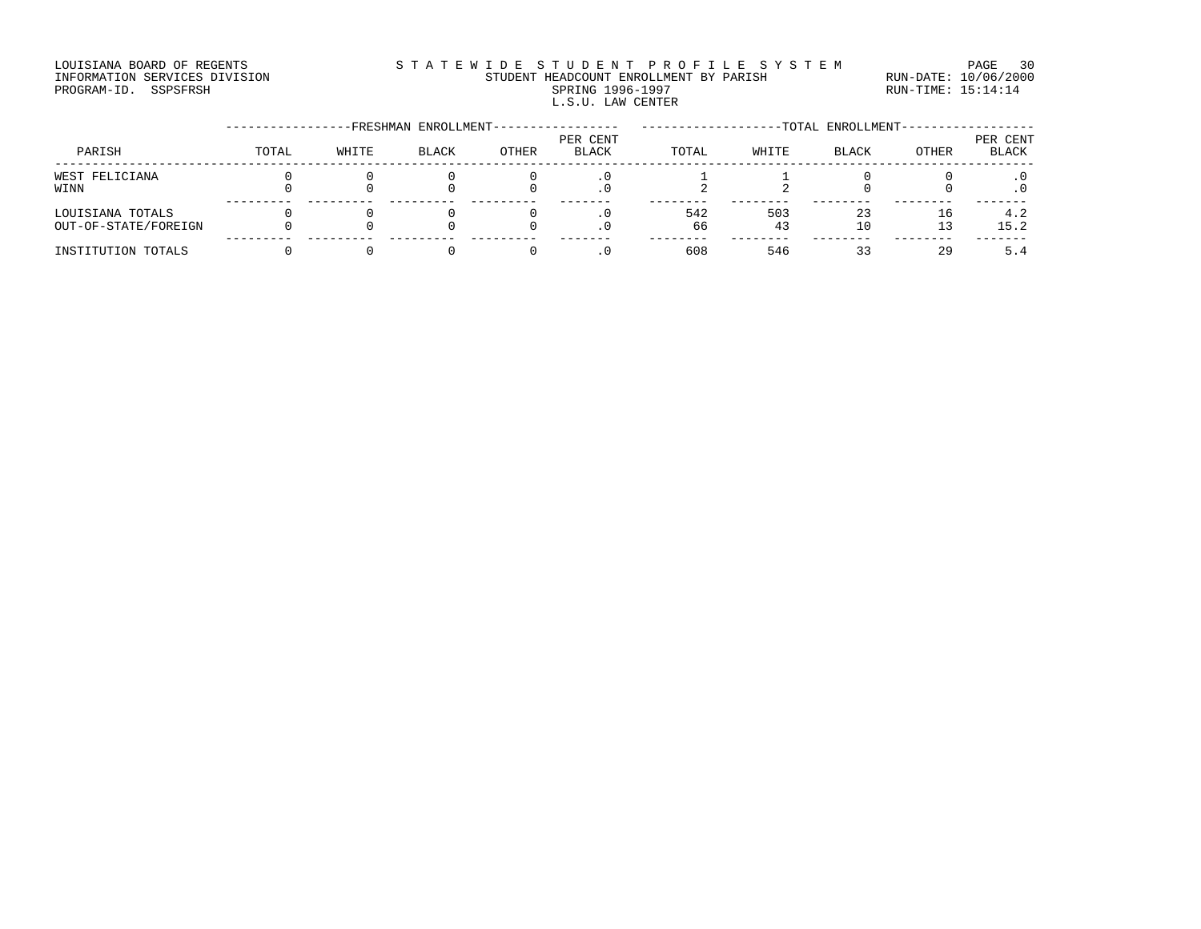LOUISIANA BOARD OF REGENTS
INFORMATION SERVICES DIVISION
PROGRAM-ID. SSPSFRSH

S T A T E W I D E S T U D E N T P R O F I L E S Y S T E M
STUDENT HEADCOUNT ENROLLMENT BY PARISH
SPRING 1996-1997
L.S.U. LAW CENTER

RUN-DATE: 10/06/2000
RUN-TIME: 15:14:14

| PARISH | FRESHMAN ENROLLMENT TOTAL | WHITE | BLACK | OTHER | PER CENT BLACK | TOTAL ENROLLMENT TOTAL | WHITE | BLACK | OTHER | PER CENT BLACK |
|---|---|---|---|---|---|---|---|---|---|---|
| WEST FELICIANA | 0 | 0 | 0 | 0 | .0 | 1 | 1 | 0 | 0 | .0 |
| WINN | 0 | 0 | 0 | 0 | .0 | 2 | 2 | 0 | 0 | .0 |
| LOUISIANA TOTALS | 0 | 0 | 0 | 0 | .0 | 542 | 503 | 23 | 16 | 4.2 |
| OUT-OF-STATE/FOREIGN | 0 | 0 | 0 | 0 | .0 | 66 | 43 | 10 | 13 | 15.2 |
| INSTITUTION TOTALS | 0 | 0 | 0 | 0 | .0 | 608 | 546 | 33 | 29 | 5.4 |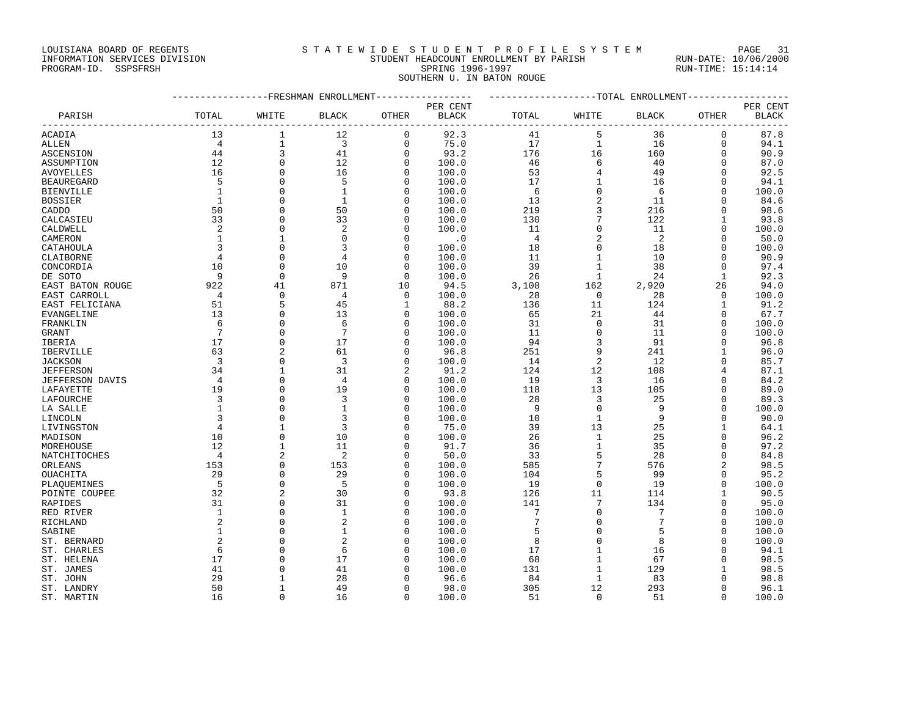LOUISIANA BOARD OF REGENTS
INFORMATION SERVICES DIVISION
PROGRAM-ID. SSPSFRSH

STATEWIDE STUDENT PROFILE SYSTEM
STUDENT HEADCOUNT ENROLLMENT BY PARISH
SPRING 1996-1997
SOUTHERN U. IN BATON ROUGE

RUN-DATE: 10/06/2000
RUN-TIME: 15:14:14

| PARISH | FRESHMAN ENROLLMENT TOTAL | WHITE | BLACK | OTHER | PER CENT BLACK | TOTAL ENROLLMENT TOTAL | WHITE | BLACK | OTHER | PER CENT BLACK |
|---|---|---|---|---|---|---|---|---|---|---|
| ACADIA | 13 | 1 | 12 | 0 | 92.3 | 41 | 5 | 36 | 0 | 87.8 |
| ALLEN | 4 | 1 | 3 | 0 | 75.0 | 17 | 1 | 16 | 0 | 94.1 |
| ASCENSION | 44 | 3 | 41 | 0 | 93.2 | 176 | 16 | 160 | 0 | 90.9 |
| ASSUMPTION | 12 | 0 | 12 | 0 | 100.0 | 46 | 6 | 40 | 0 | 87.0 |
| AVOYELLES | 16 | 0 | 16 | 0 | 100.0 | 53 | 4 | 49 | 0 | 92.5 |
| BEAUREGARD | 5 | 0 | 5 | 0 | 100.0 | 17 | 1 | 16 | 0 | 94.1 |
| BIENVILLE | 1 | 0 | 1 | 0 | 100.0 | 6 | 0 | 6 | 0 | 100.0 |
| BOSSIER | 1 | 0 | 1 | 0 | 100.0 | 13 | 2 | 11 | 0 | 84.6 |
| CADDO | 50 | 0 | 50 | 0 | 100.0 | 219 | 3 | 216 | 0 | 98.6 |
| CALCASIEU | 33 | 0 | 33 | 0 | 100.0 | 130 | 7 | 122 | 1 | 93.8 |
| CALDWELL | 2 | 0 | 2 | 0 | 100.0 | 11 | 0 | 11 | 0 | 100.0 |
| CAMERON | 1 | 1 | 0 | 0 | .0 | 4 | 2 | 2 | 0 | 50.0 |
| CATAHOULA | 3 | 0 | 3 | 0 | 100.0 | 18 | 0 | 18 | 0 | 100.0 |
| CLAIBORNE | 4 | 0 | 4 | 0 | 100.0 | 11 | 1 | 10 | 0 | 90.9 |
| CONCORDIA | 10 | 0 | 10 | 0 | 100.0 | 39 | 1 | 38 | 0 | 97.4 |
| DE SOTO | 9 | 0 | 9 | 0 | 100.0 | 26 | 1 | 24 | 1 | 92.3 |
| EAST BATON ROUGE | 922 | 41 | 871 | 10 | 94.5 | 3,108 | 162 | 2,920 | 26 | 94.0 |
| EAST CARROLL | 4 | 0 | 4 | 0 | 100.0 | 28 | 0 | 28 | 0 | 100.0 |
| EAST FELICIANA | 51 | 5 | 45 | 1 | 88.2 | 136 | 11 | 124 | 1 | 91.2 |
| EVANGELINE | 13 | 0 | 13 | 0 | 100.0 | 65 | 21 | 44 | 0 | 67.7 |
| FRANKLIN | 6 | 0 | 6 | 0 | 100.0 | 31 | 0 | 31 | 0 | 100.0 |
| GRANT | 7 | 0 | 7 | 0 | 100.0 | 11 | 0 | 11 | 0 | 100.0 |
| IBERIA | 17 | 0 | 17 | 0 | 100.0 | 94 | 3 | 91 | 0 | 96.8 |
| IBERVILLE | 63 | 2 | 61 | 0 | 96.8 | 251 | 9 | 241 | 1 | 96.0 |
| JACKSON | 3 | 0 | 3 | 0 | 100.0 | 14 | 2 | 12 | 0 | 85.7 |
| JEFFERSON | 34 | 1 | 31 | 2 | 91.2 | 124 | 12 | 108 | 4 | 87.1 |
| JEFFERSON DAVIS | 4 | 0 | 4 | 0 | 100.0 | 19 | 3 | 16 | 0 | 84.2 |
| LAFAYETTE | 19 | 0 | 19 | 0 | 100.0 | 118 | 13 | 105 | 0 | 89.0 |
| LAFOURCHE | 3 | 0 | 3 | 0 | 100.0 | 28 | 3 | 25 | 0 | 89.3 |
| LA SALLE | 1 | 0 | 1 | 0 | 100.0 | 9 | 0 | 9 | 0 | 100.0 |
| LINCOLN | 3 | 0 | 3 | 0 | 100.0 | 10 | 1 | 9 | 0 | 90.0 |
| LIVINGSTON | 4 | 1 | 3 | 0 | 75.0 | 39 | 13 | 25 | 1 | 64.1 |
| MADISON | 10 | 0 | 10 | 0 | 100.0 | 26 | 1 | 25 | 0 | 96.2 |
| MOREHOUSE | 12 | 1 | 11 | 0 | 91.7 | 36 | 1 | 35 | 0 | 97.2 |
| NATCHITOCHES | 4 | 2 | 2 | 0 | 50.0 | 33 | 5 | 28 | 0 | 84.8 |
| ORLEANS | 153 | 0 | 153 | 0 | 100.0 | 585 | 7 | 576 | 2 | 98.5 |
| OUACHITA | 29 | 0 | 29 | 0 | 100.0 | 104 | 5 | 99 | 0 | 95.2 |
| PLAQUEMINES | 5 | 0 | 5 | 0 | 100.0 | 19 | 0 | 19 | 0 | 100.0 |
| POINTE COUPEE | 32 | 2 | 30 | 0 | 93.8 | 126 | 11 | 114 | 1 | 90.5 |
| RAPIDES | 31 | 0 | 31 | 0 | 100.0 | 141 | 7 | 134 | 0 | 95.0 |
| RED RIVER | 1 | 0 | 1 | 0 | 100.0 | 7 | 0 | 7 | 0 | 100.0 |
| RICHLAND | 2 | 0 | 2 | 0 | 100.0 | 7 | 0 | 7 | 0 | 100.0 |
| SABINE | 1 | 0 | 1 | 0 | 100.0 | 5 | 0 | 5 | 0 | 100.0 |
| ST. BERNARD | 2 | 0 | 2 | 0 | 100.0 | 8 | 0 | 8 | 0 | 100.0 |
| ST. CHARLES | 6 | 0 | 6 | 0 | 100.0 | 17 | 1 | 16 | 0 | 94.1 |
| ST. HELENA | 17 | 0 | 17 | 0 | 100.0 | 68 | 1 | 67 | 0 | 98.5 |
| ST. JAMES | 41 | 0 | 41 | 0 | 100.0 | 131 | 1 | 129 | 1 | 98.5 |
| ST. JOHN | 29 | 1 | 28 | 0 | 96.6 | 84 | 1 | 83 | 0 | 98.8 |
| ST. LANDRY | 50 | 1 | 49 | 0 | 98.0 | 305 | 12 | 293 | 0 | 96.1 |
| ST. MARTIN | 16 | 0 | 16 | 0 | 100.0 | 51 | 0 | 51 | 0 | 100.0 |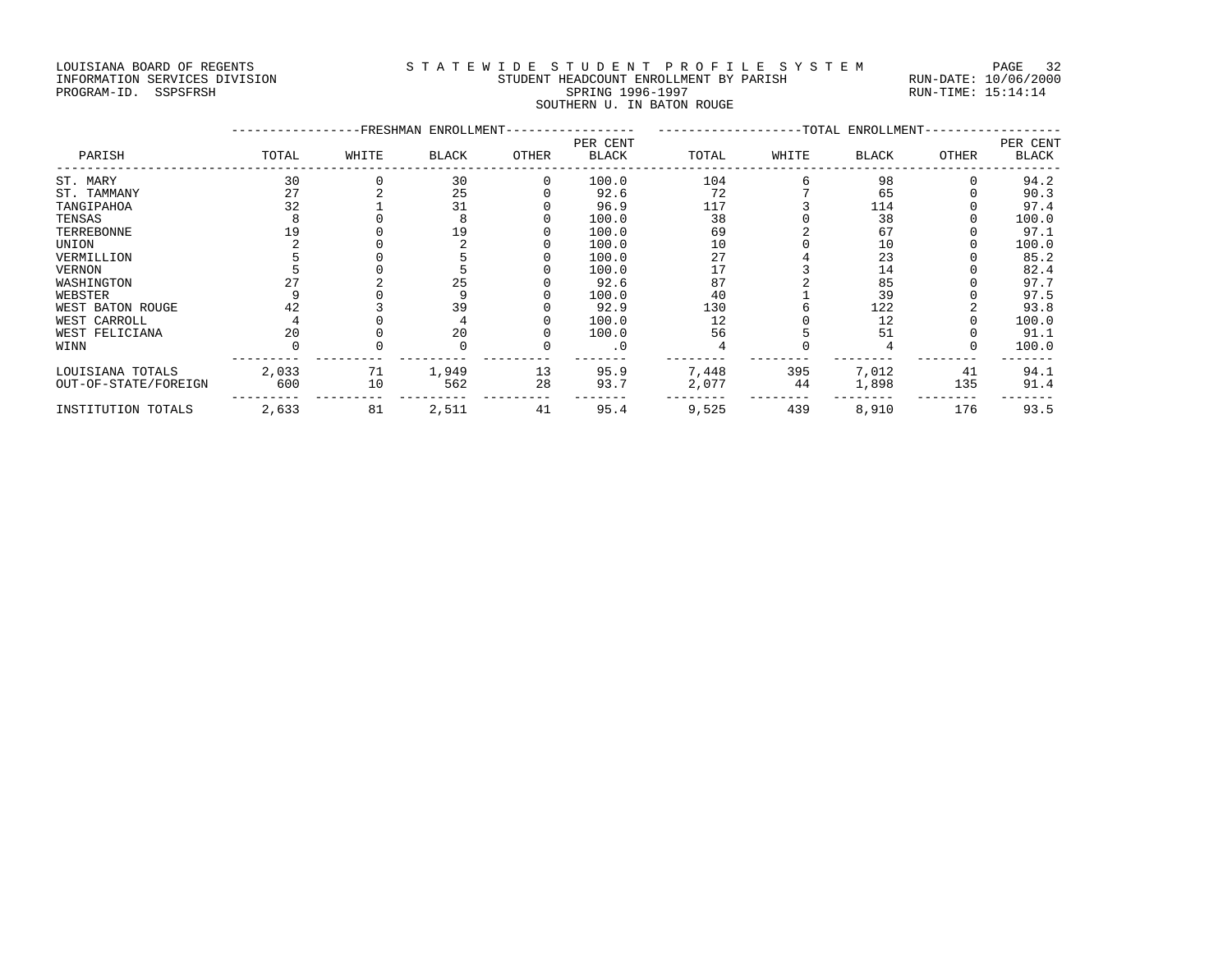LOUISIANA BOARD OF REGENTS
INFORMATION SERVICES DIVISION
PROGRAM-ID. SSPSFRSH

STATEWIDE STUDENT PROFILE SYSTEM
STUDENT HEADCOUNT ENROLLMENT BY PARISH
SPRING 1996-1997
SOUTHERN U. IN BATON ROUGE

RUN-DATE: 10/06/2000
RUN-TIME: 15:14:14

| PARISH | FRESHMAN ENROLLMENT TOTAL | WHITE | BLACK | OTHER | PER CENT BLACK | TOTAL ENROLLMENT TOTAL | WHITE | BLACK | OTHER | PER CENT BLACK |
|---|---|---|---|---|---|---|---|---|---|---|
| ST. MARY | 30 | 0 | 30 | 0 | 100.0 | 104 | 6 | 98 | 0 | 94.2 |
| ST. TAMMANY | 27 | 2 | 25 | 0 | 92.6 | 72 | 7 | 65 | 0 | 90.3 |
| TANGIPAHOA | 32 | 1 | 31 | 0 | 96.9 | 117 | 3 | 114 | 0 | 97.4 |
| TENSAS | 8 | 0 | 8 | 0 | 100.0 | 38 | 0 | 38 | 0 | 100.0 |
| TERREBONNE | 19 | 0 | 19 | 0 | 100.0 | 69 | 2 | 67 | 0 | 97.1 |
| UNION | 2 | 0 | 2 | 0 | 100.0 | 10 | 0 | 10 | 0 | 100.0 |
| VERMILLION | 5 | 0 | 5 | 0 | 100.0 | 27 | 4 | 23 | 0 | 85.2 |
| VERNON | 5 | 0 | 5 | 0 | 100.0 | 17 | 3 | 14 | 0 | 82.4 |
| WASHINGTON | 27 | 2 | 25 | 0 | 92.6 | 87 | 2 | 85 | 0 | 97.7 |
| WEBSTER | 9 | 0 | 9 | 0 | 100.0 | 40 | 1 | 39 | 0 | 97.5 |
| WEST BATON ROUGE | 42 | 3 | 39 | 0 | 92.9 | 130 | 6 | 122 | 2 | 93.8 |
| WEST CARROLL | 4 | 0 | 4 | 0 | 100.0 | 12 | 0 | 12 | 0 | 100.0 |
| WEST FELICIANA | 20 | 0 | 20 | 0 | 100.0 | 56 | 5 | 51 | 0 | 91.1 |
| WINN | 0 | 0 | 0 | 0 | .0 | 4 | 0 | 4 | 0 | 100.0 |
| LOUISIANA TOTALS | 2,033 | 71 | 1,949 | 13 | 95.9 | 7,448 | 395 | 7,012 | 41 | 94.1 |
| OUT-OF-STATE/FOREIGN | 600 | 10 | 562 | 28 | 93.7 | 2,077 | 44 | 1,898 | 135 | 91.4 |
| INSTITUTION TOTALS | 2,633 | 81 | 2,511 | 41 | 95.4 | 9,525 | 439 | 8,910 | 176 | 93.5 |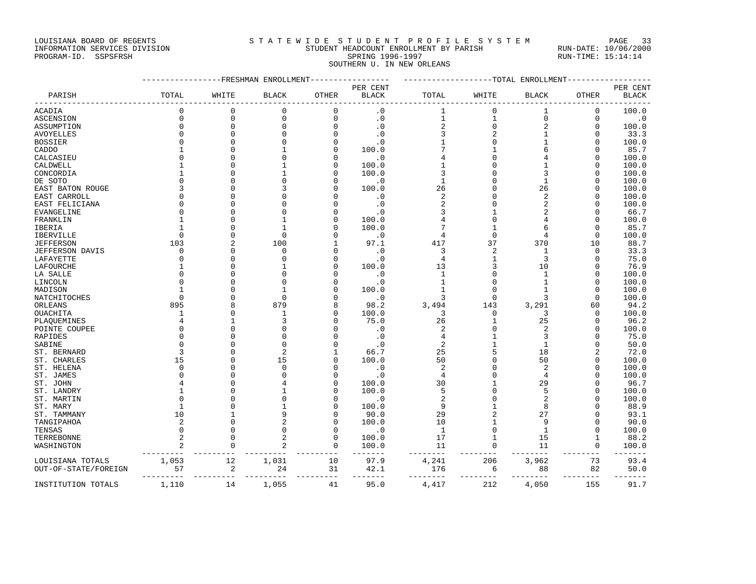LOUISIANA BOARD OF REGENTS
INFORMATION SERVICES DIVISION
PROGRAM-ID. SSPSFRSH

STATEWIDE STUDENT PROFILE SYSTEM
STUDENT HEADCOUNT ENROLLMENT BY PARISH
SPRING 1996-1997
SOUTHERN U. IN NEW ORLEANS

RUN-DATE: 10/06/2000
RUN-TIME: 15:14:14

| PARISH | FRESHMAN ENROLLMENT TOTAL | WHITE | BLACK | OTHER | PER CENT BLACK | TOTAL ENROLLMENT TOTAL | WHITE | BLACK | OTHER | PER CENT BLACK |
|---|---|---|---|---|---|---|---|---|---|---|
| ACADIA | 0 | 0 | 0 | 0 | .0 | 1 | 0 | 1 | 0 | 100.0 |
| ASCENSION | 0 | 0 | 0 | 0 | .0 | 1 | 1 | 0 | 0 | .0 |
| ASSUMPTION | 0 | 0 | 0 | 0 | .0 | 2 | 0 | 2 | 0 | 100.0 |
| AVOYELLES | 0 | 0 | 0 | 0 | .0 | 3 | 2 | 1 | 0 | 33.3 |
| BOSSIER | 0 | 0 | 0 | 0 | .0 | 1 | 0 | 1 | 0 | 100.0 |
| CADDO | 1 | 0 | 1 | 0 | 100.0 | 7 | 1 | 6 | 0 | 85.7 |
| CALCASIEU | 0 | 0 | 0 | 0 | .0 | 4 | 0 | 4 | 0 | 100.0 |
| CALDWELL | 1 | 0 | 1 | 0 | 100.0 | 1 | 0 | 1 | 0 | 100.0 |
| CONCORDIA | 1 | 0 | 1 | 0 | 100.0 | 3 | 0 | 3 | 0 | 100.0 |
| DE SOTO | 0 | 0 | 0 | 0 | .0 | 1 | 0 | 1 | 0 | 100.0 |
| EAST BATON ROUGE | 3 | 0 | 3 | 0 | 100.0 | 26 | 0 | 26 | 0 | 100.0 |
| EAST CARROLL | 0 | 0 | 0 | 0 | .0 | 2 | 0 | 2 | 0 | 100.0 |
| EAST FELICIANA | 0 | 0 | 0 | 0 | .0 | 2 | 0 | 2 | 0 | 100.0 |
| EVANGELINE | 0 | 0 | 0 | 0 | .0 | 3 | 1 | 2 | 0 | 66.7 |
| FRANKLIN | 1 | 0 | 1 | 0 | 100.0 | 4 | 0 | 4 | 0 | 100.0 |
| IBERIA | 1 | 0 | 1 | 0 | 100.0 | 7 | 1 | 6 | 0 | 85.7 |
| IBERVILLE | 0 | 0 | 0 | 0 | .0 | 4 | 0 | 4 | 0 | 100.0 |
| JEFFERSON | 103 | 2 | 100 | 1 | 97.1 | 417 | 37 | 370 | 10 | 88.7 |
| JEFFERSON DAVIS | 0 | 0 | 0 | 0 | .0 | 3 | 2 | 1 | 0 | 33.3 |
| LAFAYETTE | 0 | 0 | 0 | 0 | .0 | 4 | 1 | 3 | 0 | 75.0 |
| LAFOURCHE | 1 | 0 | 1 | 0 | 100.0 | 13 | 3 | 10 | 0 | 76.9 |
| LA SALLE | 0 | 0 | 0 | 0 | .0 | 1 | 0 | 1 | 0 | 100.0 |
| LINCOLN | 0 | 0 | 0 | 0 | .0 | 1 | 0 | 1 | 0 | 100.0 |
| MADISON | 1 | 0 | 1 | 0 | 100.0 | 1 | 0 | 1 | 0 | 100.0 |
| NATCHITOCHES | 0 | 0 | 0 | 0 | .0 | 3 | 0 | 3 | 0 | 100.0 |
| ORLEANS | 895 | 8 | 879 | 8 | 98.2 | 3,494 | 143 | 3,291 | 60 | 94.2 |
| OUACHITA | 1 | 0 | 1 | 0 | 100.0 | 3 | 0 | 3 | 0 | 100.0 |
| PLAQUEMINES | 4 | 1 | 3 | 0 | 75.0 | 26 | 1 | 25 | 0 | 96.2 |
| POINTE COUPEE | 0 | 0 | 0 | 0 | .0 | 2 | 0 | 2 | 0 | 100.0 |
| RAPIDES | 0 | 0 | 0 | 0 | .0 | 4 | 1 | 3 | 0 | 75.0 |
| SABINE | 0 | 0 | 0 | 0 | .0 | 2 | 1 | 1 | 0 | 50.0 |
| ST. BERNARD | 3 | 0 | 2 | 1 | 66.7 | 25 | 5 | 18 | 2 | 72.0 |
| ST. CHARLES | 15 | 0 | 15 | 0 | 100.0 | 50 | 0 | 50 | 0 | 100.0 |
| ST. HELENA | 0 | 0 | 0 | 0 | .0 | 2 | 0 | 2 | 0 | 100.0 |
| ST. JAMES | 0 | 0 | 0 | 0 | .0 | 4 | 0 | 4 | 0 | 100.0 |
| ST. JOHN | 4 | 0 | 4 | 0 | 100.0 | 30 | 1 | 29 | 0 | 96.7 |
| ST. LANDRY | 1 | 0 | 1 | 0 | 100.0 | 5 | 0 | 5 | 0 | 100.0 |
| ST. MARTIN | 0 | 0 | 0 | 0 | .0 | 2 | 0 | 2 | 0 | 100.0 |
| ST. MARY | 1 | 0 | 1 | 0 | 100.0 | 9 | 1 | 8 | 0 | 88.9 |
| ST. TAMMANY | 10 | 1 | 9 | 0 | 90.0 | 29 | 2 | 27 | 0 | 93.1 |
| TANGIPAHOA | 2 | 0 | 2 | 0 | 100.0 | 10 | 1 | 9 | 0 | 90.0 |
| TENSAS | 0 | 0 | 0 | 0 | .0 | 1 | 0 | 1 | 0 | 100.0 |
| TERREBONNE | 2 | 0 | 2 | 0 | 100.0 | 17 | 1 | 15 | 1 | 88.2 |
| WASHINGTON | 2 | 0 | 2 | 0 | 100.0 | 11 | 0 | 11 | 0 | 100.0 |
| LOUISIANA TOTALS | 1,053 | 12 | 1,031 | 10 | 97.9 | 4,241 | 206 | 3,962 | 73 | 93.4 |
| OUT-OF-STATE/FOREIGN | 57 | 2 | 24 | 31 | 42.1 | 176 | 6 | 88 | 82 | 50.0 |
| INSTITUTION TOTALS | 1,110 | 14 | 1,055 | 41 | 95.0 | 4,417 | 212 | 4,050 | 155 | 91.7 |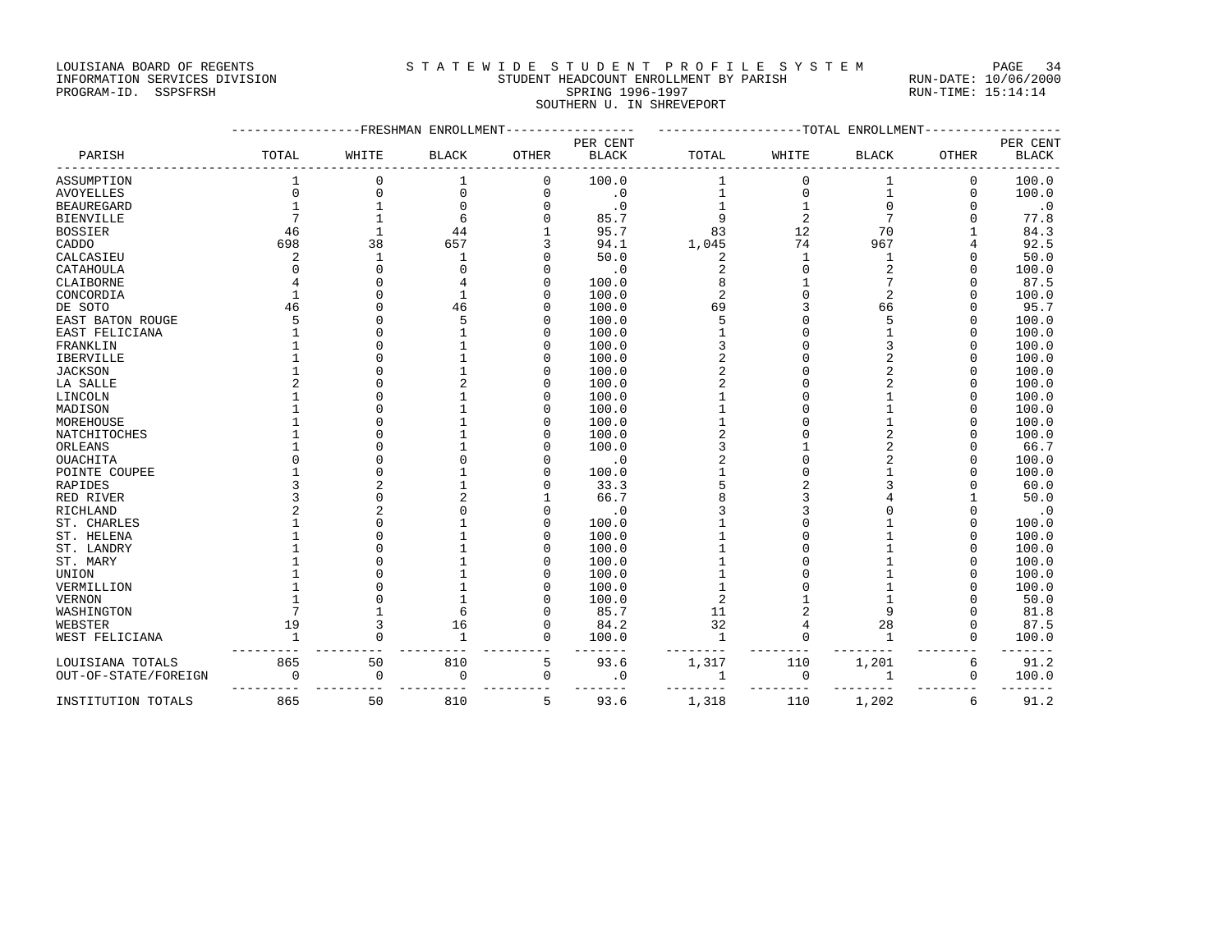LOUISIANA BOARD OF REGENTS
INFORMATION SERVICES DIVISION
PROGRAM-ID. SSPSFRSH

STATEWIDE STUDENT PROFILE SYSTEM
STUDENT HEADCOUNT ENROLLMENT BY PARISH
SPRING 1996-1997
SOUTHERN U. IN SHREVEPORT

RUN-DATE: 10/06/2000
RUN-TIME: 15:14:14

| PARISH | FRESHMAN ENROLLMENT TOTAL | WHITE | BLACK | OTHER | PER CENT BLACK | TOTAL ENROLLMENT TOTAL | WHITE | BLACK | OTHER | PER CENT BLACK |
|---|---|---|---|---|---|---|---|---|---|---|
| ASSUMPTION | 1 | 0 | 1 | 0 | 100.0 | 1 | 0 | 1 | 0 | 100.0 |
| AVOYELLES | 0 | 0 | 0 | 0 | .0 | 1 | 0 | 1 | 0 | 100.0 |
| BEAUREGARD | 1 | 1 | 0 | 0 | .0 | 1 | 1 | 0 | 0 | .0 |
| BIENVILLE | 7 | 1 | 6 | 0 | 85.7 | 9 | 2 | 7 | 0 | 77.8 |
| BOSSIER | 46 | 1 | 44 | 1 | 95.7 | 83 | 12 | 70 | 1 | 84.3 |
| CADDO | 698 | 38 | 657 | 3 | 94.1 | 1,045 | 74 | 967 | 4 | 92.5 |
| CALCASIEU | 2 | 1 | 1 | 0 | 50.0 | 2 | 1 | 1 | 0 | 50.0 |
| CATAHOULA | 0 | 0 | 0 | 0 | .0 | 2 | 0 | 2 | 0 | 100.0 |
| CLAIBORNE | 4 | 0 | 4 | 0 | 100.0 | 8 | 1 | 7 | 0 | 87.5 |
| CONCORDIA | 1 | 0 | 1 | 0 | 100.0 | 2 | 0 | 2 | 0 | 100.0 |
| DE SOTO | 46 | 0 | 46 | 0 | 100.0 | 69 | 3 | 66 | 0 | 95.7 |
| EAST BATON ROUGE | 5 | 0 | 5 | 0 | 100.0 | 5 | 0 | 5 | 0 | 100.0 |
| EAST FELICIANA | 1 | 0 | 1 | 0 | 100.0 | 1 | 0 | 1 | 0 | 100.0 |
| FRANKLIN | 1 | 0 | 1 | 0 | 100.0 | 3 | 0 | 3 | 0 | 100.0 |
| IBERVILLE | 1 | 0 | 1 | 0 | 100.0 | 2 | 0 | 2 | 0 | 100.0 |
| JACKSON | 1 | 0 | 1 | 0 | 100.0 | 2 | 0 | 2 | 0 | 100.0 |
| LA SALLE | 2 | 0 | 2 | 0 | 100.0 | 2 | 0 | 2 | 0 | 100.0 |
| LINCOLN | 1 | 0 | 1 | 0 | 100.0 | 1 | 0 | 1 | 0 | 100.0 |
| MADISON | 1 | 0 | 1 | 0 | 100.0 | 1 | 0 | 1 | 0 | 100.0 |
| MOREHOUSE | 1 | 0 | 1 | 0 | 100.0 | 1 | 0 | 1 | 0 | 100.0 |
| NATCHITOCHES | 1 | 0 | 1 | 0 | 100.0 | 2 | 0 | 2 | 0 | 100.0 |
| ORLEANS | 1 | 0 | 1 | 0 | 100.0 | 3 | 1 | 2 | 0 | 66.7 |
| OUACHITA | 0 | 0 | 0 | 0 | .0 | 2 | 0 | 2 | 0 | 100.0 |
| POINTE COUPEE | 1 | 0 | 1 | 0 | 100.0 | 1 | 0 | 1 | 0 | 100.0 |
| RAPIDES | 3 | 2 | 1 | 0 | 33.3 | 5 | 2 | 3 | 0 | 60.0 |
| RED RIVER | 3 | 0 | 2 | 1 | 66.7 | 8 | 3 | 4 | 1 | 50.0 |
| RICHLAND | 2 | 2 | 0 | 0 | .0 | 3 | 3 | 0 | 0 | .0 |
| ST. CHARLES | 1 | 0 | 1 | 0 | 100.0 | 1 | 0 | 1 | 0 | 100.0 |
| ST. HELENA | 1 | 0 | 1 | 0 | 100.0 | 1 | 0 | 1 | 0 | 100.0 |
| ST. LANDRY | 1 | 0 | 1 | 0 | 100.0 | 1 | 0 | 1 | 0 | 100.0 |
| ST. MARY | 1 | 0 | 1 | 0 | 100.0 | 1 | 0 | 1 | 0 | 100.0 |
| UNION | 1 | 0 | 1 | 0 | 100.0 | 1 | 0 | 1 | 0 | 100.0 |
| VERMILLION | 1 | 0 | 1 | 0 | 100.0 | 1 | 0 | 1 | 0 | 100.0 |
| VERNON | 1 | 0 | 1 | 0 | 100.0 | 2 | 1 | 1 | 0 | 50.0 |
| WASHINGTON | 7 | 1 | 6 | 0 | 85.7 | 11 | 2 | 9 | 0 | 81.8 |
| WEBSTER | 19 | 3 | 16 | 0 | 84.2 | 32 | 4 | 28 | 0 | 87.5 |
| WEST FELICIANA | 1 | 0 | 1 | 0 | 100.0 | 1 | 0 | 1 | 0 | 100.0 |
| LOUISIANA TOTALS | 865 | 50 | 810 | 5 | 93.6 | 1,317 | 110 | 1,201 | 6 | 91.2 |
| OUT-OF-STATE/FOREIGN | 0 | 0 | 0 | 0 | .0 | 1 | 0 | 1 | 0 | 100.0 |
| INSTITUTION TOTALS | 865 | 50 | 810 | 5 | 93.6 | 1,318 | 110 | 1,202 | 6 | 91.2 |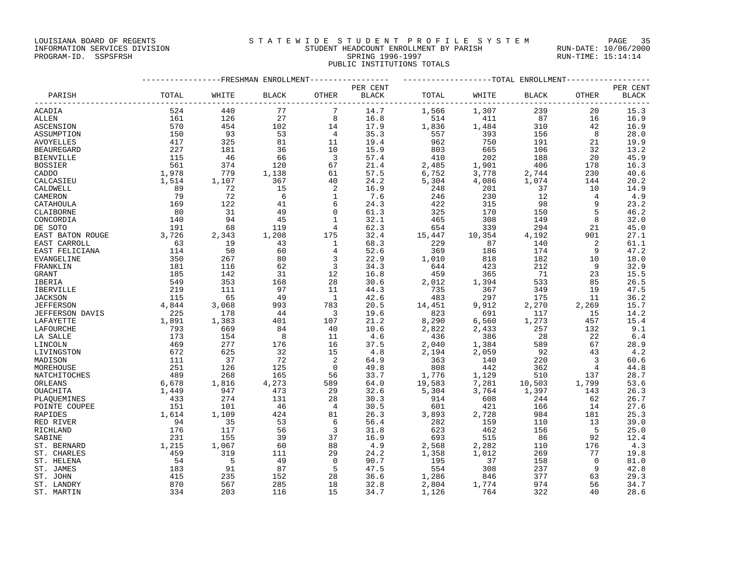LOUISIANA BOARD OF REGENTS
INFORMATION SERVICES DIVISION
PROGRAM-ID. SSPSFRSH

# STATEWIDE STUDENT PROFILE SYSTEM
## STUDENT HEADCOUNT ENROLLMENT BY PARISH
### SPRING 1996-1997
### PUBLIC INSTITUTIONS TOTALS

RUN-DATE: 10/06/2000
RUN-TIME: 15:14:14

| PARISH | FRESHMAN ENROLLMENT TOTAL | WHITE | BLACK | OTHER | PER CENT BLACK | TOTAL ENROLLMENT TOTAL | WHITE | BLACK | OTHER | PER CENT BLACK |
|---|---|---|---|---|---|---|---|---|---|---|
| ACADIA | 524 | 440 | 77 | 7 | 14.7 | 1,566 | 1,307 | 239 | 20 | 15.3 |
| ALLEN | 161 | 126 | 27 | 8 | 16.8 | 514 | 411 | 87 | 16 | 16.9 |
| ASCENSION | 570 | 454 | 102 | 14 | 17.9 | 1,836 | 1,484 | 310 | 42 | 16.9 |
| ASSUMPTION | 150 | 93 | 53 | 4 | 35.3 | 557 | 393 | 156 | 8 | 28.0 |
| AVOYELLES | 417 | 325 | 81 | 11 | 19.4 | 962 | 750 | 191 | 21 | 19.9 |
| BEAUREGARD | 227 | 181 | 36 | 10 | 15.9 | 803 | 665 | 106 | 32 | 13.2 |
| BIENVILLE | 115 | 46 | 66 | 3 | 57.4 | 410 | 202 | 188 | 20 | 45.9 |
| BOSSIER | 561 | 374 | 120 | 67 | 21.4 | 2,485 | 1,901 | 406 | 178 | 16.3 |
| CADDO | 1,978 | 779 | 1,138 | 61 | 57.5 | 6,752 | 3,778 | 2,744 | 230 | 40.6 |
| CALCASIEU | 1,514 | 1,107 | 367 | 40 | 24.2 | 5,304 | 4,086 | 1,074 | 144 | 20.2 |
| CALDWELL | 89 | 72 | 15 | 2 | 16.9 | 248 | 201 | 37 | 10 | 14.9 |
| CAMERON | 79 | 72 | 6 | 1 | 7.6 | 246 | 230 | 12 | 4 | 4.9 |
| CATAHOULA | 169 | 122 | 41 | 6 | 24.3 | 422 | 315 | 98 | 9 | 23.2 |
| CLAIBORNE | 80 | 31 | 49 | 0 | 61.3 | 325 | 170 | 150 | 5 | 46.2 |
| CONCORDIA | 140 | 94 | 45 | 1 | 32.1 | 465 | 308 | 149 | 8 | 32.0 |
| DE SOTO | 191 | 68 | 119 | 4 | 62.3 | 654 | 339 | 294 | 21 | 45.0 |
| EAST BATON ROUGE | 3,726 | 2,343 | 1,208 | 175 | 32.4 | 15,447 | 10,354 | 4,192 | 901 | 27.1 |
| EAST CARROLL | 63 | 19 | 43 | 1 | 68.3 | 229 | 87 | 140 | 2 | 61.1 |
| EAST FELICIANA | 114 | 50 | 60 | 4 | 52.6 | 369 | 186 | 174 | 9 | 47.2 |
| EVANGELINE | 350 | 267 | 80 | 3 | 22.9 | 1,010 | 818 | 182 | 10 | 18.0 |
| FRANKLIN | 181 | 116 | 62 | 3 | 34.3 | 644 | 423 | 212 | 9 | 32.9 |
| GRANT | 185 | 142 | 31 | 12 | 16.8 | 459 | 365 | 71 | 23 | 15.5 |
| IBERIA | 549 | 353 | 168 | 28 | 30.6 | 2,012 | 1,394 | 533 | 85 | 26.5 |
| IBERVILLE | 219 | 111 | 97 | 11 | 44.3 | 735 | 367 | 349 | 19 | 47.5 |
| JACKSON | 115 | 65 | 49 | 1 | 42.6 | 483 | 297 | 175 | 11 | 36.2 |
| JEFFERSON | 4,844 | 3,068 | 993 | 783 | 20.5 | 14,451 | 9,912 | 2,270 | 2,269 | 15.7 |
| JEFFERSON DAVIS | 225 | 178 | 44 | 3 | 19.6 | 823 | 691 | 117 | 15 | 14.2 |
| LAFAYETTE | 1,891 | 1,383 | 401 | 107 | 21.2 | 8,290 | 6,560 | 1,273 | 457 | 15.4 |
| LAFOURCHE | 793 | 669 | 84 | 40 | 10.6 | 2,822 | 2,433 | 257 | 132 | 9.1 |
| LA SALLE | 173 | 154 | 8 | 11 | 4.6 | 436 | 386 | 28 | 22 | 6.4 |
| LINCOLN | 469 | 277 | 176 | 16 | 37.5 | 2,040 | 1,384 | 589 | 67 | 28.9 |
| LIVINGSTON | 672 | 625 | 32 | 15 | 4.8 | 2,194 | 2,059 | 92 | 43 | 4.2 |
| MADISON | 111 | 37 | 72 | 2 | 64.9 | 363 | 140 | 220 | 3 | 60.6 |
| MOREHOUSE | 251 | 126 | 125 | 0 | 49.8 | 808 | 442 | 362 | 4 | 44.8 |
| NATCHITOCHES | 489 | 268 | 165 | 56 | 33.7 | 1,776 | 1,129 | 510 | 137 | 28.7 |
| ORLEANS | 6,678 | 1,816 | 4,273 | 589 | 64.0 | 19,583 | 7,281 | 10,503 | 1,799 | 53.6 |
| OUACHITA | 1,449 | 947 | 473 | 29 | 32.6 | 5,304 | 3,764 | 1,397 | 143 | 26.3 |
| PLAQUEMINES | 433 | 274 | 131 | 28 | 30.3 | 914 | 608 | 244 | 62 | 26.7 |
| POINTE COUPEE | 151 | 101 | 46 | 4 | 30.5 | 601 | 421 | 166 | 14 | 27.6 |
| RAPIDES | 1,614 | 1,109 | 424 | 81 | 26.3 | 3,893 | 2,728 | 984 | 181 | 25.3 |
| RED RIVER | 94 | 35 | 53 | 6 | 56.4 | 282 | 159 | 110 | 13 | 39.0 |
| RICHLAND | 176 | 117 | 56 | 3 | 31.8 | 623 | 462 | 156 | 5 | 25.0 |
| SABINE | 231 | 155 | 39 | 37 | 16.9 | 693 | 515 | 86 | 92 | 12.4 |
| ST. BERNARD | 1,215 | 1,067 | 60 | 88 | 4.9 | 2,568 | 2,282 | 110 | 176 | 4.3 |
| ST. CHARLES | 459 | 319 | 111 | 29 | 24.2 | 1,358 | 1,012 | 269 | 77 | 19.8 |
| ST. HELENA | 54 | 5 | 49 | 0 | 90.7 | 195 | 37 | 158 | 0 | 81.0 |
| ST. JAMES | 183 | 91 | 87 | 5 | 47.5 | 554 | 308 | 237 | 9 | 42.8 |
| ST. JOHN | 415 | 235 | 152 | 28 | 36.6 | 1,286 | 846 | 377 | 63 | 29.3 |
| ST. LANDRY | 870 | 567 | 285 | 18 | 32.8 | 2,804 | 1,774 | 974 | 56 | 34.7 |
| ST. MARTIN | 334 | 203 | 116 | 15 | 34.7 | 1,126 | 764 | 322 | 40 | 28.6 |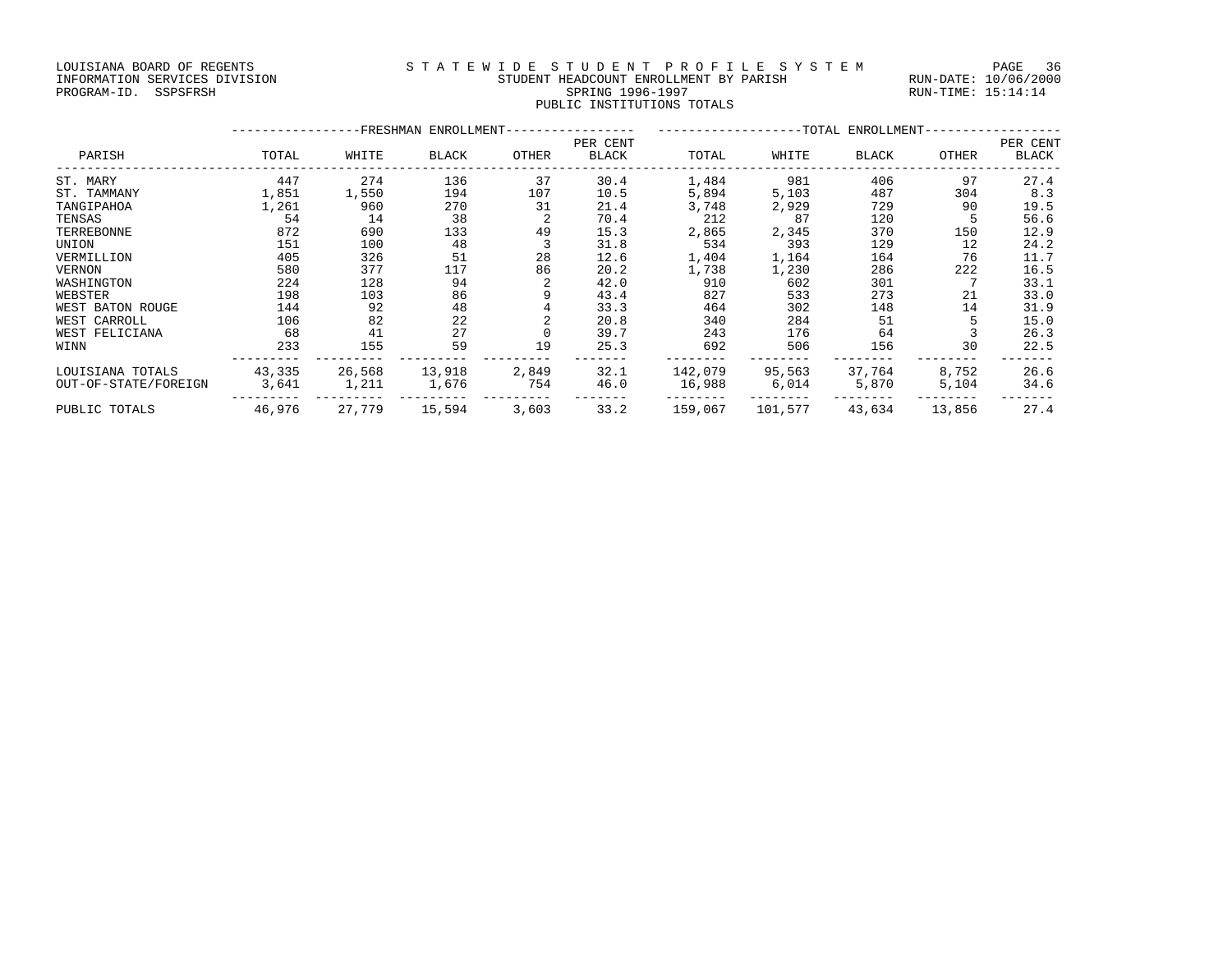LOUISIANA BOARD OF REGENTS
INFORMATION SERVICES DIVISION
PROGRAM-ID. SSPSFRSH

STATEWIDE STUDENT PROFILE SYSTEM
STUDENT HEADCOUNT ENROLLMENT BY PARISH
SPRING 1996-1997
PUBLIC INSTITUTIONS TOTALS

RUN-DATE: 10/06/2000
RUN-TIME: 15:14:14

| PARISH | FRESHMAN ENROLLMENT TOTAL | WHITE | BLACK | OTHER | PER CENT BLACK | TOTAL ENROLLMENT TOTAL | WHITE | BLACK | OTHER | PER CENT BLACK |
|---|---|---|---|---|---|---|---|---|---|---|
| ST. MARY | 447 | 274 | 136 | 37 | 30.4 | 1,484 | 981 | 406 | 97 | 27.4 |
| ST. TAMMANY | 1,851 | 1,550 | 194 | 107 | 10.5 | 5,894 | 5,103 | 487 | 304 | 8.3 |
| TANGIPAHOA | 1,261 | 960 | 270 | 31 | 21.4 | 3,748 | 2,929 | 729 | 90 | 19.5 |
| TENSAS | 54 | 14 | 38 | 2 | 70.4 | 212 | 87 | 120 | 5 | 56.6 |
| TERREBONNE | 872 | 690 | 133 | 49 | 15.3 | 2,865 | 2,345 | 370 | 150 | 12.9 |
| UNION | 151 | 100 | 48 | 3 | 31.8 | 534 | 393 | 129 | 12 | 24.2 |
| VERMILLION | 405 | 326 | 51 | 28 | 12.6 | 1,404 | 1,164 | 164 | 76 | 11.7 |
| VERNON | 580 | 377 | 117 | 86 | 20.2 | 1,738 | 1,230 | 286 | 222 | 16.5 |
| WASHINGTON | 224 | 128 | 94 | 2 | 42.0 | 910 | 602 | 301 | 7 | 33.1 |
| WEBSTER | 198 | 103 | 86 | 9 | 43.4 | 827 | 533 | 273 | 21 | 33.0 |
| WEST BATON ROUGE | 144 | 92 | 48 | 4 | 33.3 | 464 | 302 | 148 | 14 | 31.9 |
| WEST CARROLL | 106 | 82 | 22 | 2 | 20.8 | 340 | 284 | 51 | 5 | 15.0 |
| WEST FELICIANA | 68 | 41 | 27 | 0 | 39.7 | 243 | 176 | 64 | 3 | 26.3 |
| WINN | 233 | 155 | 59 | 19 | 25.3 | 692 | 506 | 156 | 30 | 22.5 |
| LOUISIANA TOTALS | 43,335 | 26,568 | 13,918 | 2,849 | 32.1 | 142,079 | 95,563 | 37,764 | 8,752 | 26.6 |
| OUT-OF-STATE/FOREIGN | 3,641 | 1,211 | 1,676 | 754 | 46.0 | 16,988 | 6,014 | 5,870 | 5,104 | 34.6 |
| PUBLIC TOTALS | 46,976 | 27,779 | 15,594 | 3,603 | 33.2 | 159,067 | 101,577 | 43,634 | 13,856 | 27.4 |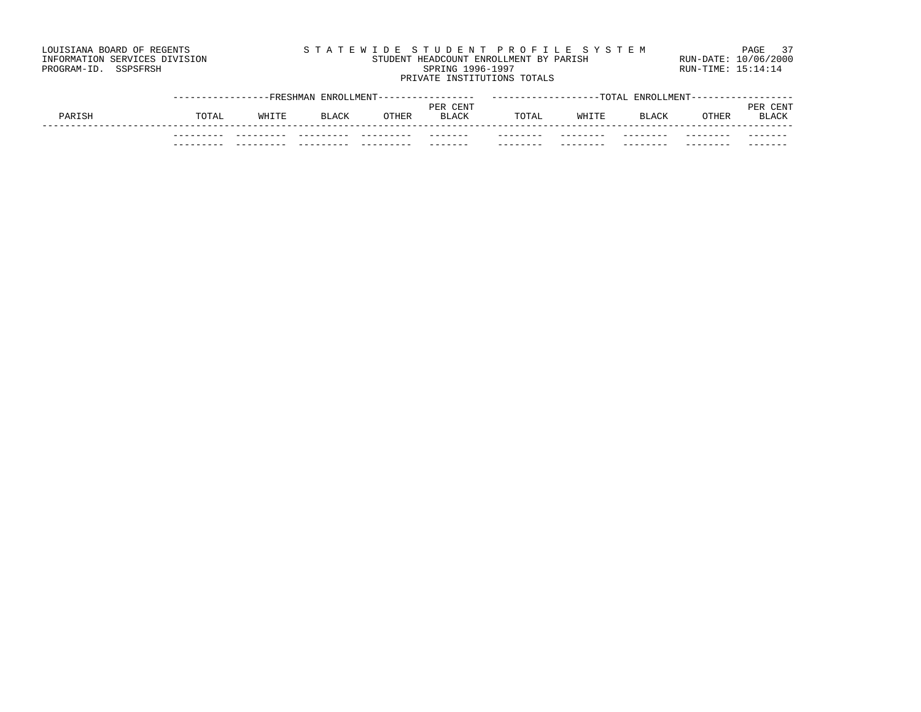LOUISIANA BOARD OF REGENTS
INFORMATION SERVICES DIVISION
PROGRAM-ID. SSPSFRSH

STATEWIDE STUDENT PROFILE SYSTEM
STUDENT HEADCOUNT ENROLLMENT BY PARISH
SPRING 1996-1997
PRIVATE INSTITUTIONS TOTALS

RUN-DATE: 10/06/2000
RUN-TIME: 15:14:14

| | FRESHMAN ENROLLMENT | | | | | TOTAL ENROLLMENT | | | | |
|---|---|---|---|---|---|---|---|---|---|---|
| PARISH | TOTAL | WHITE | BLACK | OTHER | PER CENT BLACK | TOTAL | WHITE | BLACK | OTHER | PER CENT BLACK |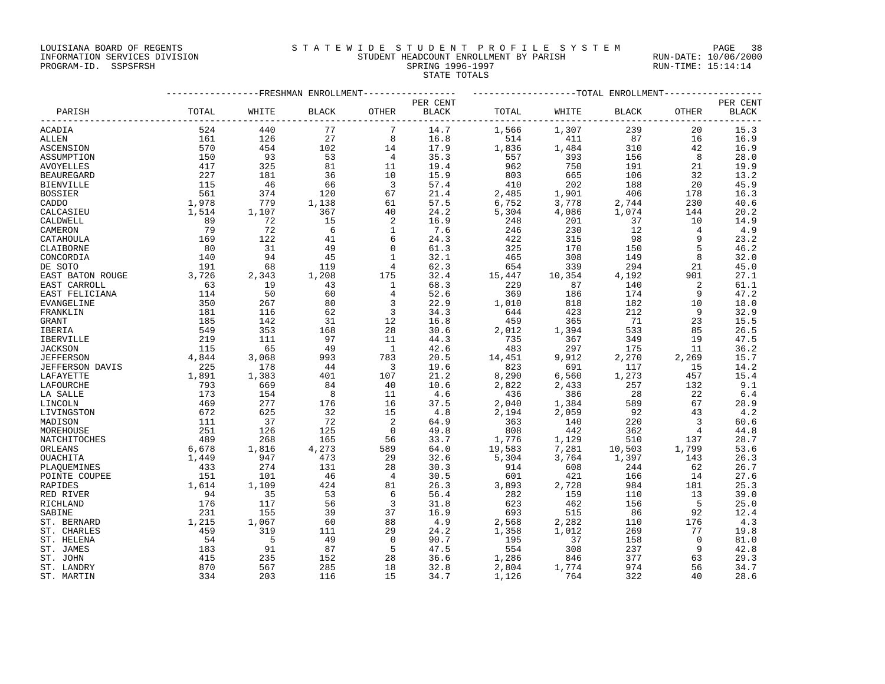LOUISIANA BOARD OF REGENTS
INFORMATION SERVICES DIVISION
PROGRAM-ID. SSPSFRSH

STATEWIDE STUDENT PROFILE SYSTEM
STUDENT HEADCOUNT ENROLLMENT BY PARISH
SPRING 1996-1997
STATE TOTALS

RUN-DATE: 10/06/2000
RUN-TIME: 15:14:14

| PARISH | FRESHMAN ENROLLMENT TOTAL | WHITE | BLACK | OTHER | PER CENT BLACK | TOTAL ENROLLMENT TOTAL | WHITE | BLACK | OTHER | PER CENT BLACK |
|---|---|---|---|---|---|---|---|---|---|---|
| ACADIA | 524 | 440 | 77 | 7 | 14.7 | 1,566 | 1,307 | 239 | 20 | 15.3 |
| ALLEN | 161 | 126 | 27 | 8 | 16.8 | 514 | 411 | 87 | 16 | 16.9 |
| ASCENSION | 570 | 454 | 102 | 14 | 17.9 | 1,836 | 1,484 | 310 | 42 | 16.9 |
| ASSUMPTION | 150 | 93 | 53 | 4 | 35.3 | 557 | 393 | 156 | 8 | 28.0 |
| AVOYELLES | 417 | 325 | 81 | 11 | 19.4 | 962 | 750 | 191 | 21 | 19.9 |
| BEAUREGARD | 227 | 181 | 36 | 10 | 15.9 | 803 | 665 | 106 | 32 | 13.2 |
| BIENVILLE | 115 | 46 | 66 | 3 | 57.4 | 410 | 202 | 188 | 20 | 45.9 |
| BOSSIER | 561 | 374 | 120 | 67 | 21.4 | 2,485 | 1,901 | 406 | 178 | 16.3 |
| CADDO | 1,978 | 779 | 1,138 | 61 | 57.5 | 6,752 | 3,778 | 2,744 | 230 | 40.6 |
| CALCASIEU | 1,514 | 1,107 | 367 | 40 | 24.2 | 5,304 | 4,086 | 1,074 | 144 | 20.2 |
| CALDWELL | 89 | 72 | 15 | 2 | 16.9 | 248 | 201 | 37 | 10 | 14.9 |
| CAMERON | 79 | 72 | 6 | 1 | 7.6 | 246 | 230 | 12 | 4 | 4.9 |
| CATAHOULA | 169 | 122 | 41 | 6 | 24.3 | 422 | 315 | 98 | 9 | 23.2 |
| CLAIBORNE | 80 | 31 | 49 | 0 | 61.3 | 325 | 170 | 150 | 5 | 46.2 |
| CONCORDIA | 140 | 94 | 45 | 1 | 32.1 | 465 | 308 | 149 | 8 | 32.0 |
| DE SOTO | 191 | 68 | 119 | 4 | 62.3 | 654 | 339 | 294 | 21 | 45.0 |
| EAST BATON ROUGE | 3,726 | 2,343 | 1,208 | 175 | 32.4 | 15,447 | 10,354 | 4,192 | 901 | 27.1 |
| EAST CARROLL | 63 | 19 | 43 | 1 | 68.3 | 229 | 87 | 140 | 2 | 61.1 |
| EAST FELICIANA | 114 | 50 | 60 | 4 | 52.6 | 369 | 186 | 174 | 9 | 47.2 |
| EVANGELINE | 350 | 267 | 80 | 3 | 22.9 | 1,010 | 818 | 182 | 10 | 18.0 |
| FRANKLIN | 181 | 116 | 62 | 3 | 34.3 | 644 | 423 | 212 | 9 | 32.9 |
| GRANT | 185 | 142 | 31 | 12 | 16.8 | 459 | 365 | 71 | 23 | 15.5 |
| IBERIA | 549 | 353 | 168 | 28 | 30.6 | 2,012 | 1,394 | 533 | 85 | 26.5 |
| IBERVILLE | 219 | 111 | 97 | 11 | 44.3 | 735 | 367 | 349 | 19 | 47.5 |
| JACKSON | 115 | 65 | 49 | 1 | 42.6 | 483 | 297 | 175 | 11 | 36.2 |
| JEFFERSON | 4,844 | 3,068 | 993 | 783 | 20.5 | 14,451 | 9,912 | 2,270 | 2,269 | 15.7 |
| JEFFERSON DAVIS | 225 | 178 | 44 | 3 | 19.6 | 823 | 691 | 117 | 15 | 14.2 |
| LAFAYETTE | 1,891 | 1,383 | 401 | 107 | 21.2 | 8,290 | 6,560 | 1,273 | 457 | 15.4 |
| LAFOURCHE | 793 | 669 | 84 | 40 | 10.6 | 2,822 | 2,433 | 257 | 132 | 9.1 |
| LA SALLE | 173 | 154 | 8 | 11 | 4.6 | 436 | 386 | 28 | 22 | 6.4 |
| LINCOLN | 469 | 277 | 176 | 16 | 37.5 | 2,040 | 1,384 | 589 | 67 | 28.9 |
| LIVINGSTON | 672 | 625 | 32 | 15 | 4.8 | 2,194 | 2,059 | 92 | 43 | 4.2 |
| MADISON | 111 | 37 | 72 | 2 | 64.9 | 363 | 140 | 220 | 3 | 60.6 |
| MOREHOUSE | 251 | 126 | 125 | 0 | 49.8 | 808 | 442 | 362 | 4 | 44.8 |
| NATCHITOCHES | 489 | 268 | 165 | 56 | 33.7 | 1,776 | 1,129 | 510 | 137 | 28.7 |
| ORLEANS | 6,678 | 1,816 | 4,273 | 589 | 64.0 | 19,583 | 7,281 | 10,503 | 1,799 | 53.6 |
| OUACHITA | 1,449 | 947 | 473 | 29 | 32.6 | 5,304 | 3,764 | 1,397 | 143 | 26.3 |
| PLAQUEMINES | 433 | 274 | 131 | 28 | 30.3 | 914 | 608 | 244 | 62 | 26.7 |
| POINTE COUPEE | 151 | 101 | 46 | 4 | 30.5 | 601 | 421 | 166 | 14 | 27.6 |
| RAPIDES | 1,614 | 1,109 | 424 | 81 | 26.3 | 3,893 | 2,728 | 984 | 181 | 25.3 |
| RED RIVER | 94 | 35 | 53 | 6 | 56.4 | 282 | 159 | 110 | 13 | 39.0 |
| RICHLAND | 176 | 117 | 56 | 3 | 31.8 | 623 | 462 | 156 | 5 | 25.0 |
| SABINE | 231 | 155 | 39 | 37 | 16.9 | 693 | 515 | 86 | 92 | 12.4 |
| ST. BERNARD | 1,215 | 1,067 | 60 | 88 | 4.9 | 2,568 | 2,282 | 110 | 176 | 4.3 |
| ST. CHARLES | 459 | 319 | 111 | 29 | 24.2 | 1,358 | 1,012 | 269 | 77 | 19.8 |
| ST. HELENA | 54 | 5 | 49 | 0 | 90.7 | 195 | 37 | 158 | 0 | 81.0 |
| ST. JAMES | 183 | 91 | 87 | 5 | 47.5 | 554 | 308 | 237 | 9 | 42.8 |
| ST. JOHN | 415 | 235 | 152 | 28 | 36.6 | 1,286 | 846 | 377 | 63 | 29.3 |
| ST. LANDRY | 870 | 567 | 285 | 18 | 32.8 | 2,804 | 1,774 | 974 | 56 | 34.7 |
| ST. MARTIN | 334 | 203 | 116 | 15 | 34.7 | 1,126 | 764 | 322 | 40 | 28.6 |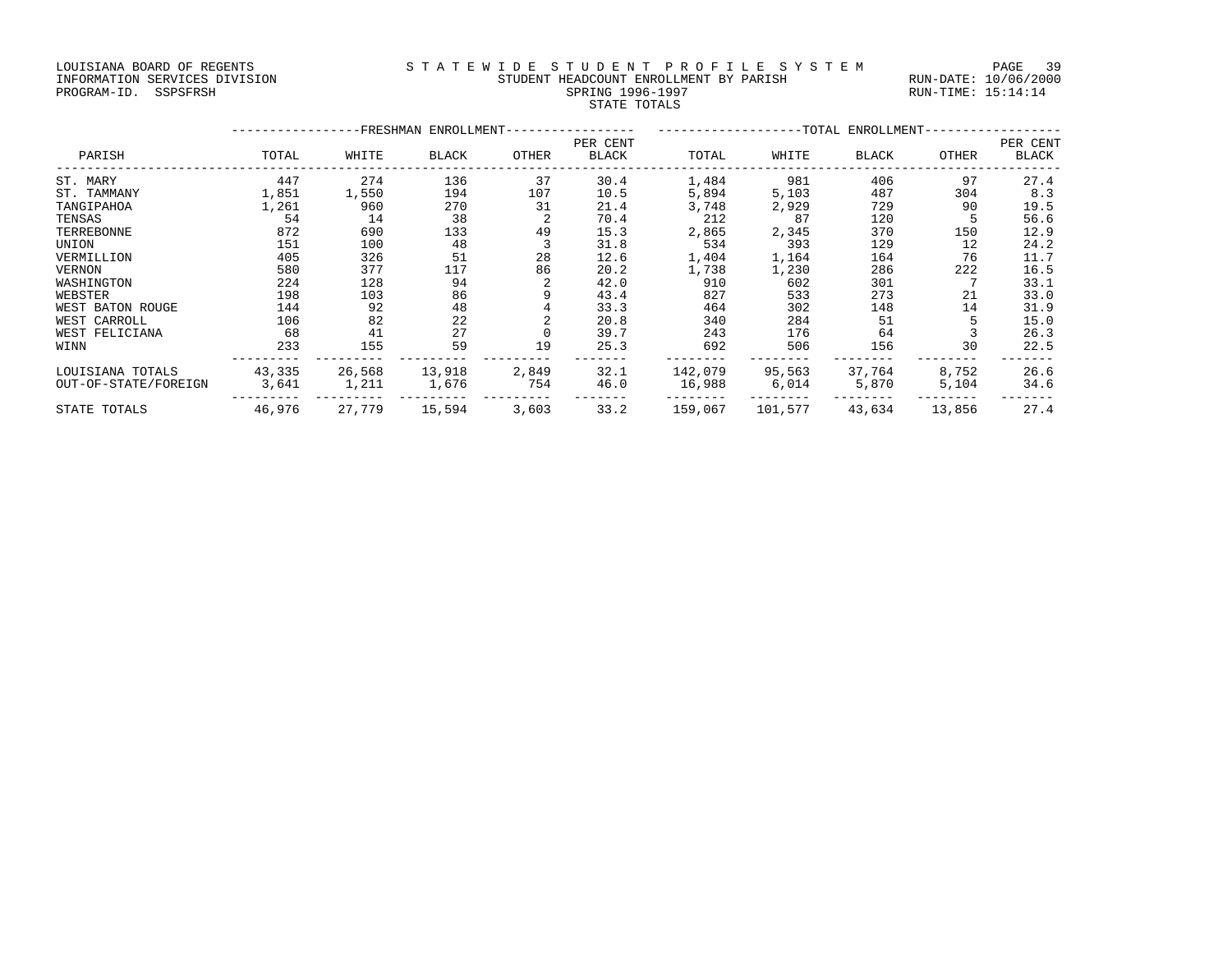LOUISIANA BOARD OF REGENTS
INFORMATION SERVICES DIVISION
PROGRAM-ID. SSPSFRSH

S T A T E W I D E   S T U D E N T   P R O F I L E   S Y S T E M
STUDENT HEADCOUNT ENROLLMENT BY PARISH
SPRING 1996-1997
STATE TOTALS

RUN-DATE: 10/06/2000
RUN-TIME: 15:14:14

| | FRESHMAN ENROLLMENT | | | | | TOTAL ENROLLMENT | | | | |
|---|---|---|---|---|---|---|---|---|---|---|
| PARISH | TOTAL | WHITE | BLACK | OTHER | PER CENT BLACK | TOTAL | WHITE | BLACK | OTHER | PER CENT BLACK |
| ST. MARY | 447 | 274 | 136 | 37 | 30.4 | 1,484 | 981 | 406 | 97 | 27.4 |
| ST. TAMMANY | 1,851 | 1,550 | 194 | 107 | 10.5 | 5,894 | 5,103 | 487 | 304 | 8.3 |
| TANGIPAHOA | 1,261 | 960 | 270 | 31 | 21.4 | 3,748 | 2,929 | 729 | 90 | 19.5 |
| TENSAS | 54 | 14 | 38 | 2 | 70.4 | 212 | 87 | 120 | 5 | 56.6 |
| TERREBONNE | 872 | 690 | 133 | 49 | 15.3 | 2,865 | 2,345 | 370 | 150 | 12.9 |
| UNION | 151 | 100 | 48 | 3 | 31.8 | 534 | 393 | 129 | 12 | 24.2 |
| VERMILLION | 405 | 326 | 51 | 28 | 12.6 | 1,404 | 1,164 | 164 | 76 | 11.7 |
| VERNON | 580 | 377 | 117 | 86 | 20.2 | 1,738 | 1,230 | 286 | 222 | 16.5 |
| WASHINGTON | 224 | 128 | 94 | 2 | 42.0 | 910 | 602 | 301 | 7 | 33.1 |
| WEBSTER | 198 | 103 | 86 | 9 | 43.4 | 827 | 533 | 273 | 21 | 33.0 |
| WEST BATON ROUGE | 144 | 92 | 48 | 4 | 33.3 | 464 | 302 | 148 | 14 | 31.9 |
| WEST CARROLL | 106 | 82 | 22 | 2 | 20.8 | 340 | 284 | 51 | 5 | 15.0 |
| WEST FELICIANA | 68 | 41 | 27 | 0 | 39.7 | 243 | 176 | 64 | 3 | 26.3 |
| WINN | 233 | 155 | 59 | 19 | 25.3 | 692 | 506 | 156 | 30 | 22.5 |
| LOUISIANA TOTALS | 43,335 | 26,568 | 13,918 | 2,849 | 32.1 | 142,079 | 95,563 | 37,764 | 8,752 | 26.6 |
| OUT-OF-STATE/FOREIGN | 3,641 | 1,211 | 1,676 | 754 | 46.0 | 16,988 | 6,014 | 5,870 | 5,104 | 34.6 |
| STATE TOTALS | 46,976 | 27,779 | 15,594 | 3,603 | 33.2 | 159,067 | 101,577 | 43,634 | 13,856 | 27.4 |